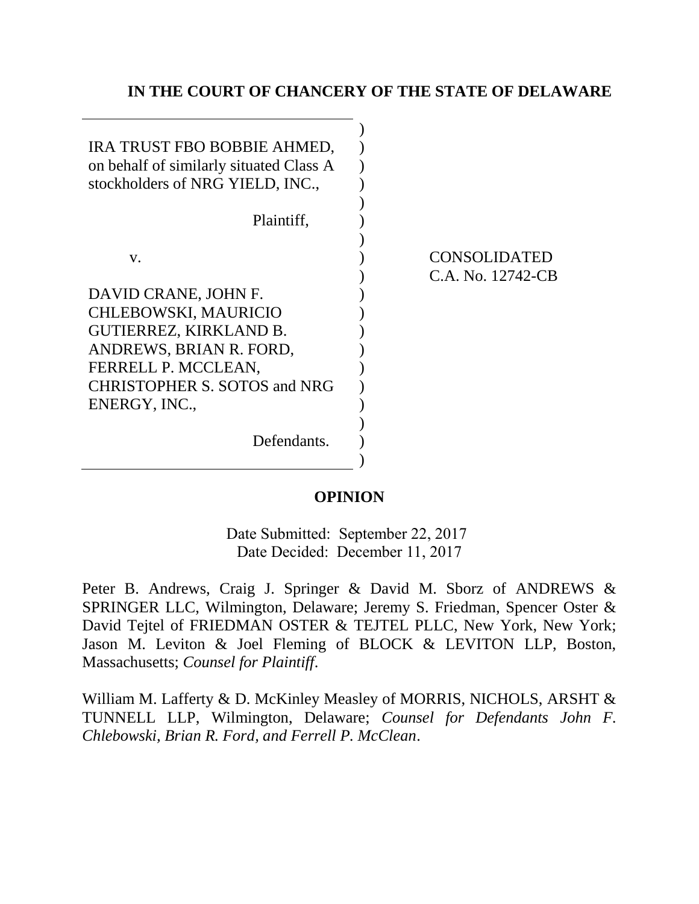# IN THE COURT OF CHANCERY OF THE STATE OF DELAWARE

IRA TRUST FBO BOBBIE AHMED, on behalf of similarly situated Class A stockholders of NRG YIELD, INC.,

Plaintiff,

v.

DAVID CRANE, JOHN F. CHLEBOWSKI, MAURICIO GUTIERREZ, KIRKLAND B. ANDREWS, BRIAN R. FORD, FERRELL P. MCCLEAN, CHRISTOPHER S. SOTOS and NRG ENERGY, INC.,

Defendants.

CONSOLIDATED
C.A. No. 12742-CB

## OPINION

Date Submitted: September 22, 2017
Date Decided: December 11, 2017

Peter B. Andrews, Craig J. Springer & David M. Sborz of ANDREWS & SPRINGER LLC, Wilmington, Delaware; Jeremy S. Friedman, Spencer Oster & David Tejtel of FRIEDMAN OSTER & TEJTEL PLLC, New York, New York; Jason M. Leviton & Joel Fleming of BLOCK & LEVITON LLP, Boston, Massachusetts; *Counsel for Plaintiff*.

William M. Lafferty & D. McKinley Measley of MORRIS, NICHOLS, ARSHT & TUNNELL LLP, Wilmington, Delaware; *Counsel for Defendants John F. Chlebowski, Brian R. Ford, and Ferrell P. McClean*.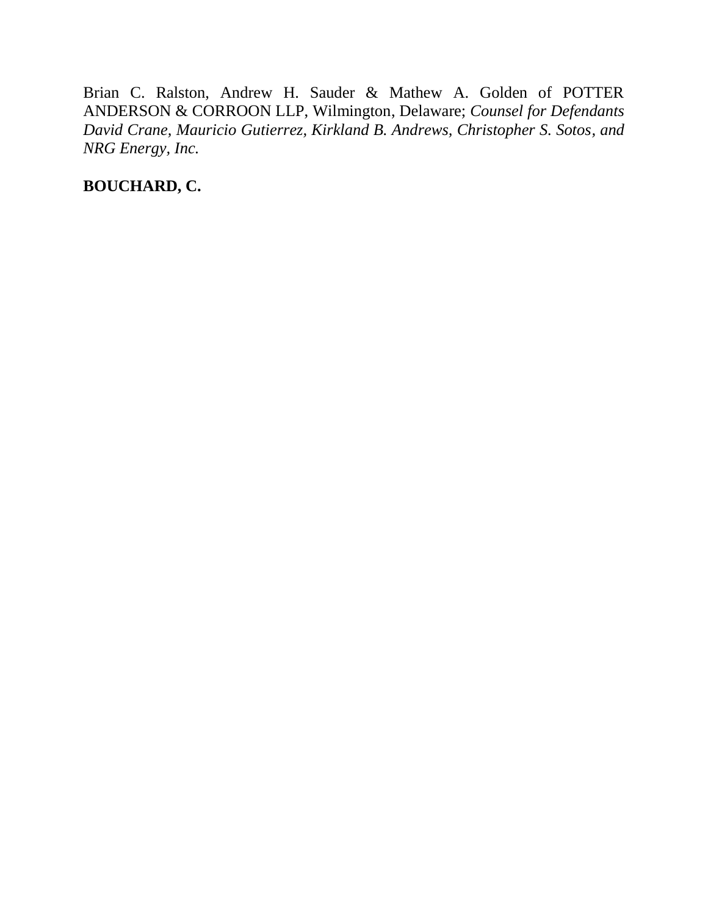Brian C. Ralston, Andrew H. Sauder & Mathew A. Golden of POTTER ANDERSON & CORROON LLP, Wilmington, Delaware; *Counsel for Defendants David Crane, Mauricio Gutierrez, Kirkland B. Andrews, Christopher S. Sotos, and NRG Energy, Inc.*

**BOUCHARD, C.**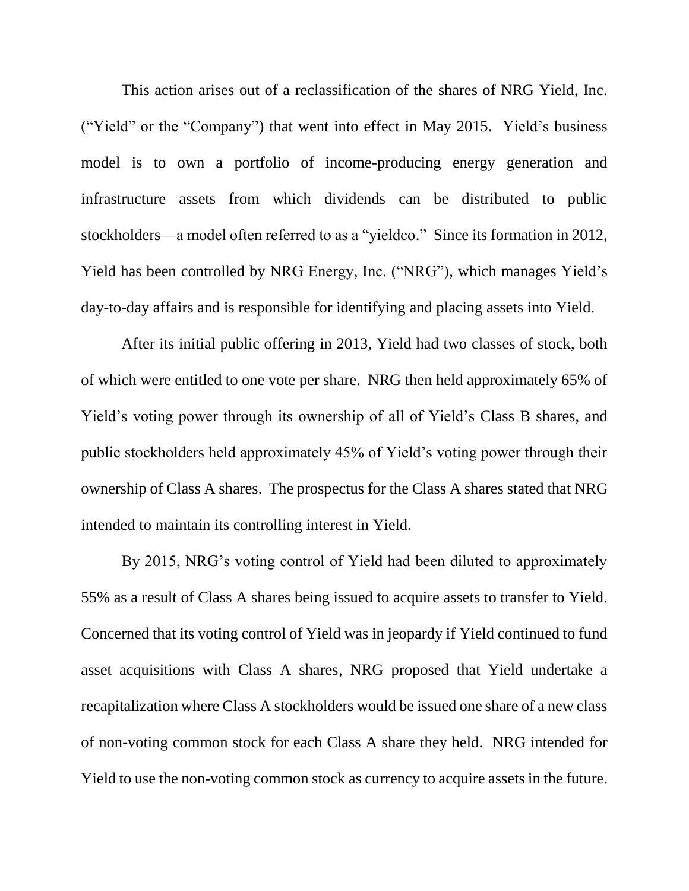This action arises out of a reclassification of the shares of NRG Yield, Inc. ("Yield" or the "Company") that went into effect in May 2015. Yield's business model is to own a portfolio of income-producing energy generation and infrastructure assets from which dividends can be distributed to public stockholders—a model often referred to as a "yieldco." Since its formation in 2012, Yield has been controlled by NRG Energy, Inc. ("NRG"), which manages Yield's day-to-day affairs and is responsible for identifying and placing assets into Yield.

After its initial public offering in 2013, Yield had two classes of stock, both of which were entitled to one vote per share. NRG then held approximately 65% of Yield's voting power through its ownership of all of Yield's Class B shares, and public stockholders held approximately 45% of Yield's voting power through their ownership of Class A shares. The prospectus for the Class A shares stated that NRG intended to maintain its controlling interest in Yield.

By 2015, NRG's voting control of Yield had been diluted to approximately 55% as a result of Class A shares being issued to acquire assets to transfer to Yield. Concerned that its voting control of Yield was in jeopardy if Yield continued to fund asset acquisitions with Class A shares, NRG proposed that Yield undertake a recapitalization where Class A stockholders would be issued one share of a new class of non-voting common stock for each Class A share they held. NRG intended for Yield to use the non-voting common stock as currency to acquire assets in the future.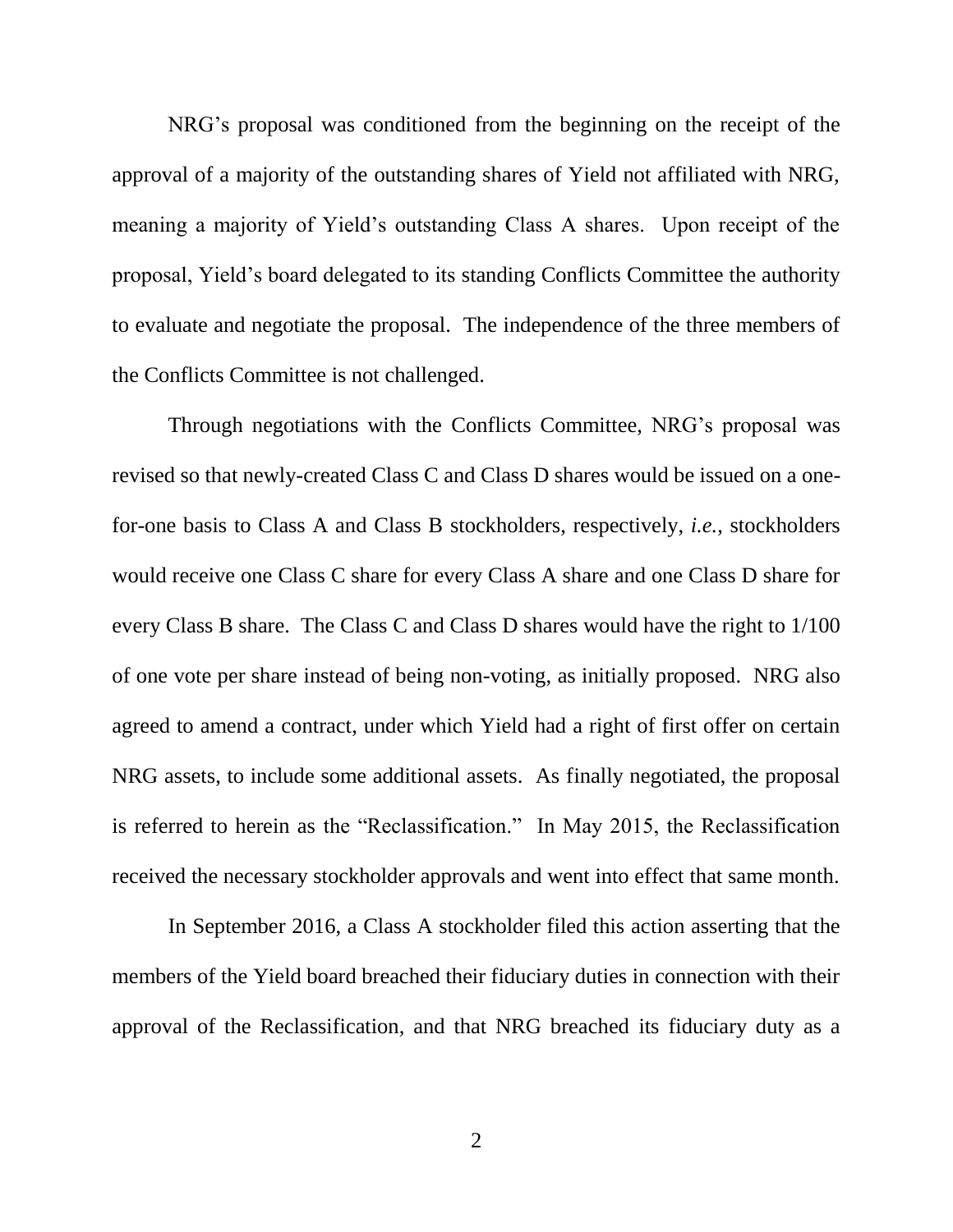NRG's proposal was conditioned from the beginning on the receipt of the approval of a majority of the outstanding shares of Yield not affiliated with NRG, meaning a majority of Yield's outstanding Class A shares. Upon receipt of the proposal, Yield's board delegated to its standing Conflicts Committee the authority to evaluate and negotiate the proposal. The independence of the three members of the Conflicts Committee is not challenged.

Through negotiations with the Conflicts Committee, NRG's proposal was revised so that newly-created Class C and Class D shares would be issued on a one-for-one basis to Class A and Class B stockholders, respectively, *i.e.*, stockholders would receive one Class C share for every Class A share and one Class D share for every Class B share. The Class C and Class D shares would have the right to 1/100 of one vote per share instead of being non-voting, as initially proposed. NRG also agreed to amend a contract, under which Yield had a right of first offer on certain NRG assets, to include some additional assets. As finally negotiated, the proposal is referred to herein as the "Reclassification." In May 2015, the Reclassification received the necessary stockholder approvals and went into effect that same month.

In September 2016, a Class A stockholder filed this action asserting that the members of the Yield board breached their fiduciary duties in connection with their approval of the Reclassification, and that NRG breached its fiduciary duty as a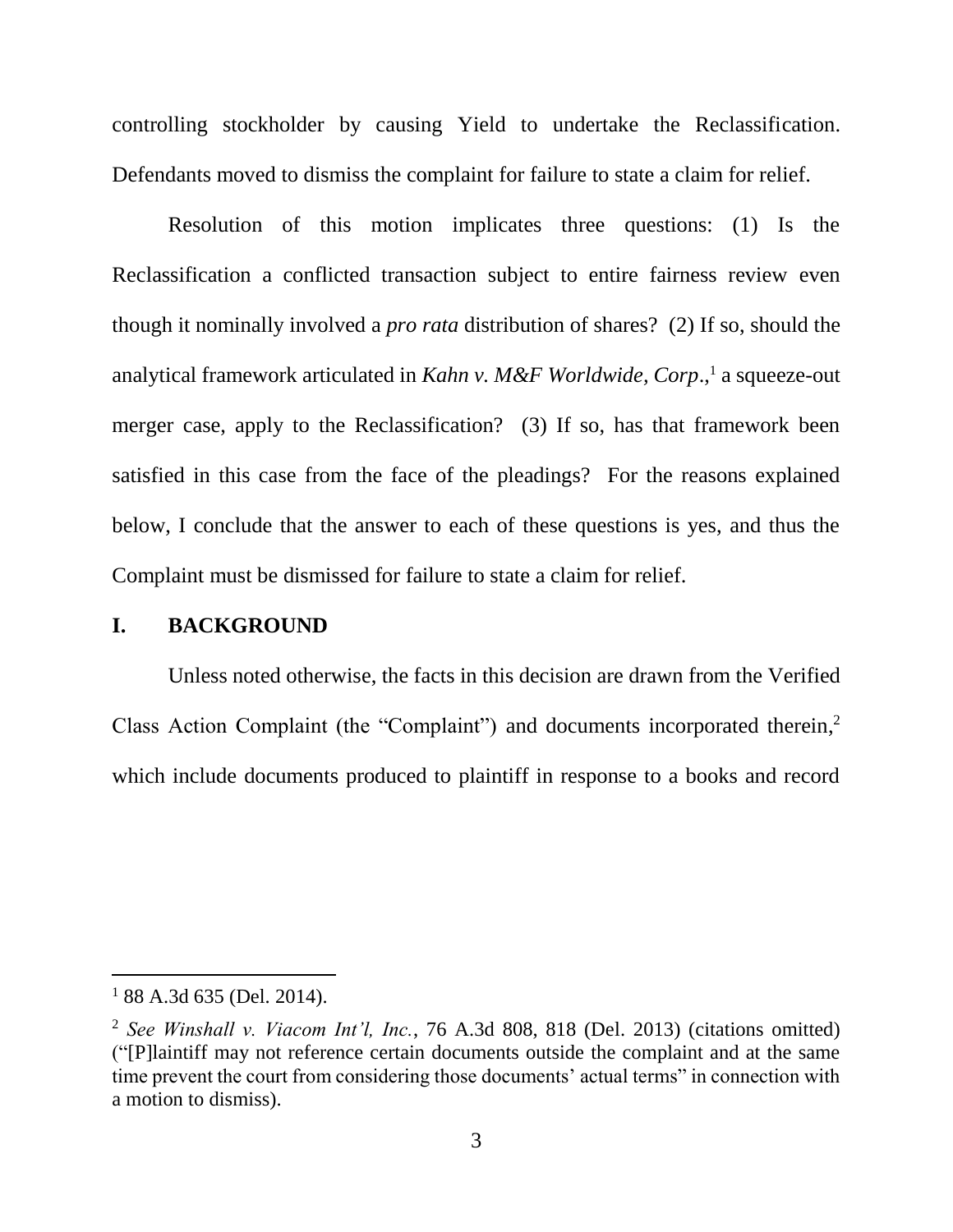controlling stockholder by causing Yield to undertake the Reclassification. Defendants moved to dismiss the complaint for failure to state a claim for relief.

Resolution of this motion implicates three questions: (1) Is the Reclassification a conflicted transaction subject to entire fairness review even though it nominally involved a *pro rata* distribution of shares? (2) If so, should the analytical framework articulated in *Kahn v. M&F Worldwide, Corp*.,[1] a squeeze-out merger case, apply to the Reclassification? (3) If so, has that framework been satisfied in this case from the face of the pleadings? For the reasons explained below, I conclude that the answer to each of these questions is yes, and thus the Complaint must be dismissed for failure to state a claim for relief.

## I. BACKGROUND

Unless noted otherwise, the facts in this decision are drawn from the Verified Class Action Complaint (the "Complaint") and documents incorporated therein,[2] which include documents produced to plaintiff in response to a books and record

---

[1] 88 A.3d 635 (Del. 2014).

[2] *See Winshall v. Viacom Int'l, Inc.*, 76 A.3d 808, 818 (Del. 2013) (citations omitted) ("[P]laintiff may not reference certain documents outside the complaint and at the same time prevent the court from considering those documents' actual terms" in connection with a motion to dismiss).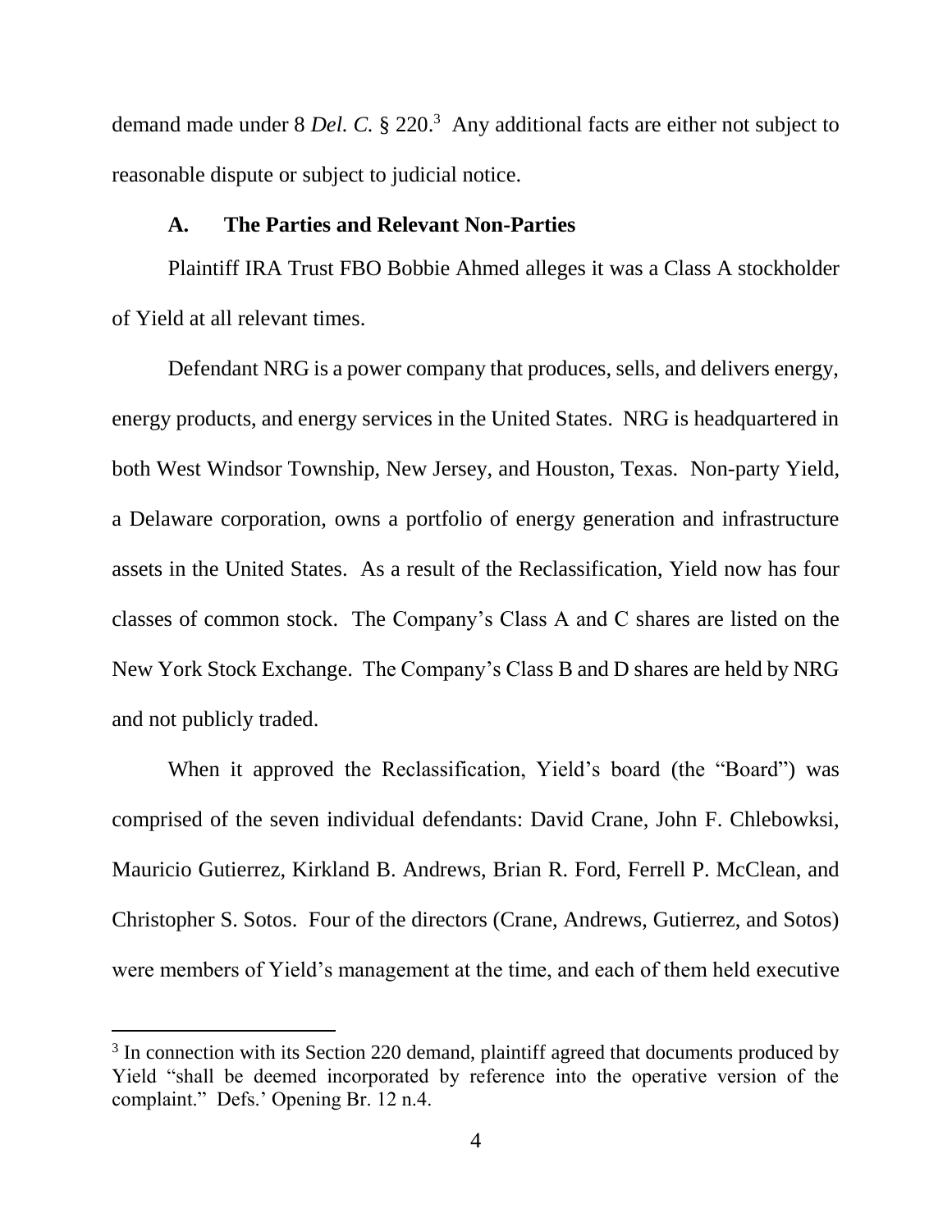demand made under 8 *Del. C.* § 220.[3] Any additional facts are either not subject to reasonable dispute or subject to judicial notice.

### A. The Parties and Relevant Non-Parties

Plaintiff IRA Trust FBO Bobbie Ahmed alleges it was a Class A stockholder of Yield at all relevant times.

Defendant NRG is a power company that produces, sells, and delivers energy, energy products, and energy services in the United States. NRG is headquartered in both West Windsor Township, New Jersey, and Houston, Texas. Non-party Yield, a Delaware corporation, owns a portfolio of energy generation and infrastructure assets in the United States. As a result of the Reclassification, Yield now has four classes of common stock. The Company's Class A and C shares are listed on the New York Stock Exchange. The Company's Class B and D shares are held by NRG and not publicly traded.

When it approved the Reclassification, Yield's board (the "Board") was comprised of the seven individual defendants: David Crane, John F. Chlebowksi, Mauricio Gutierrez, Kirkland B. Andrews, Brian R. Ford, Ferrell P. McClean, and Christopher S. Sotos. Four of the directors (Crane, Andrews, Gutierrez, and Sotos) were members of Yield's management at the time, and each of them held executive

---

[3] In connection with its Section 220 demand, plaintiff agreed that documents produced by Yield "shall be deemed incorporated by reference into the operative version of the complaint." Defs.' Opening Br. 12 n.4.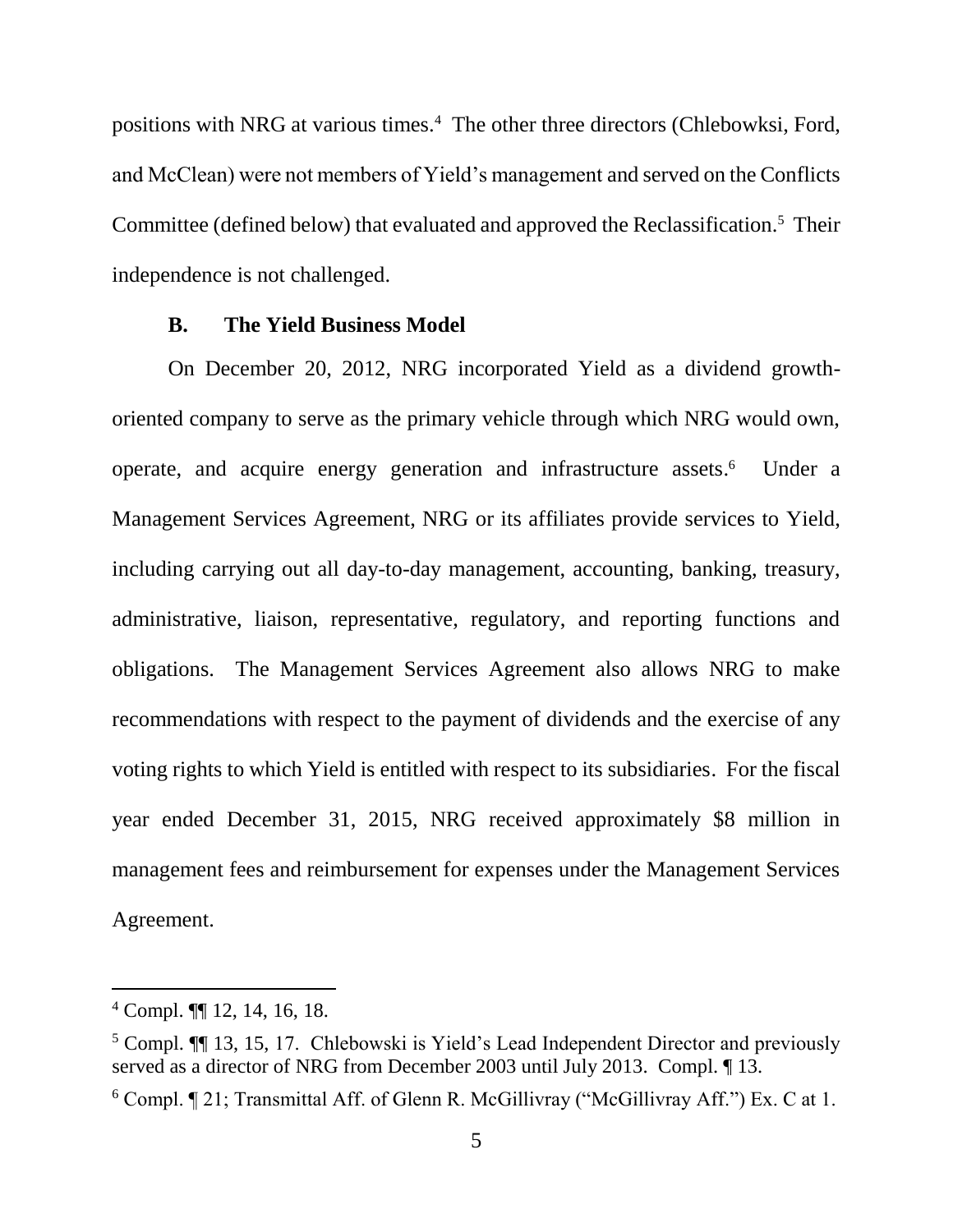positions with NRG at various times.[4] The other three directors (Chlebowksi, Ford, and McClean) were not members of Yield's management and served on the Conflicts Committee (defined below) that evaluated and approved the Reclassification.[5] Their independence is not challenged.

### B. The Yield Business Model

On December 20, 2012, NRG incorporated Yield as a dividend growth-oriented company to serve as the primary vehicle through which NRG would own, operate, and acquire energy generation and infrastructure assets.[6] Under a Management Services Agreement, NRG or its affiliates provide services to Yield, including carrying out all day-to-day management, accounting, banking, treasury, administrative, liaison, representative, regulatory, and reporting functions and obligations. The Management Services Agreement also allows NRG to make recommendations with respect to the payment of dividends and the exercise of any voting rights to which Yield is entitled with respect to its subsidiaries. For the fiscal year ended December 31, 2015, NRG received approximately $8 million in management fees and reimbursement for expenses under the Management Services Agreement.

---

[4] Compl. ¶¶ 12, 14, 16, 18.

[5] Compl. ¶¶ 13, 15, 17. Chlebowski is Yield's Lead Independent Director and previously served as a director of NRG from December 2003 until July 2013. Compl. ¶ 13.

[6] Compl. ¶ 21; Transmittal Aff. of Glenn R. McGillivray ("McGillivray Aff.") Ex. C at 1.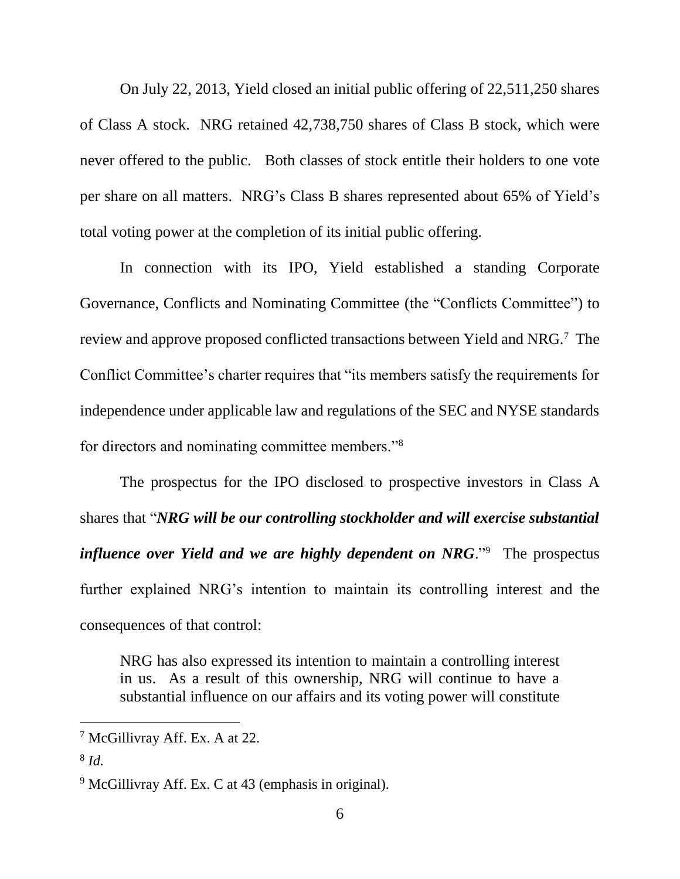On July 22, 2013, Yield closed an initial public offering of 22,511,250 shares of Class A stock. NRG retained 42,738,750 shares of Class B stock, which were never offered to the public. Both classes of stock entitle their holders to one vote per share on all matters. NRG's Class B shares represented about 65% of Yield's total voting power at the completion of its initial public offering.

In connection with its IPO, Yield established a standing Corporate Governance, Conflicts and Nominating Committee (the "Conflicts Committee") to review and approve proposed conflicted transactions between Yield and NRG.[7] The Conflict Committee's charter requires that "its members satisfy the requirements for independence under applicable law and regulations of the SEC and NYSE standards for directors and nominating committee members."[8]

The prospectus for the IPO disclosed to prospective investors in Class A shares that "***NRG will be our controlling stockholder and will exercise substantial influence over Yield and we are highly dependent on NRG***."[9] The prospectus further explained NRG's intention to maintain its controlling interest and the consequences of that control:

> NRG has also expressed its intention to maintain a controlling interest in us. As a result of this ownership, NRG will continue to have a substantial influence on our affairs and its voting power will constitute

---

[7] McGillivray Aff. Ex. A at 22.

[8] *Id.*

[9] McGillivray Aff. Ex. C at 43 (emphasis in original).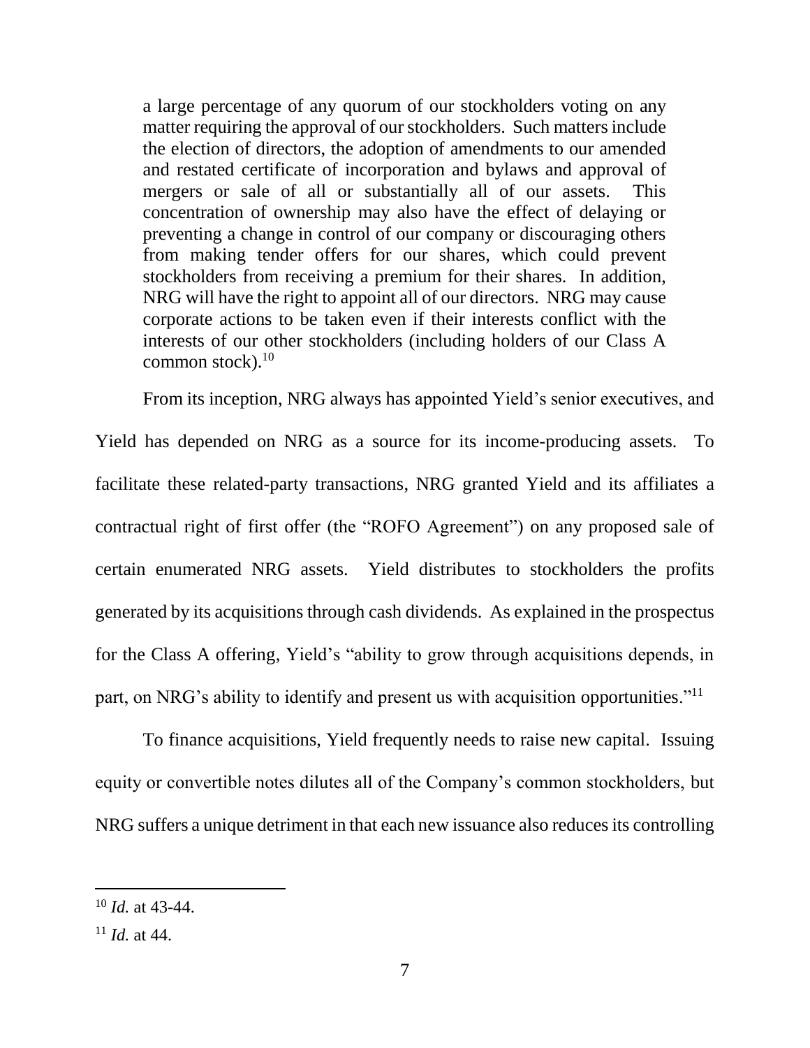> a large percentage of any quorum of our stockholders voting on any matter requiring the approval of our stockholders. Such matters include the election of directors, the adoption of amendments to our amended and restated certificate of incorporation and bylaws and approval of mergers or sale of all or substantially all of our assets. This concentration of ownership may also have the effect of delaying or preventing a change in control of our company or discouraging others from making tender offers for our shares, which could prevent stockholders from receiving a premium for their shares. In addition, NRG will have the right to appoint all of our directors. NRG may cause corporate actions to be taken even if their interests conflict with the interests of our other stockholders (including holders of our Class A common stock).[10]

From its inception, NRG always has appointed Yield's senior executives, and Yield has depended on NRG as a source for its income-producing assets. To facilitate these related-party transactions, NRG granted Yield and its affiliates a contractual right of first offer (the "ROFO Agreement") on any proposed sale of certain enumerated NRG assets. Yield distributes to stockholders the profits generated by its acquisitions through cash dividends. As explained in the prospectus for the Class A offering, Yield's "ability to grow through acquisitions depends, in part, on NRG's ability to identify and present us with acquisition opportunities."[11]

To finance acquisitions, Yield frequently needs to raise new capital. Issuing equity or convertible notes dilutes all of the Company's common stockholders, but NRG suffers a unique detriment in that each new issuance also reduces its controlling

---

[10] *Id.* at 43-44.

[11] *Id.* at 44.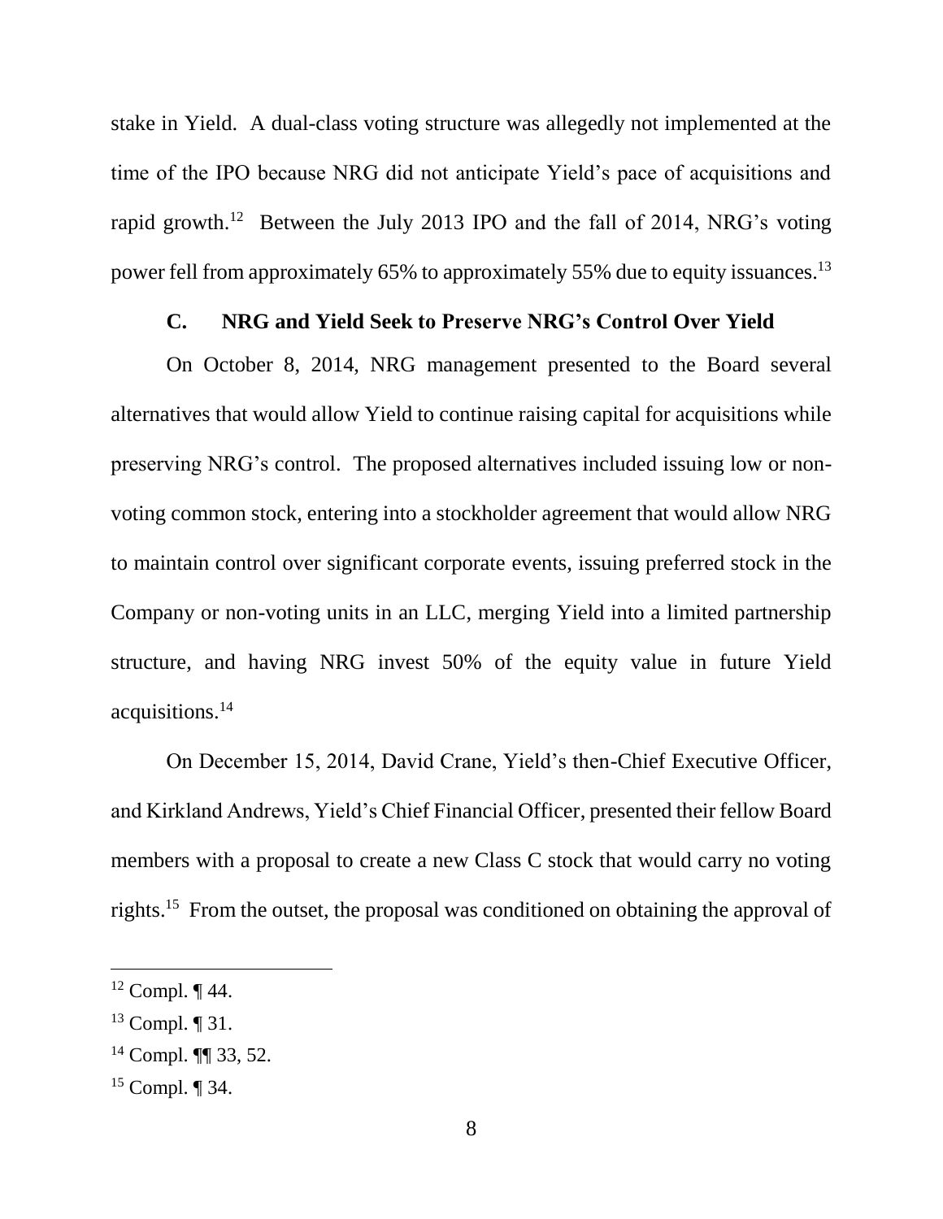stake in Yield. A dual-class voting structure was allegedly not implemented at the time of the IPO because NRG did not anticipate Yield's pace of acquisitions and rapid growth.[12] Between the July 2013 IPO and the fall of 2014, NRG's voting power fell from approximately 65% to approximately 55% due to equity issuances.[13]

### C. NRG and Yield Seek to Preserve NRG's Control Over Yield

On October 8, 2014, NRG management presented to the Board several alternatives that would allow Yield to continue raising capital for acquisitions while preserving NRG's control. The proposed alternatives included issuing low or non-voting common stock, entering into a stockholder agreement that would allow NRG to maintain control over significant corporate events, issuing preferred stock in the Company or non-voting units in an LLC, merging Yield into a limited partnership structure, and having NRG invest 50% of the equity value in future Yield acquisitions.[14]

On December 15, 2014, David Crane, Yield's then-Chief Executive Officer, and Kirkland Andrews, Yield's Chief Financial Officer, presented their fellow Board members with a proposal to create a new Class C stock that would carry no voting rights.[15] From the outset, the proposal was conditioned on obtaining the approval of

---

[12] Compl. ¶ 44.

[13] Compl. ¶ 31.

[14] Compl. ¶¶ 33, 52.

[15] Compl. ¶ 34.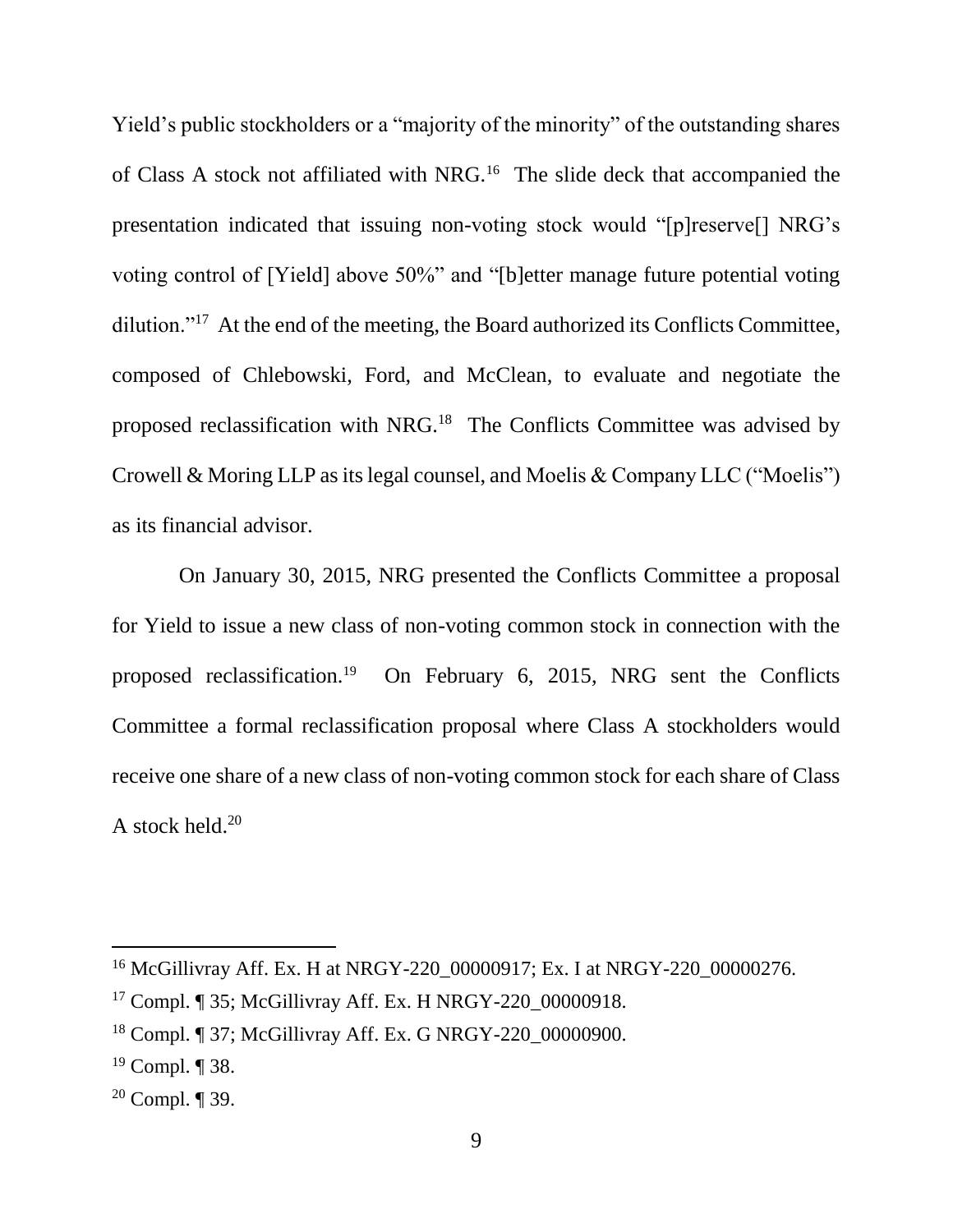Yield's public stockholders or a "majority of the minority" of the outstanding shares of Class A stock not affiliated with NRG.[16] The slide deck that accompanied the presentation indicated that issuing non-voting stock would "[p]reserve[] NRG's voting control of [Yield] above 50%" and "[b]etter manage future potential voting dilution."[17] At the end of the meeting, the Board authorized its Conflicts Committee, composed of Chlebowski, Ford, and McClean, to evaluate and negotiate the proposed reclassification with NRG.[18] The Conflicts Committee was advised by Crowell & Moring LLP as its legal counsel, and Moelis & Company LLC ("Moelis") as its financial advisor.

On January 30, 2015, NRG presented the Conflicts Committee a proposal for Yield to issue a new class of non-voting common stock in connection with the proposed reclassification.[19] On February 6, 2015, NRG sent the Conflicts Committee a formal reclassification proposal where Class A stockholders would receive one share of a new class of non-voting common stock for each share of Class A stock held.[20]

---

[16] McGillivray Aff. Ex. H at NRGY-220_00000917; Ex. I at NRGY-220_00000276.

[17] Compl. ¶ 35; McGillivray Aff. Ex. H NRGY-220_00000918.

[18] Compl. ¶ 37; McGillivray Aff. Ex. G NRGY-220_00000900.

[19] Compl. ¶ 38.

[20] Compl. ¶ 39.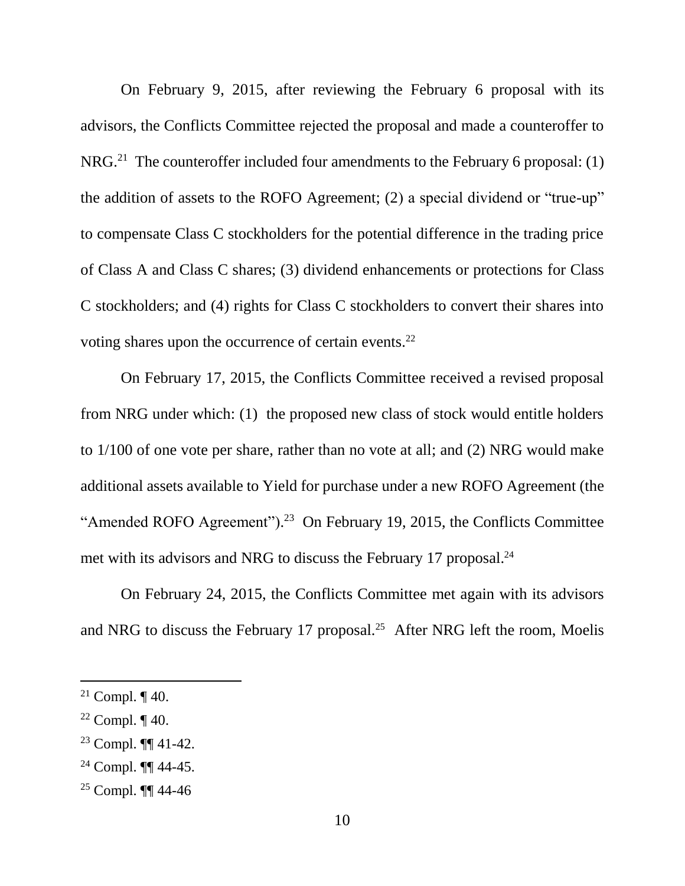On February 9, 2015, after reviewing the February 6 proposal with its advisors, the Conflicts Committee rejected the proposal and made a counteroffer to NRG.[21] The counteroffer included four amendments to the February 6 proposal: (1) the addition of assets to the ROFO Agreement; (2) a special dividend or "true-up" to compensate Class C stockholders for the potential difference in the trading price of Class A and Class C shares; (3) dividend enhancements or protections for Class C stockholders; and (4) rights for Class C stockholders to convert their shares into voting shares upon the occurrence of certain events.[22]

On February 17, 2015, the Conflicts Committee received a revised proposal from NRG under which: (1) the proposed new class of stock would entitle holders to 1/100 of one vote per share, rather than no vote at all; and (2) NRG would make additional assets available to Yield for purchase under a new ROFO Agreement (the "Amended ROFO Agreement").[23] On February 19, 2015, the Conflicts Committee met with its advisors and NRG to discuss the February 17 proposal.[24]

On February 24, 2015, the Conflicts Committee met again with its advisors and NRG to discuss the February 17 proposal.[25] After NRG left the room, Moelis

---

[21] Compl. ¶ 40.

[22] Compl. ¶ 40.

[23] Compl. ¶¶ 41-42.

[24] Compl. ¶¶ 44-45.

[25] Compl. ¶¶ 44-46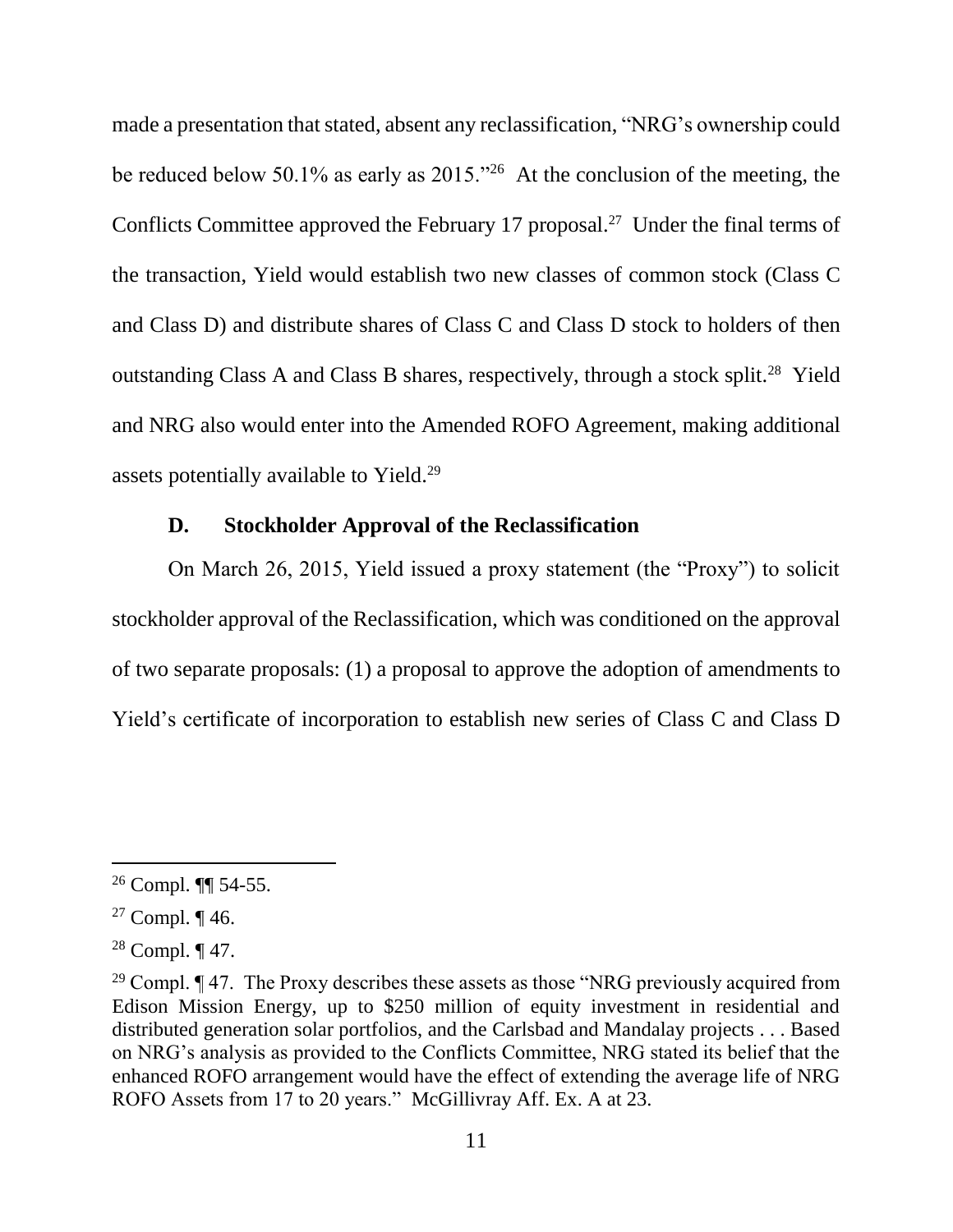made a presentation that stated, absent any reclassification, "NRG's ownership could be reduced below 50.1% as early as 2015."[26] At the conclusion of the meeting, the Conflicts Committee approved the February 17 proposal.[27] Under the final terms of the transaction, Yield would establish two new classes of common stock (Class C and Class D) and distribute shares of Class C and Class D stock to holders of then outstanding Class A and Class B shares, respectively, through a stock split.[28] Yield and NRG also would enter into the Amended ROFO Agreement, making additional assets potentially available to Yield.[29]

### D. Stockholder Approval of the Reclassification

On March 26, 2015, Yield issued a proxy statement (the "Proxy") to solicit stockholder approval of the Reclassification, which was conditioned on the approval of two separate proposals: (1) a proposal to approve the adoption of amendments to Yield's certificate of incorporation to establish new series of Class C and Class D

---

[26] Compl. ¶¶ 54-55.

[27] Compl. ¶ 46.

[28] Compl. ¶ 47.

[29] Compl. ¶ 47. The Proxy describes these assets as those "NRG previously acquired from Edison Mission Energy, up to $250 million of equity investment in residential and distributed generation solar portfolios, and the Carlsbad and Mandalay projects . . . Based on NRG's analysis as provided to the Conflicts Committee, NRG stated its belief that the enhanced ROFO arrangement would have the effect of extending the average life of NRG ROFO Assets from 17 to 20 years." McGillivray Aff. Ex. A at 23.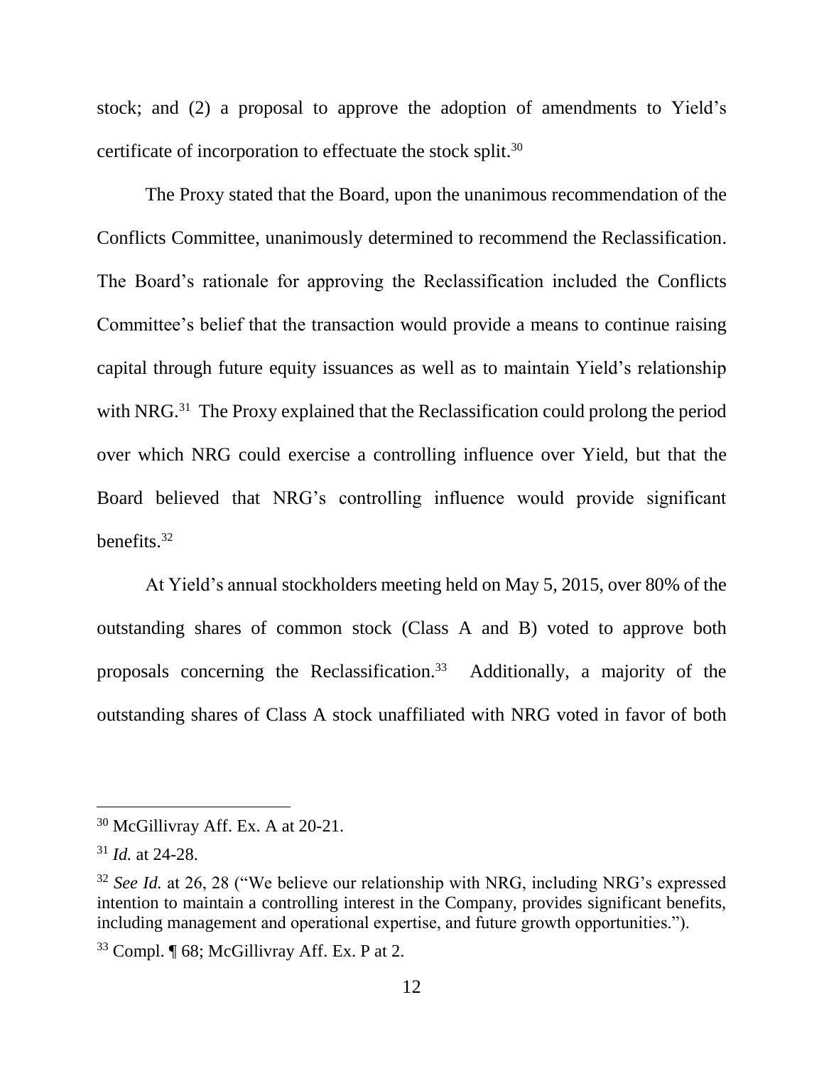stock; and (2) a proposal to approve the adoption of amendments to Yield's certificate of incorporation to effectuate the stock split.[30]

The Proxy stated that the Board, upon the unanimous recommendation of the Conflicts Committee, unanimously determined to recommend the Reclassification. The Board's rationale for approving the Reclassification included the Conflicts Committee's belief that the transaction would provide a means to continue raising capital through future equity issuances as well as to maintain Yield's relationship with NRG.[31] The Proxy explained that the Reclassification could prolong the period over which NRG could exercise a controlling influence over Yield, but that the Board believed that NRG's controlling influence would provide significant benefits.[32]

At Yield's annual stockholders meeting held on May 5, 2015, over 80% of the outstanding shares of common stock (Class A and B) voted to approve both proposals concerning the Reclassification.[33] Additionally, a majority of the outstanding shares of Class A stock unaffiliated with NRG voted in favor of both

---

[30] McGillivray Aff. Ex. A at 20-21.

[31] *Id.* at 24-28.

[32] *See Id.* at 26, 28 ("We believe our relationship with NRG, including NRG's expressed intention to maintain a controlling interest in the Company, provides significant benefits, including management and operational expertise, and future growth opportunities.").

[33] Compl. ¶ 68; McGillivray Aff. Ex. P at 2.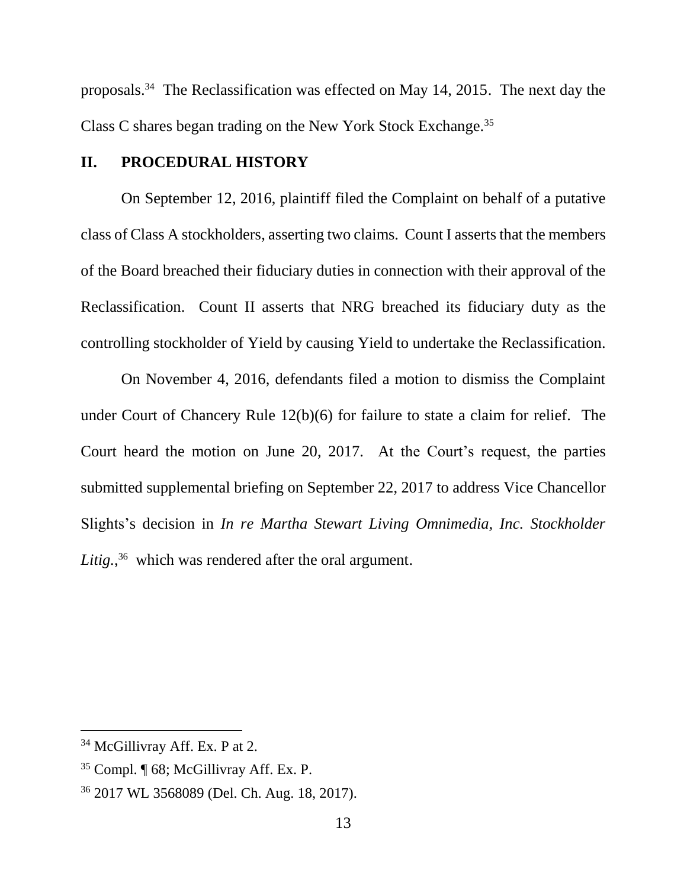proposals.[34] The Reclassification was effected on May 14, 2015. The next day the Class C shares began trading on the New York Stock Exchange.[35]

## II. PROCEDURAL HISTORY

On September 12, 2016, plaintiff filed the Complaint on behalf of a putative class of Class A stockholders, asserting two claims. Count I asserts that the members of the Board breached their fiduciary duties in connection with their approval of the Reclassification. Count II asserts that NRG breached its fiduciary duty as the controlling stockholder of Yield by causing Yield to undertake the Reclassification.

On November 4, 2016, defendants filed a motion to dismiss the Complaint under Court of Chancery Rule 12(b)(6) for failure to state a claim for relief. The Court heard the motion on June 20, 2017. At the Court's request, the parties submitted supplemental briefing on September 22, 2017 to address Vice Chancellor Slights's decision in *In re Martha Stewart Living Omnimedia, Inc. Stockholder Litig.*,[36] which was rendered after the oral argument.

---

[34] McGillivray Aff. Ex. P at 2.

[35] Compl. ¶ 68; McGillivray Aff. Ex. P.

[36] 2017 WL 3568089 (Del. Ch. Aug. 18, 2017).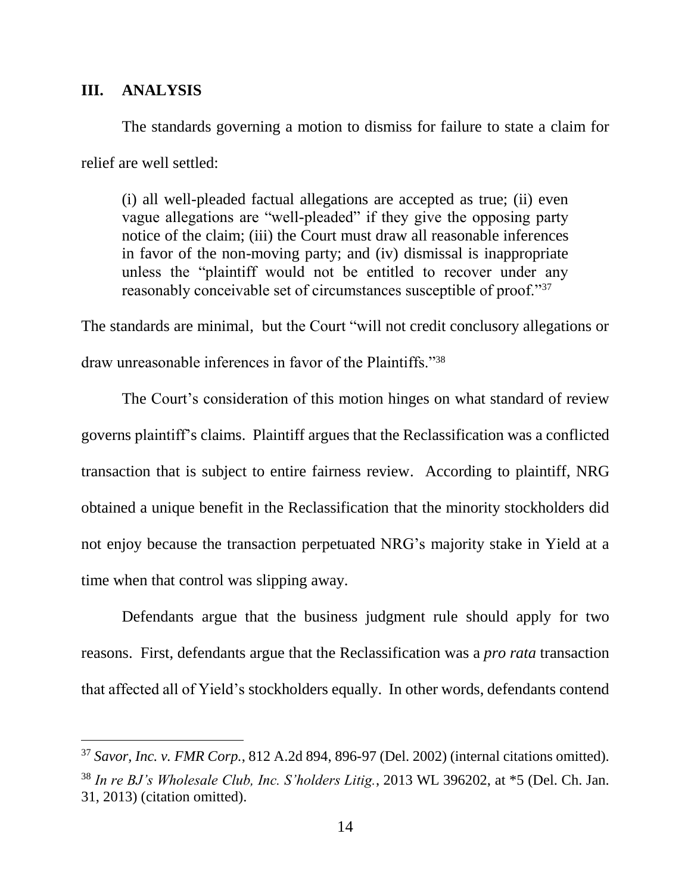## III. ANALYSIS

The standards governing a motion to dismiss for failure to state a claim for relief are well settled:

> (i) all well-pleaded factual allegations are accepted as true; (ii) even vague allegations are "well-pleaded" if they give the opposing party notice of the claim; (iii) the Court must draw all reasonable inferences in favor of the non-moving party; and (iv) dismissal is inappropriate unless the "plaintiff would not be entitled to recover under any reasonably conceivable set of circumstances susceptible of proof."[37]

The standards are minimal, but the Court "will not credit conclusory allegations or draw unreasonable inferences in favor of the Plaintiffs."[38]

The Court's consideration of this motion hinges on what standard of review governs plaintiff's claims. Plaintiff argues that the Reclassification was a conflicted transaction that is subject to entire fairness review. According to plaintiff, NRG obtained a unique benefit in the Reclassification that the minority stockholders did not enjoy because the transaction perpetuated NRG's majority stake in Yield at a time when that control was slipping away.

Defendants argue that the business judgment rule should apply for two reasons. First, defendants argue that the Reclassification was a *pro rata* transaction that affected all of Yield's stockholders equally. In other words, defendants contend

---

[37] *Savor, Inc. v. FMR Corp.*, 812 A.2d 894, 896-97 (Del. 2002) (internal citations omitted).

[38] *In re BJ's Wholesale Club, Inc. S'holders Litig.*, 2013 WL 396202, at *5 (Del. Ch. Jan. 31, 2013) (citation omitted).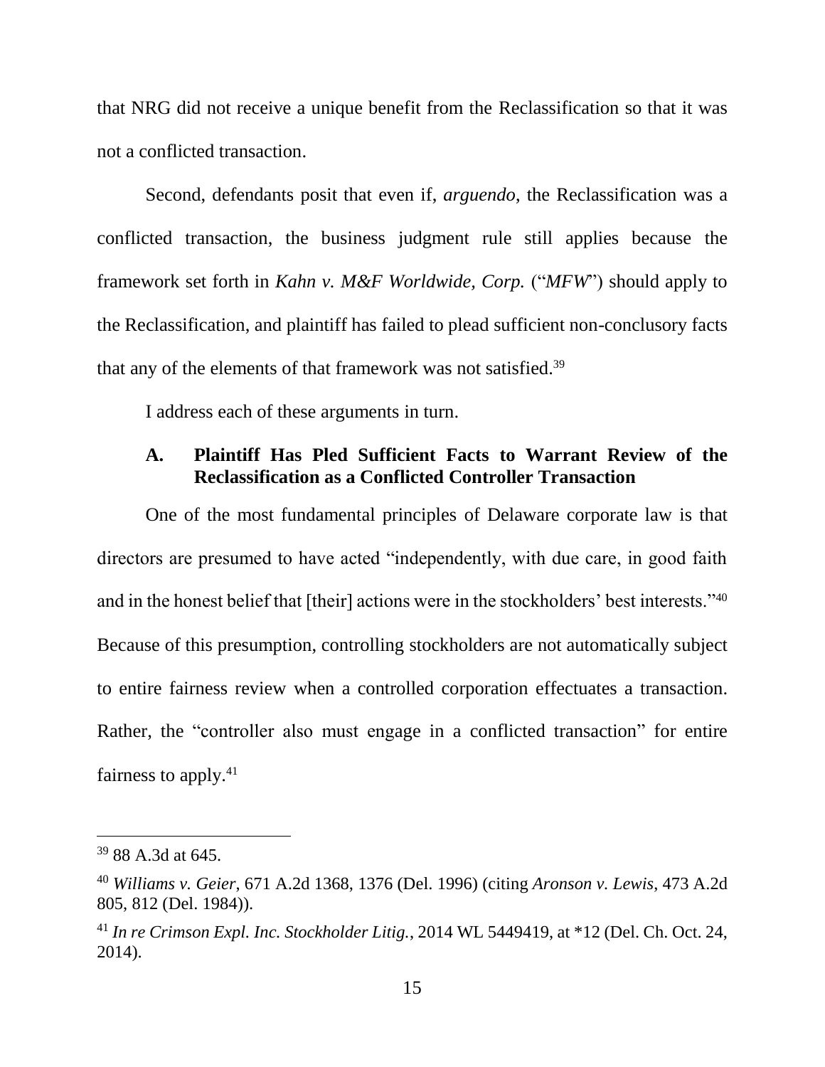that NRG did not receive a unique benefit from the Reclassification so that it was not a conflicted transaction.

Second, defendants posit that even if, *arguendo*, the Reclassification was a conflicted transaction, the business judgment rule still applies because the framework set forth in *Kahn v. M&F Worldwide, Corp.* ("*MFW*") should apply to the Reclassification, and plaintiff has failed to plead sufficient non-conclusory facts that any of the elements of that framework was not satisfied.[39]

I address each of these arguments in turn.

### A. Plaintiff Has Pled Sufficient Facts to Warrant Review of the Reclassification as a Conflicted Controller Transaction

One of the most fundamental principles of Delaware corporate law is that directors are presumed to have acted "independently, with due care, in good faith and in the honest belief that [their] actions were in the stockholders' best interests."[40] Because of this presumption, controlling stockholders are not automatically subject to entire fairness review when a controlled corporation effectuates a transaction. Rather, the "controller also must engage in a conflicted transaction" for entire fairness to apply.[41]

---

[39] 88 A.3d at 645.

[40] *Williams v. Geier*, 671 A.2d 1368, 1376 (Del. 1996) (citing *Aronson v. Lewis*, 473 A.2d 805, 812 (Del. 1984)).

[41] *In re Crimson Expl. Inc. Stockholder Litig.*, 2014 WL 5449419, at *12 (Del. Ch. Oct. 24, 2014).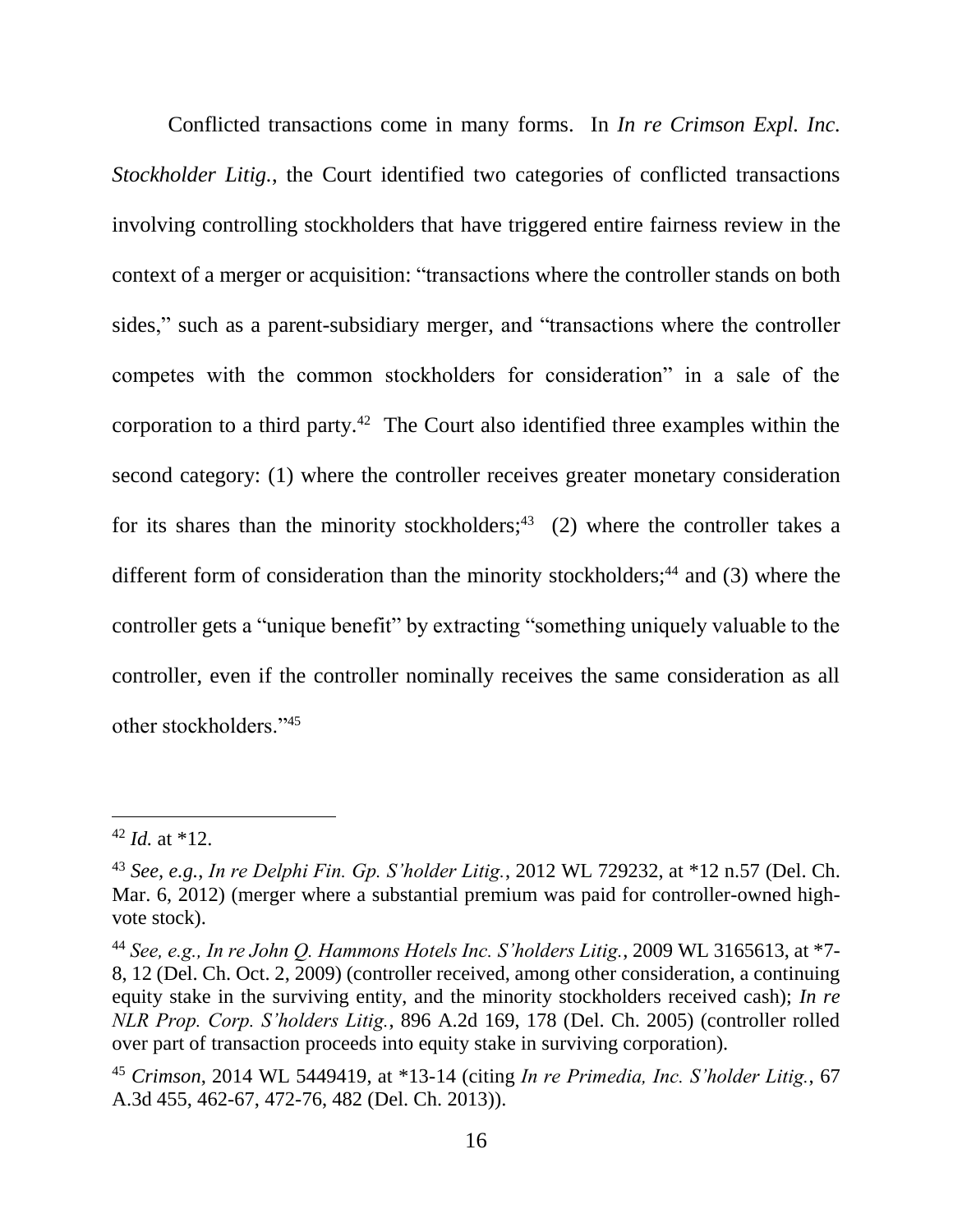Conflicted transactions come in many forms. In *In re Crimson Expl. Inc. Stockholder Litig.*, the Court identified two categories of conflicted transactions involving controlling stockholders that have triggered entire fairness review in the context of a merger or acquisition: "transactions where the controller stands on both sides," such as a parent-subsidiary merger, and "transactions where the controller competes with the common stockholders for consideration" in a sale of the corporation to a third party.[42] The Court also identified three examples within the second category: (1) where the controller receives greater monetary consideration for its shares than the minority stockholders;[43] (2) where the controller takes a different form of consideration than the minority stockholders;[44] and (3) where the controller gets a "unique benefit" by extracting "something uniquely valuable to the controller, even if the controller nominally receives the same consideration as all other stockholders."[45]

---

[42] *Id.* at *12.

[43] *See, e.g.*, *In re Delphi Fin. Gp. S'holder Litig.*, 2012 WL 729232, at *12 n.57 (Del. Ch. Mar. 6, 2012) (merger where a substantial premium was paid for controller-owned high-vote stock).

[44] *See, e.g., In re John Q. Hammons Hotels Inc. S'holders Litig.*, 2009 WL 3165613, at *7-8, 12 (Del. Ch. Oct. 2, 2009) (controller received, among other consideration, a continuing equity stake in the surviving entity, and the minority stockholders received cash); *In re NLR Prop. Corp. S'holders Litig.*, 896 A.2d 169, 178 (Del. Ch. 2005) (controller rolled over part of transaction proceeds into equity stake in surviving corporation).

[45] *Crimson*, 2014 WL 5449419, at *13-14 (citing *In re Primedia, Inc. S'holder Litig.*, 67 A.3d 455, 462-67, 472-76, 482 (Del. Ch. 2013)).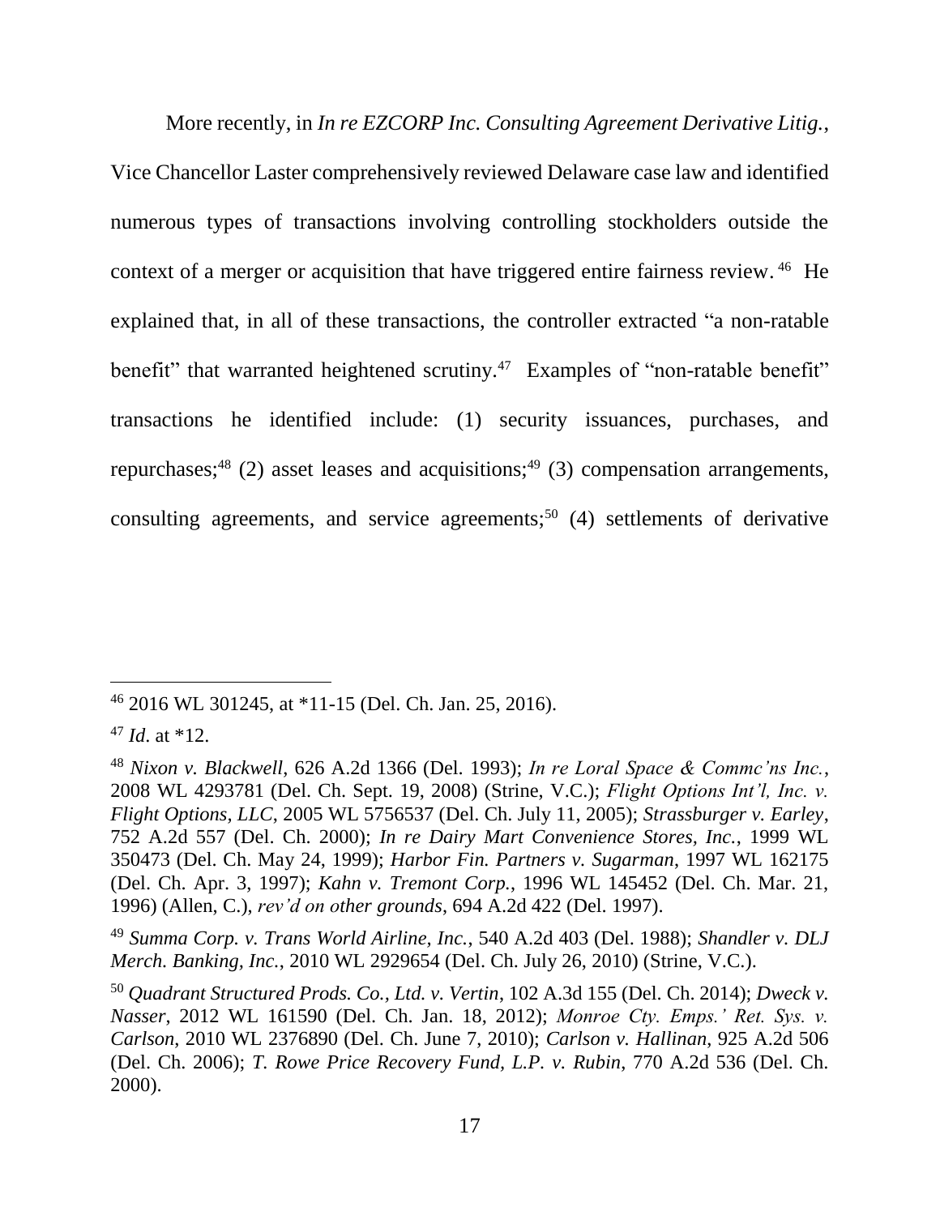More recently, in *In re EZCORP Inc. Consulting Agreement Derivative Litig.*, Vice Chancellor Laster comprehensively reviewed Delaware case law and identified numerous types of transactions involving controlling stockholders outside the context of a merger or acquisition that have triggered entire fairness review.[46] He explained that, in all of these transactions, the controller extracted "a non-ratable benefit" that warranted heightened scrutiny.[47] Examples of "non-ratable benefit" transactions he identified include: (1) security issuances, purchases, and repurchases;[48] (2) asset leases and acquisitions;[49] (3) compensation arrangements, consulting agreements, and service agreements;[50] (4) settlements of derivative

---

[46] 2016 WL 301245, at *11-15 (Del. Ch. Jan. 25, 2016).

[47] *Id*. at *12.

[48] *Nixon v. Blackwell*, 626 A.2d 1366 (Del. 1993); *In re Loral Space & Commc'ns Inc.*, 2008 WL 4293781 (Del. Ch. Sept. 19, 2008) (Strine, V.C.); *Flight Options Int'l, Inc. v. Flight Options, LLC*, 2005 WL 5756537 (Del. Ch. July 11, 2005); *Strassburger v. Earley*, 752 A.2d 557 (Del. Ch. 2000); *In re Dairy Mart Convenience Stores, Inc.*, 1999 WL 350473 (Del. Ch. May 24, 1999); *Harbor Fin. Partners v. Sugarman*, 1997 WL 162175 (Del. Ch. Apr. 3, 1997); *Kahn v. Tremont Corp.*, 1996 WL 145452 (Del. Ch. Mar. 21, 1996) (Allen, C.), *rev'd on other grounds*, 694 A.2d 422 (Del. 1997).

[49] *Summa Corp. v. Trans World Airline, Inc.*, 540 A.2d 403 (Del. 1988); *Shandler v. DLJ Merch. Banking, Inc.*, 2010 WL 2929654 (Del. Ch. July 26, 2010) (Strine, V.C.).

[50] *Quadrant Structured Prods. Co., Ltd. v. Vertin*, 102 A.3d 155 (Del. Ch. 2014); *Dweck v. Nasser*, 2012 WL 161590 (Del. Ch. Jan. 18, 2012); *Monroe Cty. Emps.' Ret. Sys. v. Carlson*, 2010 WL 2376890 (Del. Ch. June 7, 2010); *Carlson v. Hallinan*, 925 A.2d 506 (Del. Ch. 2006); *T. Rowe Price Recovery Fund, L.P. v. Rubin*, 770 A.2d 536 (Del. Ch. 2000).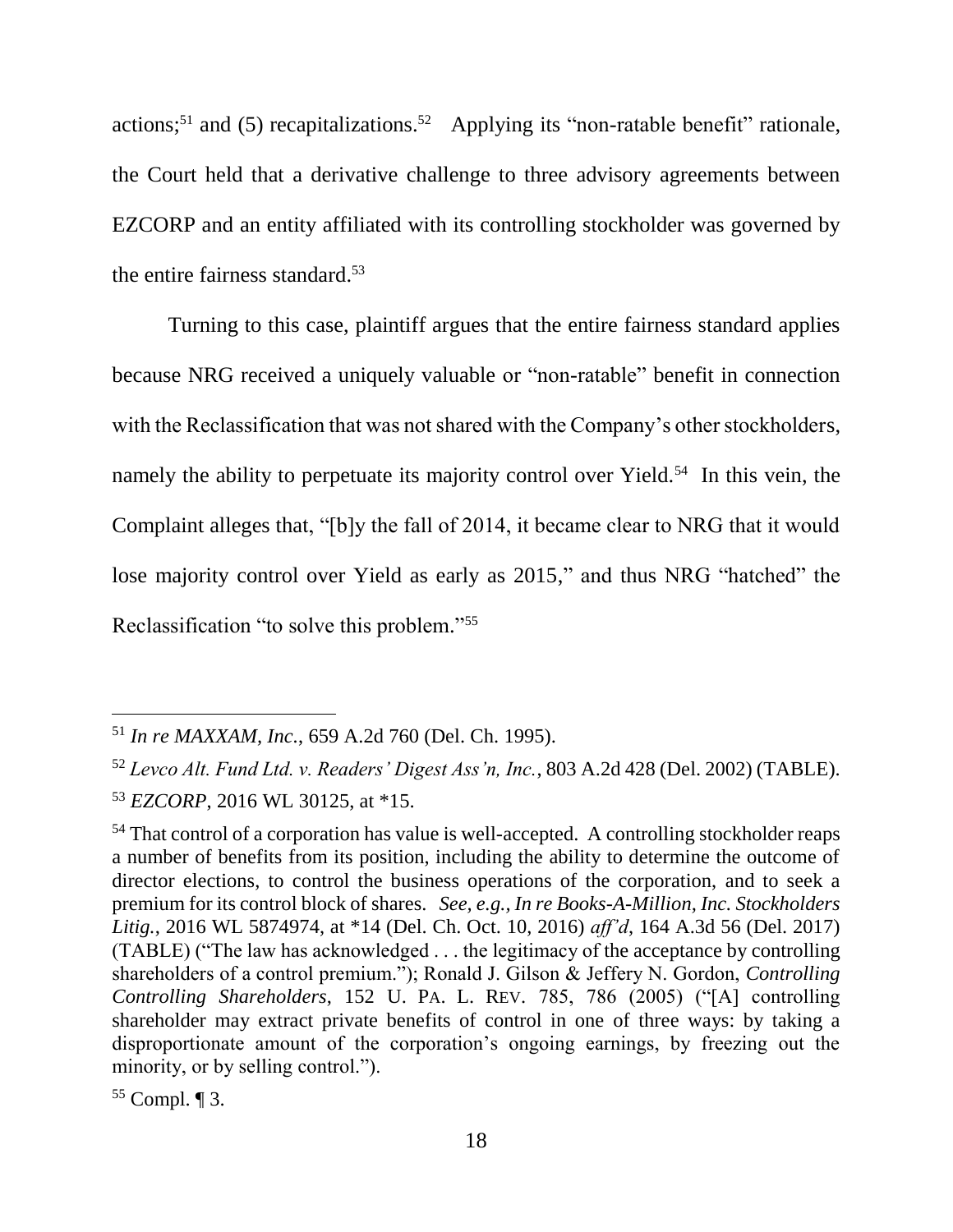actions;[51] and (5) recapitalizations.[52] Applying its "non-ratable benefit" rationale, the Court held that a derivative challenge to three advisory agreements between EZCORP and an entity affiliated with its controlling stockholder was governed by the entire fairness standard.[53]

Turning to this case, plaintiff argues that the entire fairness standard applies because NRG received a uniquely valuable or "non-ratable" benefit in connection with the Reclassification that was not shared with the Company's other stockholders, namely the ability to perpetuate its majority control over Yield.[54] In this vein, the Complaint alleges that, "[b]y the fall of 2014, it became clear to NRG that it would lose majority control over Yield as early as 2015," and thus NRG "hatched" the Reclassification "to solve this problem."[55]

---

[51] *In re MAXXAM, Inc.*, 659 A.2d 760 (Del. Ch. 1995).

[52] *Levco Alt. Fund Ltd. v. Readers' Digest Ass'n, Inc.*, 803 A.2d 428 (Del. 2002) (TABLE).

[53] *EZCORP*, 2016 WL 30125, at *15.

[54] That control of a corporation has value is well-accepted. A controlling stockholder reaps a number of benefits from its position, including the ability to determine the outcome of director elections, to control the business operations of the corporation, and to seek a premium for its control block of shares. *See, e.g., In re Books-A-Million, Inc. Stockholders Litig.*, 2016 WL 5874974, at *14 (Del. Ch. Oct. 10, 2016) *aff'd*, 164 A.3d 56 (Del. 2017) (TABLE) ("The law has acknowledged . . . the legitimacy of the acceptance by controlling shareholders of a control premium."); Ronald J. Gilson & Jeffery N. Gordon, *Controlling Controlling Shareholders*, 152 U. PA. L. REV. 785, 786 (2005) ("[A] controlling shareholder may extract private benefits of control in one of three ways: by taking a disproportionate amount of the corporation's ongoing earnings, by freezing out the minority, or by selling control.").

[55] Compl. ¶ 3.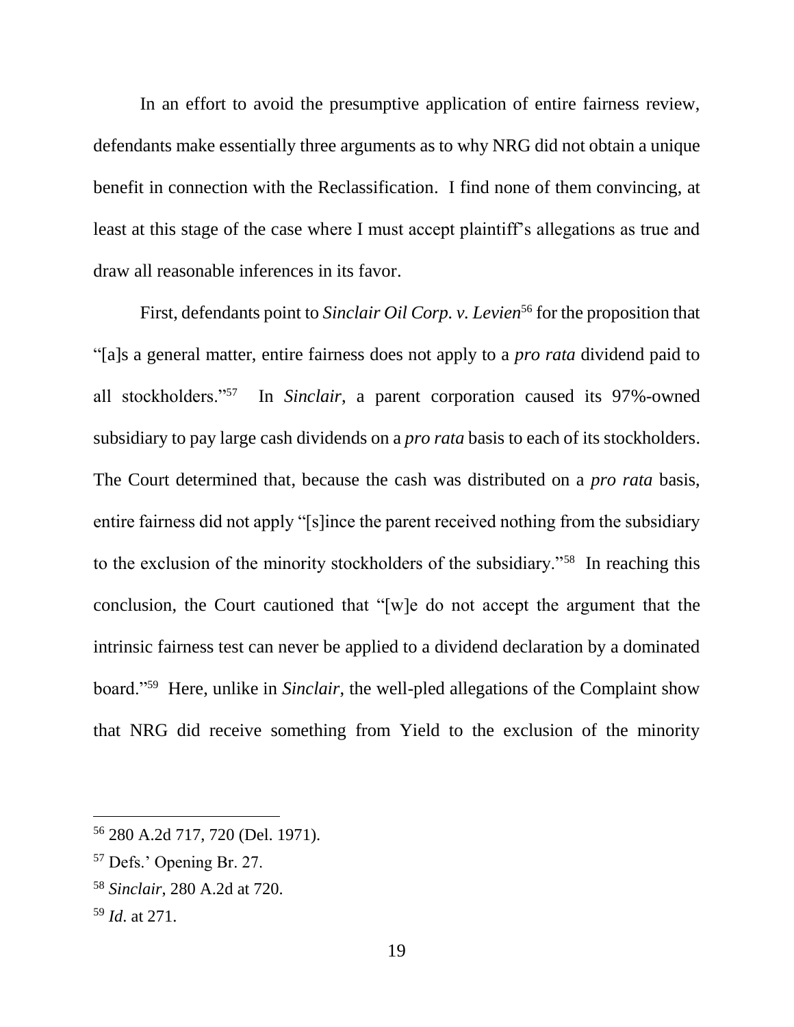In an effort to avoid the presumptive application of entire fairness review, defendants make essentially three arguments as to why NRG did not obtain a unique benefit in connection with the Reclassification. I find none of them convincing, at least at this stage of the case where I must accept plaintiff's allegations as true and draw all reasonable inferences in its favor.

First, defendants point to *Sinclair Oil Corp. v. Levien*[56] for the proposition that "[a]s a general matter, entire fairness does not apply to a *pro rata* dividend paid to all stockholders."[57] In *Sinclair*, a parent corporation caused its 97%-owned subsidiary to pay large cash dividends on a *pro rata* basis to each of its stockholders. The Court determined that, because the cash was distributed on a *pro rata* basis, entire fairness did not apply "[s]ince the parent received nothing from the subsidiary to the exclusion of the minority stockholders of the subsidiary."[58] In reaching this conclusion, the Court cautioned that "[w]e do not accept the argument that the intrinsic fairness test can never be applied to a dividend declaration by a dominated board."[59] Here, unlike in *Sinclair*, the well-pled allegations of the Complaint show that NRG did receive something from Yield to the exclusion of the minority

---

[56] 280 A.2d 717, 720 (Del. 1971).

[57] Defs.' Opening Br. 27.

[58] *Sinclair*, 280 A.2d at 720.

[59] *Id*. at 271.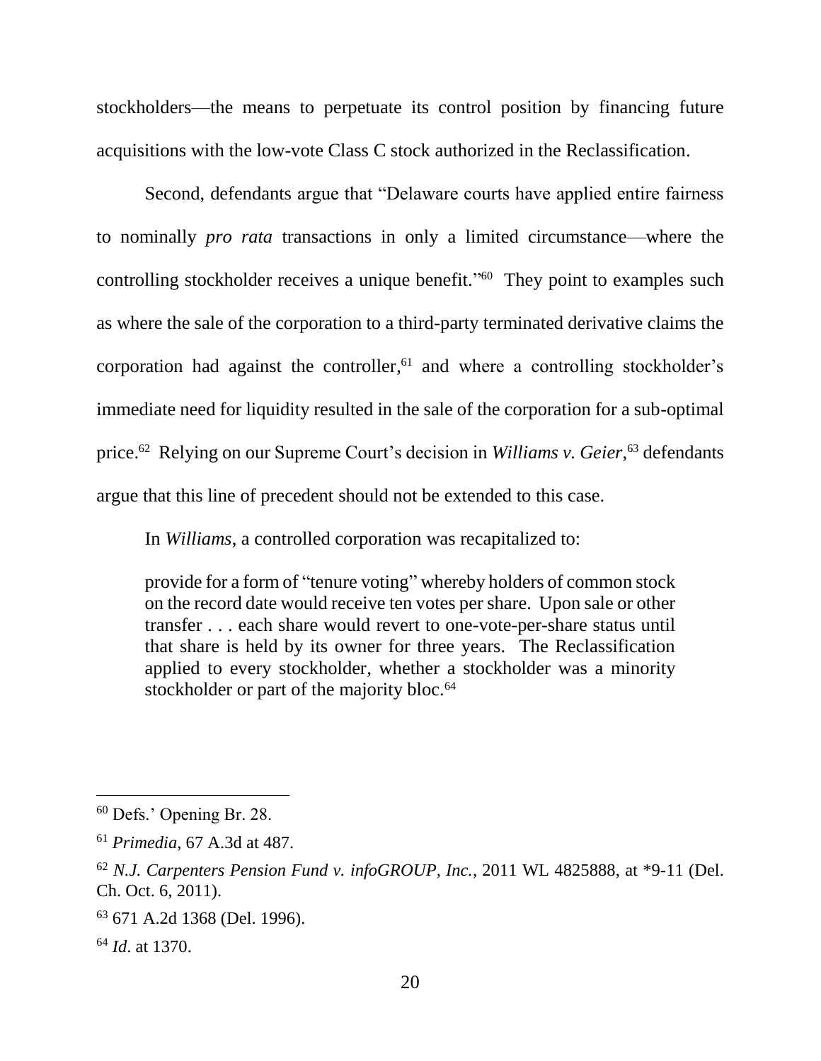stockholders—the means to perpetuate its control position by financing future acquisitions with the low-vote Class C stock authorized in the Reclassification.

Second, defendants argue that "Delaware courts have applied entire fairness to nominally *pro rata* transactions in only a limited circumstance—where the controlling stockholder receives a unique benefit."[60] They point to examples such as where the sale of the corporation to a third-party terminated derivative claims the corporation had against the controller,[61] and where a controlling stockholder's immediate need for liquidity resulted in the sale of the corporation for a sub-optimal price.[62] Relying on our Supreme Court's decision in *Williams v. Geier*,[63] defendants argue that this line of precedent should not be extended to this case.

In *Williams*, a controlled corporation was recapitalized to:

> provide for a form of "tenure voting" whereby holders of common stock on the record date would receive ten votes per share. Upon sale or other transfer . . . each share would revert to one-vote-per-share status until that share is held by its owner for three years. The Reclassification applied to every stockholder, whether a stockholder was a minority stockholder or part of the majority bloc.[64]

---

[60] Defs.' Opening Br. 28.

[61] *Primedia*, 67 A.3d at 487.

[62] *N.J. Carpenters Pension Fund v. infoGROUP, Inc.*, 2011 WL 4825888, at *9-11 (Del. Ch. Oct. 6, 2011).

[63] 671 A.2d 1368 (Del. 1996).

[64] *Id.* at 1370.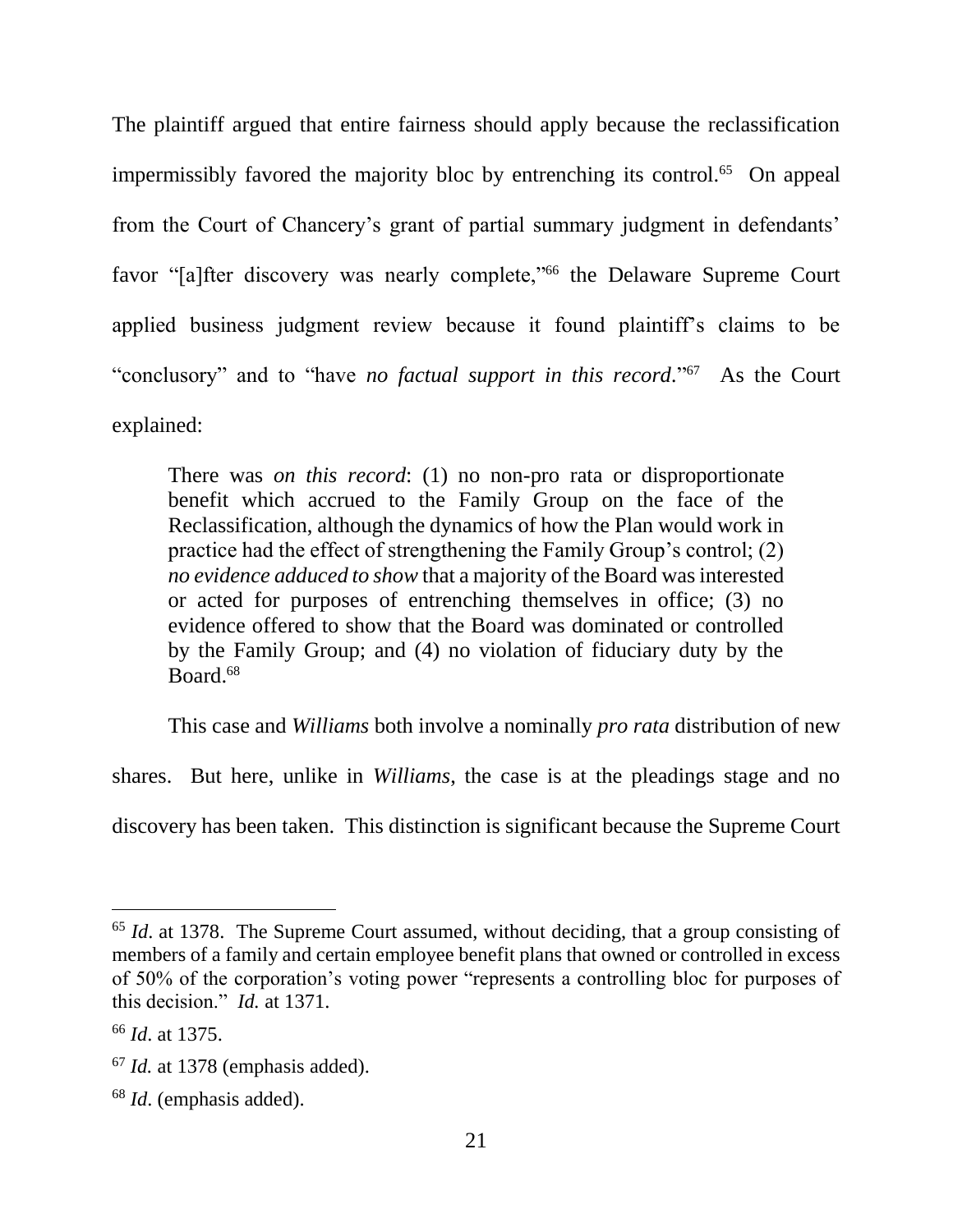The plaintiff argued that entire fairness should apply because the reclassification impermissibly favored the majority bloc by entrenching its control.[65] On appeal from the Court of Chancery's grant of partial summary judgment in defendants' favor "[a]fter discovery was nearly complete,"[66] the Delaware Supreme Court applied business judgment review because it found plaintiff's claims to be "conclusory" and to "have *no factual support in this record*."[67] As the Court explained:

> There was *on this record*: (1) no non-pro rata or disproportionate benefit which accrued to the Family Group on the face of the Reclassification, although the dynamics of how the Plan would work in practice had the effect of strengthening the Family Group's control; (2) *no evidence adduced to show* that a majority of the Board was interested or acted for purposes of entrenching themselves in office; (3) no evidence offered to show that the Board was dominated or controlled by the Family Group; and (4) no violation of fiduciary duty by the Board.[68]

This case and *Williams* both involve a nominally *pro rata* distribution of new shares. But here, unlike in *Williams*, the case is at the pleadings stage and no discovery has been taken. This distinction is significant because the Supreme Court

---

[65] *Id*. at 1378. The Supreme Court assumed, without deciding, that a group consisting of members of a family and certain employee benefit plans that owned or controlled in excess of 50% of the corporation's voting power "represents a controlling bloc for purposes of this decision." *Id.* at 1371.

[66] *Id*. at 1375.

[67] *Id.* at 1378 (emphasis added).

[68] *Id*. (emphasis added).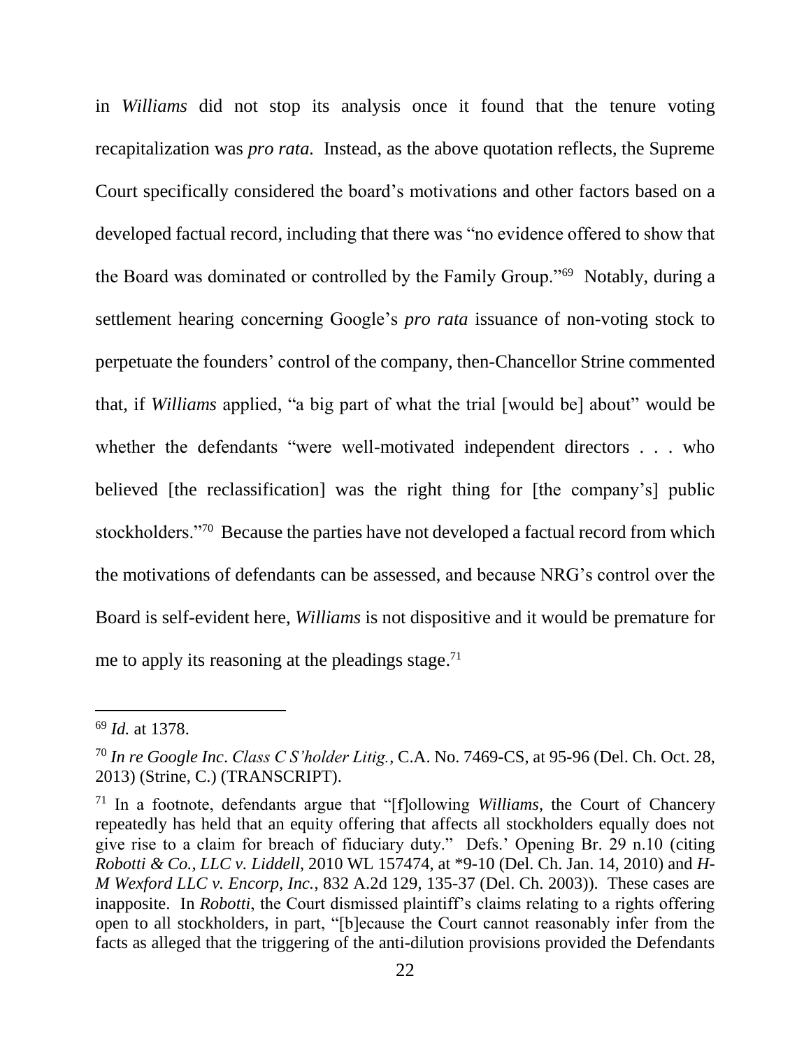in *Williams* did not stop its analysis once it found that the tenure voting recapitalization was *pro rata*. Instead, as the above quotation reflects, the Supreme Court specifically considered the board's motivations and other factors based on a developed factual record, including that there was "no evidence offered to show that the Board was dominated or controlled by the Family Group."[69] Notably, during a settlement hearing concerning Google's *pro rata* issuance of non-voting stock to perpetuate the founders' control of the company, then-Chancellor Strine commented that, if *Williams* applied, "a big part of what the trial [would be] about" would be whether the defendants "were well-motivated independent directors . . . who believed [the reclassification] was the right thing for [the company's] public stockholders."[70] Because the parties have not developed a factual record from which the motivations of defendants can be assessed, and because NRG's control over the Board is self-evident here, *Williams* is not dispositive and it would be premature for me to apply its reasoning at the pleadings stage.[71]

---

[69] *Id.* at 1378.

[70] *In re Google Inc. Class C S'holder Litig.*, C.A. No. 7469-CS, at 95-96 (Del. Ch. Oct. 28, 2013) (Strine, C.) (TRANSCRIPT).

[71] In a footnote, defendants argue that "[f]ollowing *Williams*, the Court of Chancery repeatedly has held that an equity offering that affects all stockholders equally does not give rise to a claim for breach of fiduciary duty." Defs.' Opening Br. 29 n.10 (citing *Robotti & Co., LLC v. Liddell*, 2010 WL 157474, at *9-10 (Del. Ch. Jan. 14, 2010) and *H-M Wexford LLC v. Encorp, Inc.*, 832 A.2d 129, 135-37 (Del. Ch. 2003)). These cases are inapposite. In *Robotti*, the Court dismissed plaintiff's claims relating to a rights offering open to all stockholders, in part, "[b]ecause the Court cannot reasonably infer from the facts as alleged that the triggering of the anti-dilution provisions provided the Defendants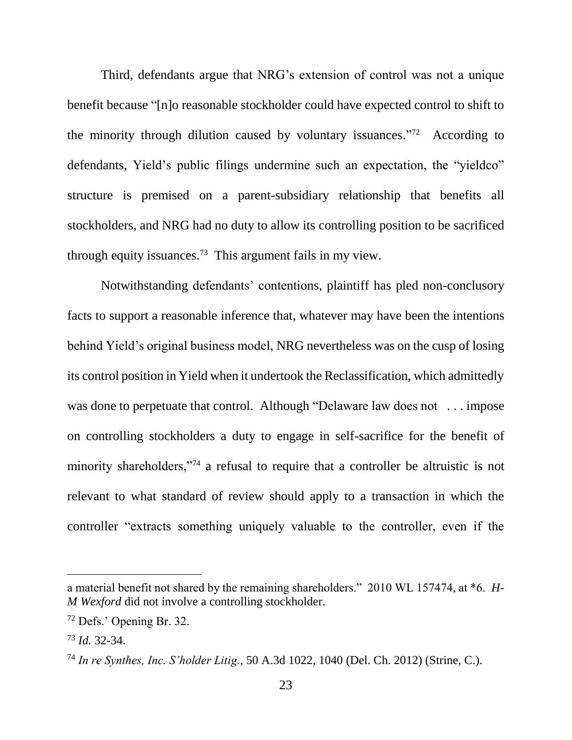Third, defendants argue that NRG's extension of control was not a unique benefit because "[n]o reasonable stockholder could have expected control to shift to the minority through dilution caused by voluntary issuances."[72] According to defendants, Yield's public filings undermine such an expectation, the "yieldco" structure is premised on a parent-subsidiary relationship that benefits all stockholders, and NRG had no duty to allow its controlling position to be sacrificed through equity issuances.[73] This argument fails in my view.

Notwithstanding defendants' contentions, plaintiff has pled non-conclusory facts to support a reasonable inference that, whatever may have been the intentions behind Yield's original business model, NRG nevertheless was on the cusp of losing its control position in Yield when it undertook the Reclassification, which admittedly was done to perpetuate that control. Although "Delaware law does not . . . impose on controlling stockholders a duty to engage in self-sacrifice for the benefit of minority shareholders,"[74] a refusal to require that a controller be altruistic is not relevant to what standard of review should apply to a transaction in which the controller "extracts something uniquely valuable to the controller, even if the

---

a material benefit not shared by the remaining shareholders." 2010 WL 157474, at *6. *H-M Wexford* did not involve a controlling stockholder.

[72] Defs.' Opening Br. 32.

[73] *Id.* 32-34.

[74] *In re Synthes, Inc. S'holder Litig.*, 50 A.3d 1022, 1040 (Del. Ch. 2012) (Strine, C.).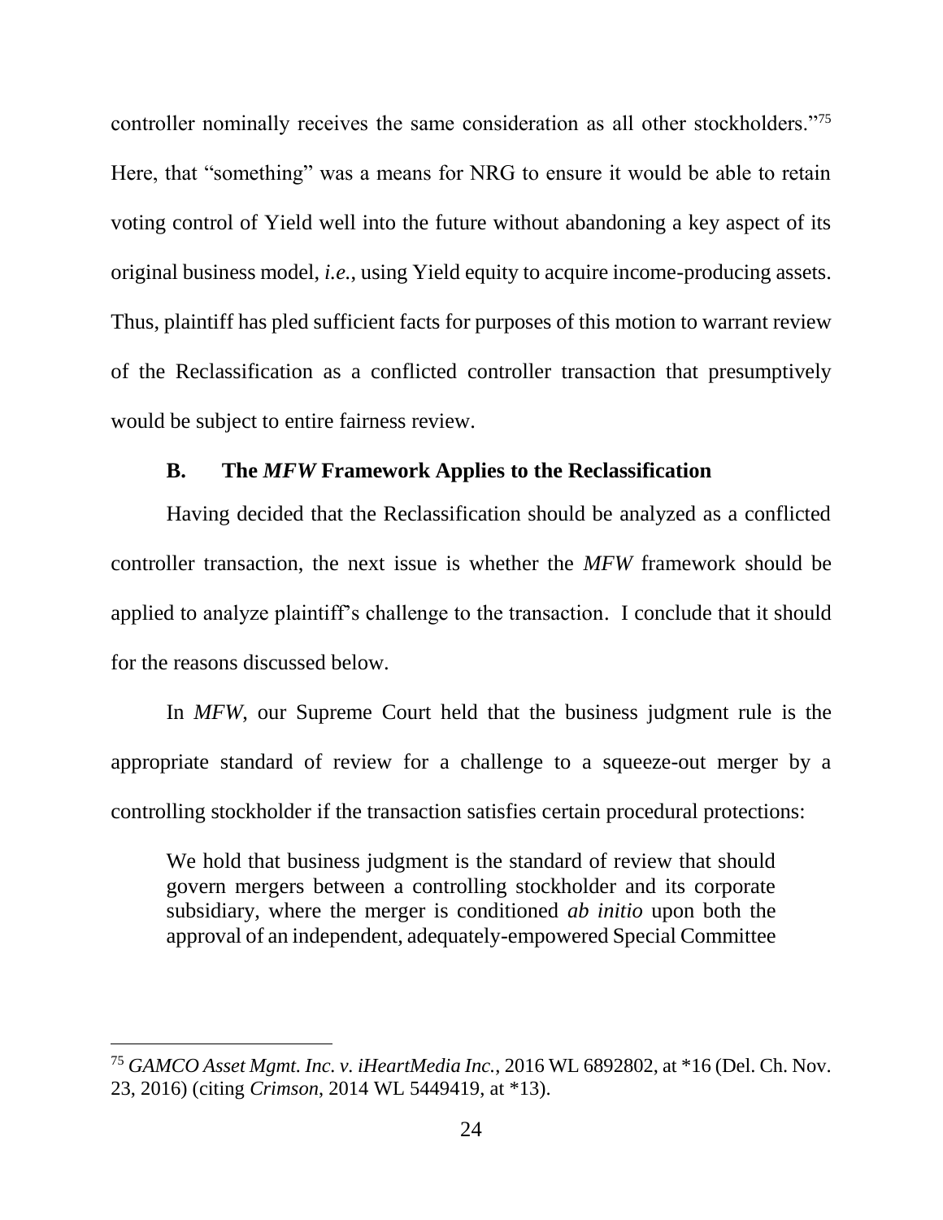controller nominally receives the same consideration as all other stockholders."[75] Here, that "something" was a means for NRG to ensure it would be able to retain voting control of Yield well into the future without abandoning a key aspect of its original business model, *i.e.*, using Yield equity to acquire income-producing assets. Thus, plaintiff has pled sufficient facts for purposes of this motion to warrant review of the Reclassification as a conflicted controller transaction that presumptively would be subject to entire fairness review.

### B. The *MFW* Framework Applies to the Reclassification

Having decided that the Reclassification should be analyzed as a conflicted controller transaction, the next issue is whether the *MFW* framework should be applied to analyze plaintiff's challenge to the transaction. I conclude that it should for the reasons discussed below.

In *MFW*, our Supreme Court held that the business judgment rule is the appropriate standard of review for a challenge to a squeeze-out merger by a controlling stockholder if the transaction satisfies certain procedural protections:

> We hold that business judgment is the standard of review that should govern mergers between a controlling stockholder and its corporate subsidiary, where the merger is conditioned *ab initio* upon both the approval of an independent, adequately-empowered Special Committee

---

[75] *GAMCO Asset Mgmt. Inc. v. iHeartMedia Inc.*, 2016 WL 6892802, at *16 (Del. Ch. Nov. 23, 2016) (citing *Crimson*, 2014 WL 5449419, at *13).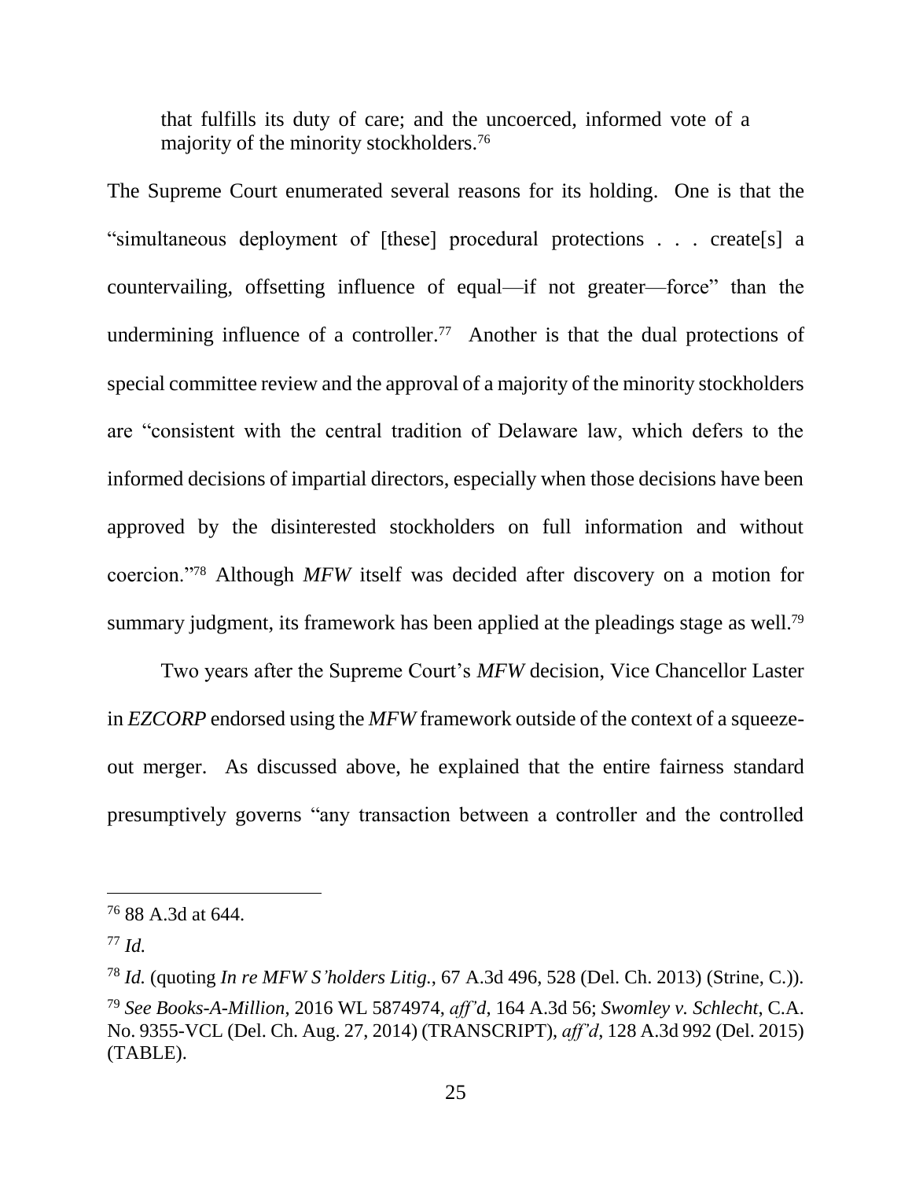> that fulfills its duty of care; and the uncoerced, informed vote of a majority of the minority stockholders.[76]

The Supreme Court enumerated several reasons for its holding. One is that the "simultaneous deployment of [these] procedural protections . . . create[s] a countervailing, offsetting influence of equal—if not greater—force" than the undermining influence of a controller.[77] Another is that the dual protections of special committee review and the approval of a majority of the minority stockholders are "consistent with the central tradition of Delaware law, which defers to the informed decisions of impartial directors, especially when those decisions have been approved by the disinterested stockholders on full information and without coercion."[78] Although *MFW* itself was decided after discovery on a motion for summary judgment, its framework has been applied at the pleadings stage as well.[79]

Two years after the Supreme Court's *MFW* decision, Vice Chancellor Laster in *EZCORP* endorsed using the *MFW* framework outside of the context of a squeeze-out merger. As discussed above, he explained that the entire fairness standard presumptively governs "any transaction between a controller and the controlled

---

[76] 88 A.3d at 644.

[77] *Id.*

[78] *Id.* (quoting *In re MFW S'holders Litig.*, 67 A.3d 496, 528 (Del. Ch. 2013) (Strine, C.)).

[79] *See Books-A-Million*, 2016 WL 5874974, *aff'd*, 164 A.3d 56; *Swomley v. Schlecht*, C.A. No. 9355-VCL (Del. Ch. Aug. 27, 2014) (TRANSCRIPT), *aff'd*, 128 A.3d 992 (Del. 2015) (TABLE).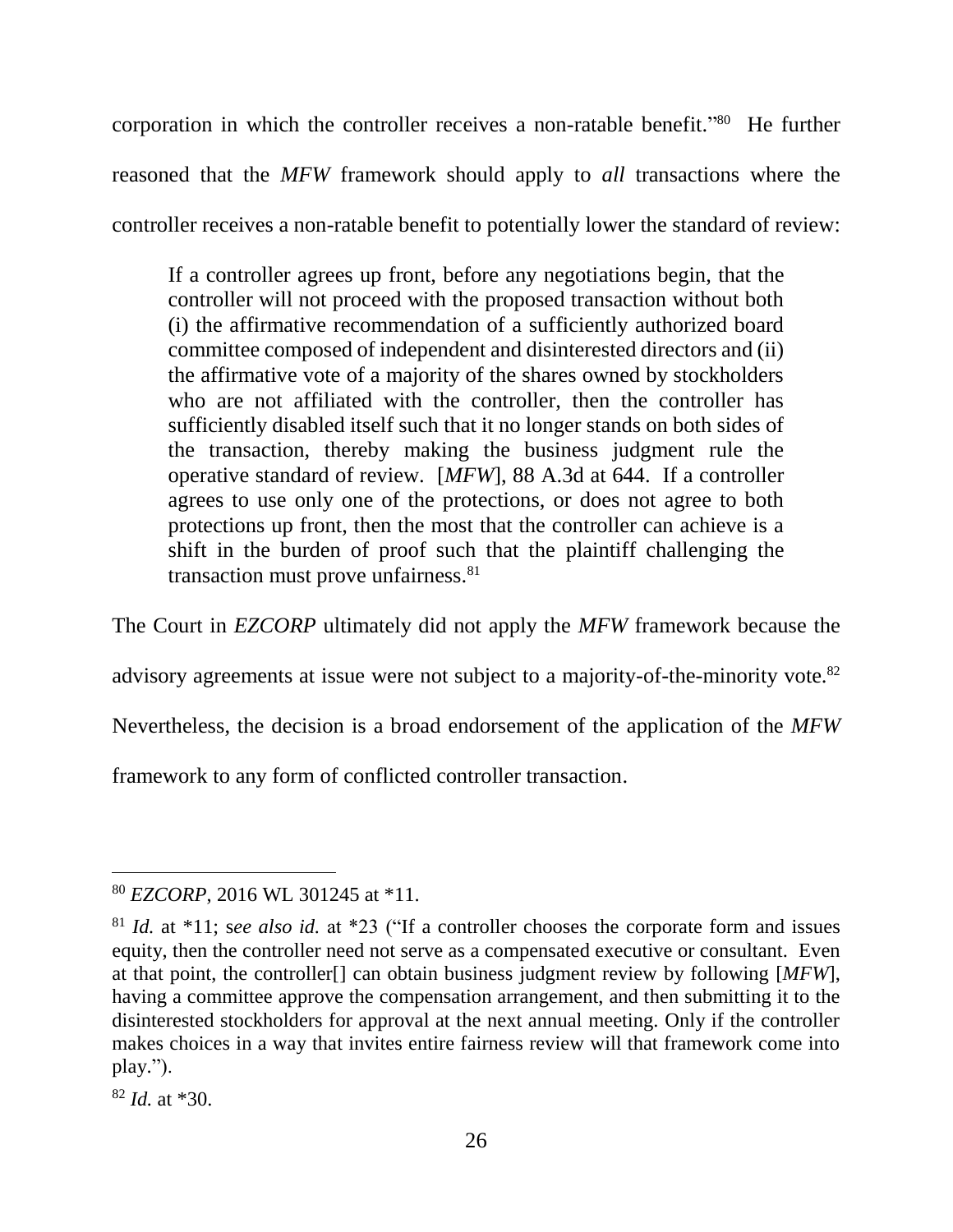corporation in which the controller receives a non-ratable benefit."[80] He further reasoned that the *MFW* framework should apply to *all* transactions where the controller receives a non-ratable benefit to potentially lower the standard of review:

> If a controller agrees up front, before any negotiations begin, that the controller will not proceed with the proposed transaction without both (i) the affirmative recommendation of a sufficiently authorized board committee composed of independent and disinterested directors and (ii) the affirmative vote of a majority of the shares owned by stockholders who are not affiliated with the controller, then the controller has sufficiently disabled itself such that it no longer stands on both sides of the transaction, thereby making the business judgment rule the operative standard of review. [*MFW*], 88 A.3d at 644. If a controller agrees to use only one of the protections, or does not agree to both protections up front, then the most that the controller can achieve is a shift in the burden of proof such that the plaintiff challenging the transaction must prove unfairness.[81]

The Court in *EZCORP* ultimately did not apply the *MFW* framework because the advisory agreements at issue were not subject to a majority-of-the-minority vote.[82] Nevertheless, the decision is a broad endorsement of the application of the *MFW* framework to any form of conflicted controller transaction.

---

[80] *EZCORP*, 2016 WL 301245 at *11.

[81] *Id.* at *11; s*ee also id.* at *23 ("If a controller chooses the corporate form and issues equity, then the controller need not serve as a compensated executive or consultant. Even at that point, the controller[] can obtain business judgment review by following [*MFW*], having a committee approve the compensation arrangement, and then submitting it to the disinterested stockholders for approval at the next annual meeting. Only if the controller makes choices in a way that invites entire fairness review will that framework come into play.").

[82] *Id.* at *30.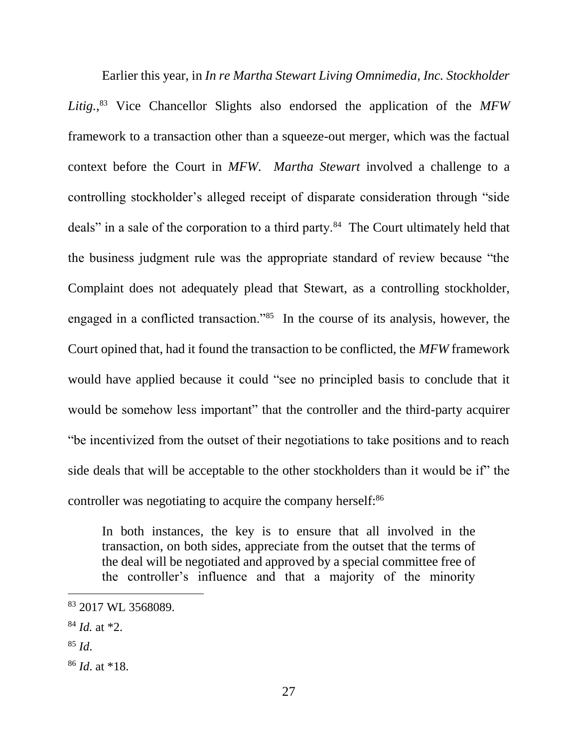Earlier this year, in *In re Martha Stewart Living Omnimedia, Inc. Stockholder Litig.*,[83] Vice Chancellor Slights also endorsed the application of the *MFW* framework to a transaction other than a squeeze-out merger, which was the factual context before the Court in *MFW*. *Martha Stewart* involved a challenge to a controlling stockholder's alleged receipt of disparate consideration through "side deals" in a sale of the corporation to a third party.[84] The Court ultimately held that the business judgment rule was the appropriate standard of review because "the Complaint does not adequately plead that Stewart, as a controlling stockholder, engaged in a conflicted transaction."[85] In the course of its analysis, however, the Court opined that, had it found the transaction to be conflicted, the *MFW* framework would have applied because it could "see no principled basis to conclude that it would be somehow less important" that the controller and the third-party acquirer "be incentivized from the outset of their negotiations to take positions and to reach side deals that will be acceptable to the other stockholders than it would be if" the controller was negotiating to acquire the company herself:[86]

> In both instances, the key is to ensure that all involved in the transaction, on both sides, appreciate from the outset that the terms of the deal will be negotiated and approved by a special committee free of the controller's influence and that a majority of the minority

---

[83] 2017 WL 3568089.

[84] *Id.* at *2.

[85] *Id.*

[86] *Id.* at *18.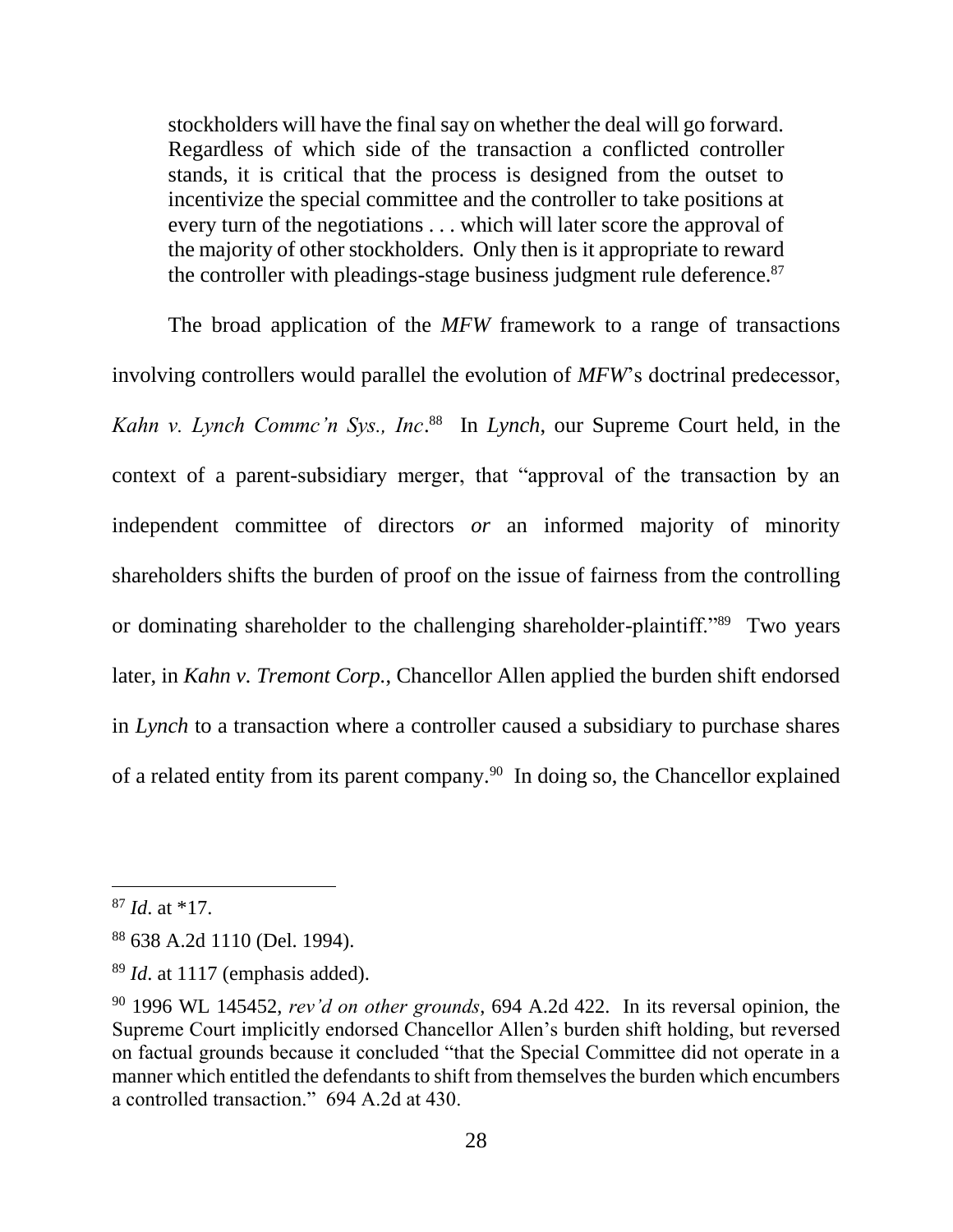> stockholders will have the final say on whether the deal will go forward. Regardless of which side of the transaction a conflicted controller stands, it is critical that the process is designed from the outset to incentivize the special committee and the controller to take positions at every turn of the negotiations . . . which will later score the approval of the majority of other stockholders. Only then is it appropriate to reward the controller with pleadings-stage business judgment rule deference.[87]

The broad application of the *MFW* framework to a range of transactions involving controllers would parallel the evolution of *MFW*'s doctrinal predecessor, *Kahn v. Lynch Commc'n Sys., Inc*.[88] In *Lynch*, our Supreme Court held, in the context of a parent-subsidiary merger, that "approval of the transaction by an independent committee of directors *or* an informed majority of minority shareholders shifts the burden of proof on the issue of fairness from the controlling or dominating shareholder to the challenging shareholder-plaintiff."[89] Two years later, in *Kahn v. Tremont Corp.*, Chancellor Allen applied the burden shift endorsed in *Lynch* to a transaction where a controller caused a subsidiary to purchase shares of a related entity from its parent company.[90] In doing so, the Chancellor explained

---

[87] *Id*. at *17.

[88] 638 A.2d 1110 (Del. 1994).

[89] *Id*. at 1117 (emphasis added).

[90] 1996 WL 145452, *rev'd on other grounds*, 694 A.2d 422. In its reversal opinion, the Supreme Court implicitly endorsed Chancellor Allen's burden shift holding, but reversed on factual grounds because it concluded "that the Special Committee did not operate in a manner which entitled the defendants to shift from themselves the burden which encumbers a controlled transaction." 694 A.2d at 430.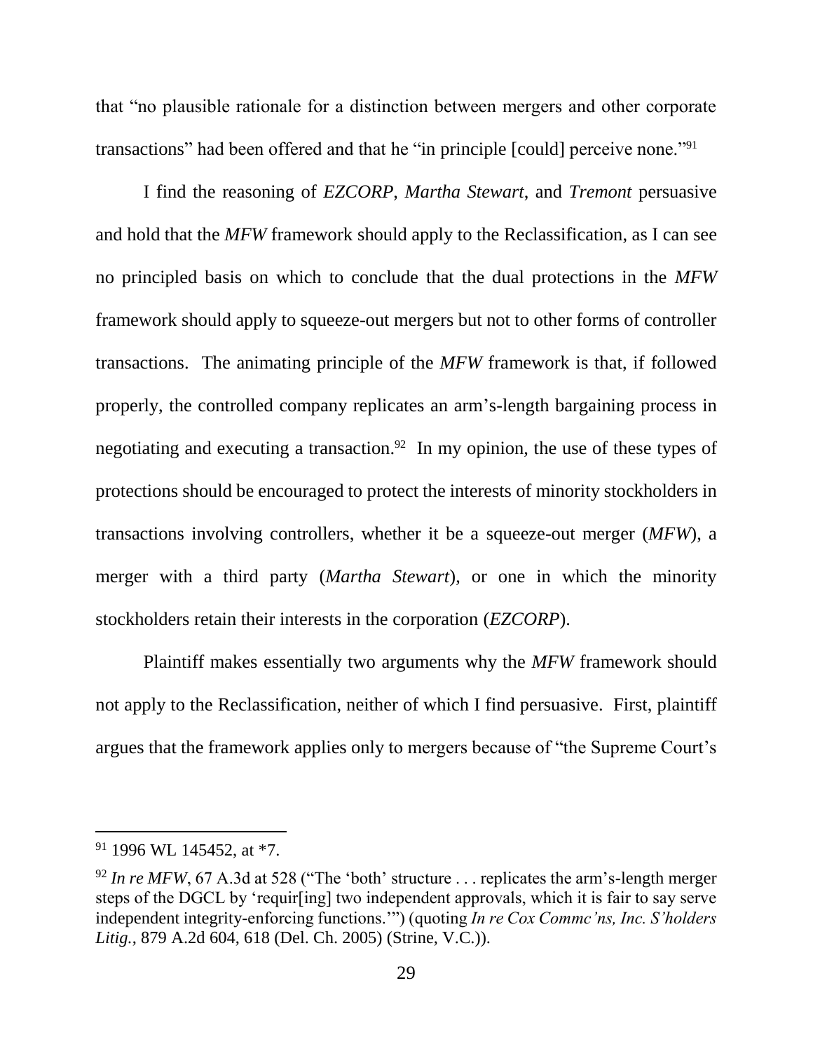that "no plausible rationale for a distinction between mergers and other corporate transactions" had been offered and that he "in principle [could] perceive none."[91]

I find the reasoning of *EZCORP*, *Martha Stewart*, and *Tremont* persuasive and hold that the *MFW* framework should apply to the Reclassification, as I can see no principled basis on which to conclude that the dual protections in the *MFW* framework should apply to squeeze-out mergers but not to other forms of controller transactions. The animating principle of the *MFW* framework is that, if followed properly, the controlled company replicates an arm's-length bargaining process in negotiating and executing a transaction.[92] In my opinion, the use of these types of protections should be encouraged to protect the interests of minority stockholders in transactions involving controllers, whether it be a squeeze-out merger (*MFW*), a merger with a third party (*Martha Stewart*), or one in which the minority stockholders retain their interests in the corporation (*EZCORP*).

Plaintiff makes essentially two arguments why the *MFW* framework should not apply to the Reclassification, neither of which I find persuasive. First, plaintiff argues that the framework applies only to mergers because of "the Supreme Court's

---

[91] 1996 WL 145452, at *7.

[92] *In re MFW*, 67 A.3d at 528 ("The 'both' structure . . . replicates the arm's-length merger steps of the DGCL by 'requir[ing] two independent approvals, which it is fair to say serve independent integrity-enforcing functions.'") (quoting *In re Cox Commc'ns, Inc. S'holders Litig.*, 879 A.2d 604, 618 (Del. Ch. 2005) (Strine, V.C.)).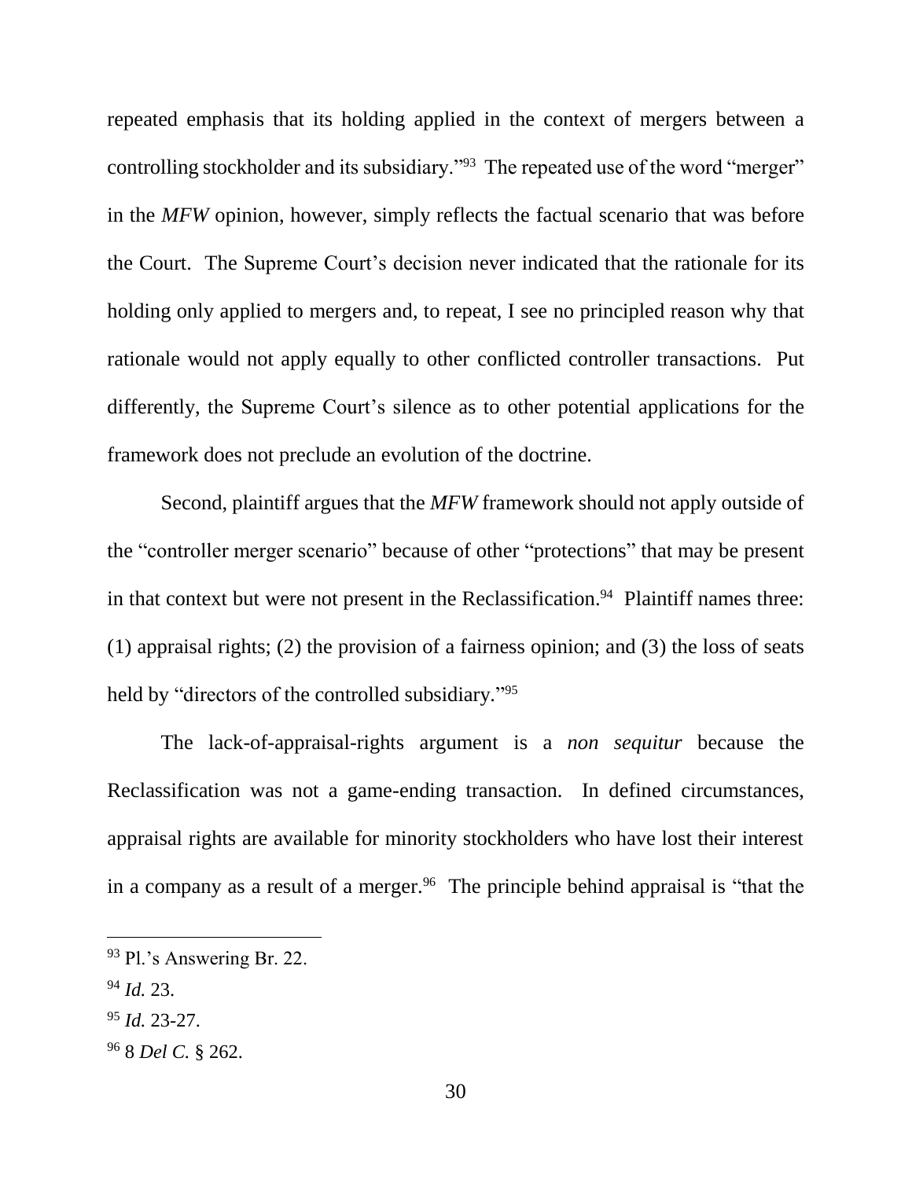repeated emphasis that its holding applied in the context of mergers between a controlling stockholder and its subsidiary."[93] The repeated use of the word "merger" in the *MFW* opinion, however, simply reflects the factual scenario that was before the Court. The Supreme Court's decision never indicated that the rationale for its holding only applied to mergers and, to repeat, I see no principled reason why that rationale would not apply equally to other conflicted controller transactions. Put differently, the Supreme Court's silence as to other potential applications for the framework does not preclude an evolution of the doctrine.

Second, plaintiff argues that the *MFW* framework should not apply outside of the "controller merger scenario" because of other "protections" that may be present in that context but were not present in the Reclassification.[94] Plaintiff names three: (1) appraisal rights; (2) the provision of a fairness opinion; and (3) the loss of seats held by "directors of the controlled subsidiary."[95]

The lack-of-appraisal-rights argument is a *non sequitur* because the Reclassification was not a game-ending transaction. In defined circumstances, appraisal rights are available for minority stockholders who have lost their interest in a company as a result of a merger.[96] The principle behind appraisal is "that the

---

[93] Pl.'s Answering Br. 22.

[94] *Id.* 23.

[95] *Id.* 23-27.

[96] 8 *Del C.* § 262.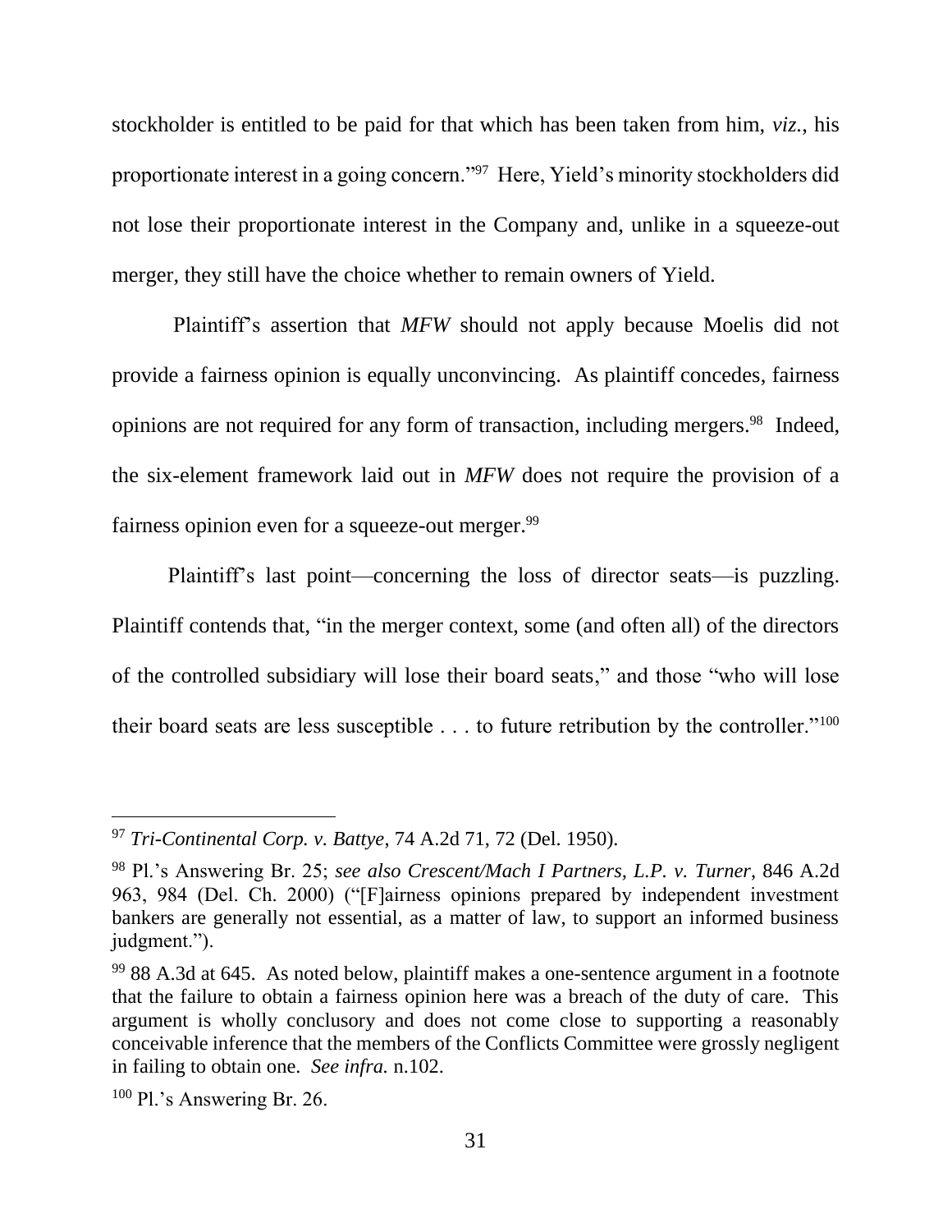stockholder is entitled to be paid for that which has been taken from him, *viz.*, his proportionate interest in a going concern."[97] Here, Yield's minority stockholders did not lose their proportionate interest in the Company and, unlike in a squeeze-out merger, they still have the choice whether to remain owners of Yield.

Plaintiff's assertion that *MFW* should not apply because Moelis did not provide a fairness opinion is equally unconvincing. As plaintiff concedes, fairness opinions are not required for any form of transaction, including mergers.[98] Indeed, the six-element framework laid out in *MFW* does not require the provision of a fairness opinion even for a squeeze-out merger.[99]

Plaintiff's last point—concerning the loss of director seats—is puzzling. Plaintiff contends that, "in the merger context, some (and often all) of the directors of the controlled subsidiary will lose their board seats," and those "who will lose their board seats are less susceptible . . . to future retribution by the controller."[100]

---

[97] *Tri-Continental Corp. v. Battye*, 74 A.2d 71, 72 (Del. 1950).

[98] Pl.'s Answering Br. 25; *see also Crescent/Mach I Partners, L.P. v. Turner*, 846 A.2d 963, 984 (Del. Ch. 2000) ("[F]airness opinions prepared by independent investment bankers are generally not essential, as a matter of law, to support an informed business judgment.").

[99] 88 A.3d at 645. As noted below, plaintiff makes a one-sentence argument in a footnote that the failure to obtain a fairness opinion here was a breach of the duty of care. This argument is wholly conclusory and does not come close to supporting a reasonably conceivable inference that the members of the Conflicts Committee were grossly negligent in failing to obtain one. *See infra.* n.102.

[100] Pl.'s Answering Br. 26.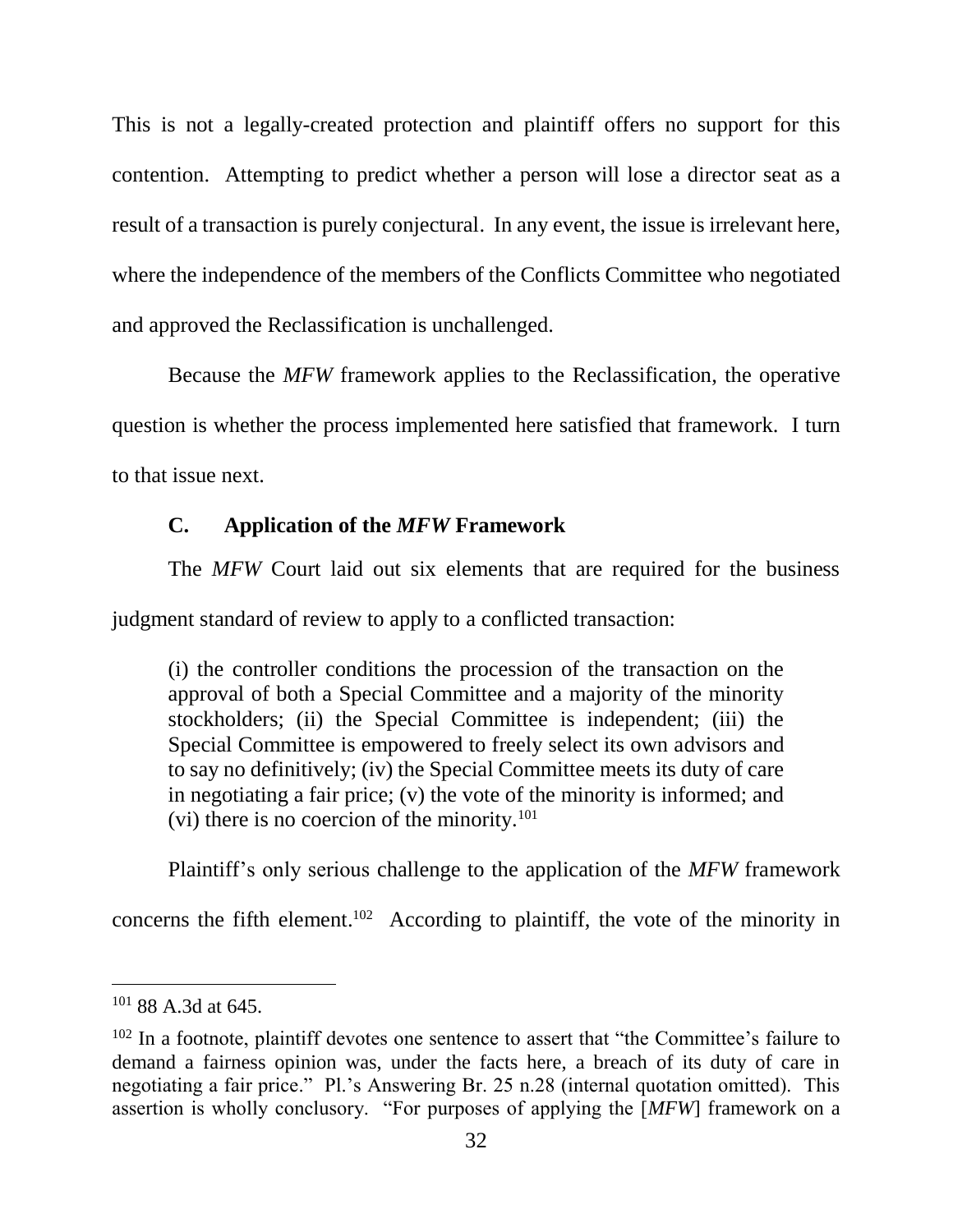This is not a legally-created protection and plaintiff offers no support for this contention. Attempting to predict whether a person will lose a director seat as a result of a transaction is purely conjectural. In any event, the issue is irrelevant here, where the independence of the members of the Conflicts Committee who negotiated and approved the Reclassification is unchallenged.

Because the *MFW* framework applies to the Reclassification, the operative question is whether the process implemented here satisfied that framework. I turn to that issue next.

### C. Application of the *MFW* Framework

The *MFW* Court laid out six elements that are required for the business judgment standard of review to apply to a conflicted transaction:

> (i) the controller conditions the procession of the transaction on the approval of both a Special Committee and a majority of the minority stockholders; (ii) the Special Committee is independent; (iii) the Special Committee is empowered to freely select its own advisors and to say no definitively; (iv) the Special Committee meets its duty of care in negotiating a fair price; (v) the vote of the minority is informed; and (vi) there is no coercion of the minority.[101]

Plaintiff's only serious challenge to the application of the *MFW* framework concerns the fifth element.[102] According to plaintiff, the vote of the minority in

---

[101] 88 A.3d at 645.

[102] In a footnote, plaintiff devotes one sentence to assert that "the Committee's failure to demand a fairness opinion was, under the facts here, a breach of its duty of care in negotiating a fair price." Pl.'s Answering Br. 25 n.28 (internal quotation omitted). This assertion is wholly conclusory. "For purposes of applying the [*MFW*] framework on a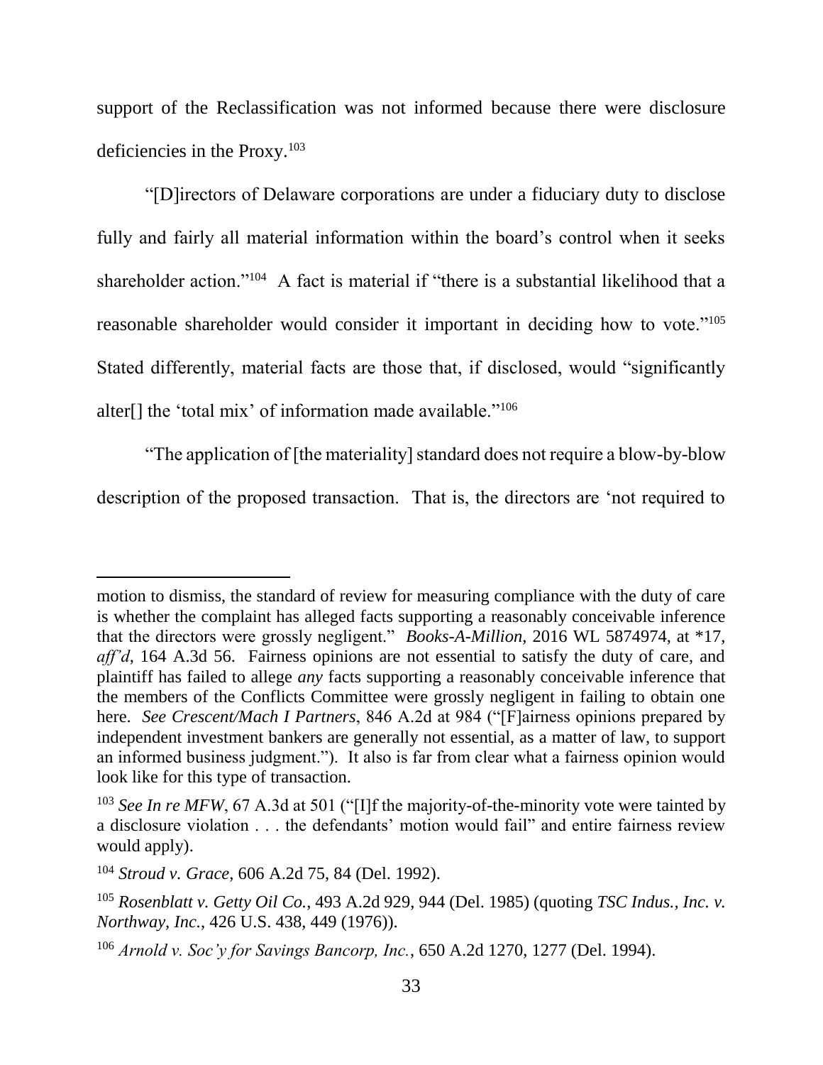support of the Reclassification was not informed because there were disclosure deficiencies in the Proxy.[103]

"[D]irectors of Delaware corporations are under a fiduciary duty to disclose fully and fairly all material information within the board's control when it seeks shareholder action."[104] A fact is material if "there is a substantial likelihood that a reasonable shareholder would consider it important in deciding how to vote."[105] Stated differently, material facts are those that, if disclosed, would "significantly alter[] the 'total mix' of information made available."[106]

"The application of [the materiality] standard does not require a blow-by-blow description of the proposed transaction. That is, the directors are 'not required to

---

motion to dismiss, the standard of review for measuring compliance with the duty of care is whether the complaint has alleged facts supporting a reasonably conceivable inference that the directors were grossly negligent." *Books-A-Million*, 2016 WL 5874974, at *17, *aff'd*, 164 A.3d 56. Fairness opinions are not essential to satisfy the duty of care, and plaintiff has failed to allege *any* facts supporting a reasonably conceivable inference that the members of the Conflicts Committee were grossly negligent in failing to obtain one here. *See Crescent/Mach I Partners*, 846 A.2d at 984 ("[F]airness opinions prepared by independent investment bankers are generally not essential, as a matter of law, to support an informed business judgment."). It also is far from clear what a fairness opinion would look like for this type of transaction.

[103] *See In re MFW*, 67 A.3d at 501 ("[I]f the majority-of-the-minority vote were tainted by a disclosure violation . . . the defendants' motion would fail" and entire fairness review would apply).

[104] *Stroud v. Grace*, 606 A.2d 75, 84 (Del. 1992).

[105] *Rosenblatt v. Getty Oil Co.*, 493 A.2d 929, 944 (Del. 1985) (quoting *TSC Indus., Inc. v. Northway, Inc.*, 426 U.S. 438, 449 (1976)).

[106] *Arnold v. Soc'y for Savings Bancorp, Inc.*, 650 A.2d 1270, 1277 (Del. 1994).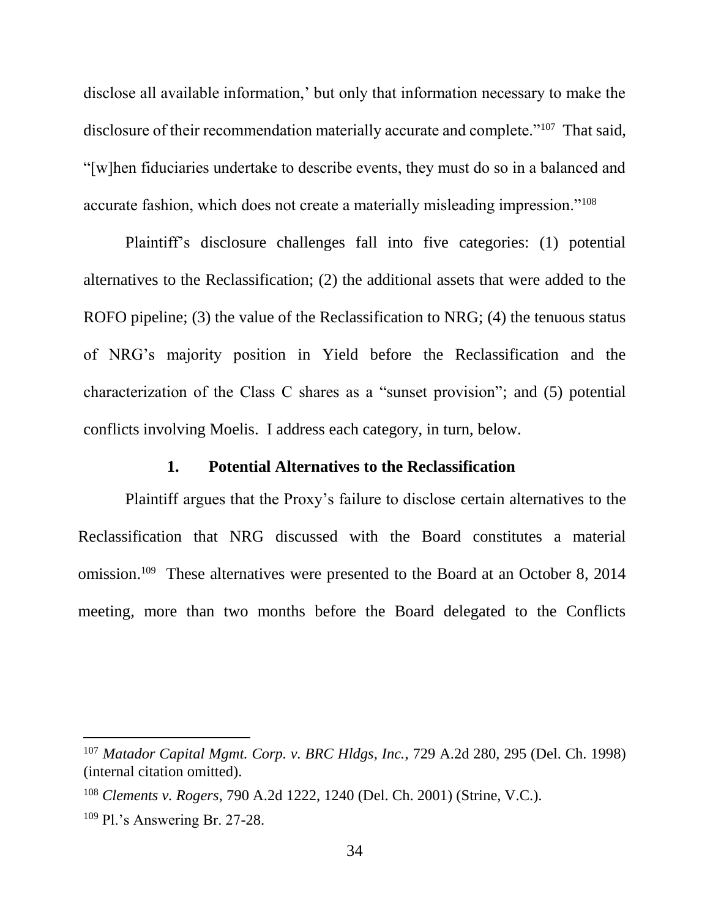disclose all available information,' but only that information necessary to make the disclosure of their recommendation materially accurate and complete."[107] That said, "[w]hen fiduciaries undertake to describe events, they must do so in a balanced and accurate fashion, which does not create a materially misleading impression."[108]

Plaintiff's disclosure challenges fall into five categories: (1) potential alternatives to the Reclassification; (2) the additional assets that were added to the ROFO pipeline; (3) the value of the Reclassification to NRG; (4) the tenuous status of NRG's majority position in Yield before the Reclassification and the characterization of the Class C shares as a "sunset provision"; and (5) potential conflicts involving Moelis. I address each category, in turn, below.

### 1. Potential Alternatives to the Reclassification

Plaintiff argues that the Proxy's failure to disclose certain alternatives to the Reclassification that NRG discussed with the Board constitutes a material omission.[109] These alternatives were presented to the Board at an October 8, 2014 meeting, more than two months before the Board delegated to the Conflicts

---

[107] *Matador Capital Mgmt. Corp. v. BRC Hldgs, Inc.*, 729 A.2d 280, 295 (Del. Ch. 1998) (internal citation omitted).

[108] *Clements v. Rogers*, 790 A.2d 1222, 1240 (Del. Ch. 2001) (Strine, V.C.).

[109] Pl.'s Answering Br. 27-28.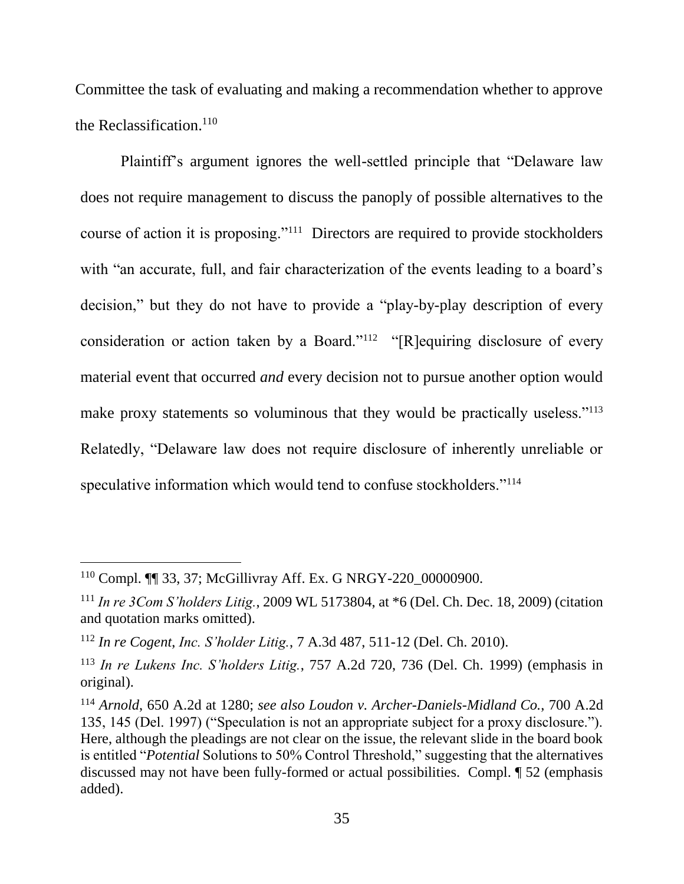Committee the task of evaluating and making a recommendation whether to approve the Reclassification.[110]

Plaintiff's argument ignores the well-settled principle that "Delaware law does not require management to discuss the panoply of possible alternatives to the course of action it is proposing."[111] Directors are required to provide stockholders with "an accurate, full, and fair characterization of the events leading to a board's decision," but they do not have to provide a "play-by-play description of every consideration or action taken by a Board."[112] "[R]equiring disclosure of every material event that occurred *and* every decision not to pursue another option would make proxy statements so voluminous that they would be practically useless."[113] Relatedly, "Delaware law does not require disclosure of inherently unreliable or speculative information which would tend to confuse stockholders."[114]

---

[110] Compl. ¶¶ 33, 37; McGillivray Aff. Ex. G NRGY-220_00000900.

[111] *In re 3Com S'holders Litig.*, 2009 WL 5173804, at *6 (Del. Ch. Dec. 18, 2009) (citation and quotation marks omitted).

[112] *In re Cogent, Inc. S'holder Litig.*, 7 A.3d 487, 511-12 (Del. Ch. 2010).

[113] *In re Lukens Inc. S'holders Litig.*, 757 A.2d 720, 736 (Del. Ch. 1999) (emphasis in original).

[114] *Arnold*, 650 A.2d at 1280; *see also Loudon v. Archer-Daniels-Midland Co.*, 700 A.2d 135, 145 (Del. 1997) ("Speculation is not an appropriate subject for a proxy disclosure."). Here, although the pleadings are not clear on the issue, the relevant slide in the board book is entitled "*Potential* Solutions to 50% Control Threshold," suggesting that the alternatives discussed may not have been fully-formed or actual possibilities. Compl. ¶ 52 (emphasis added).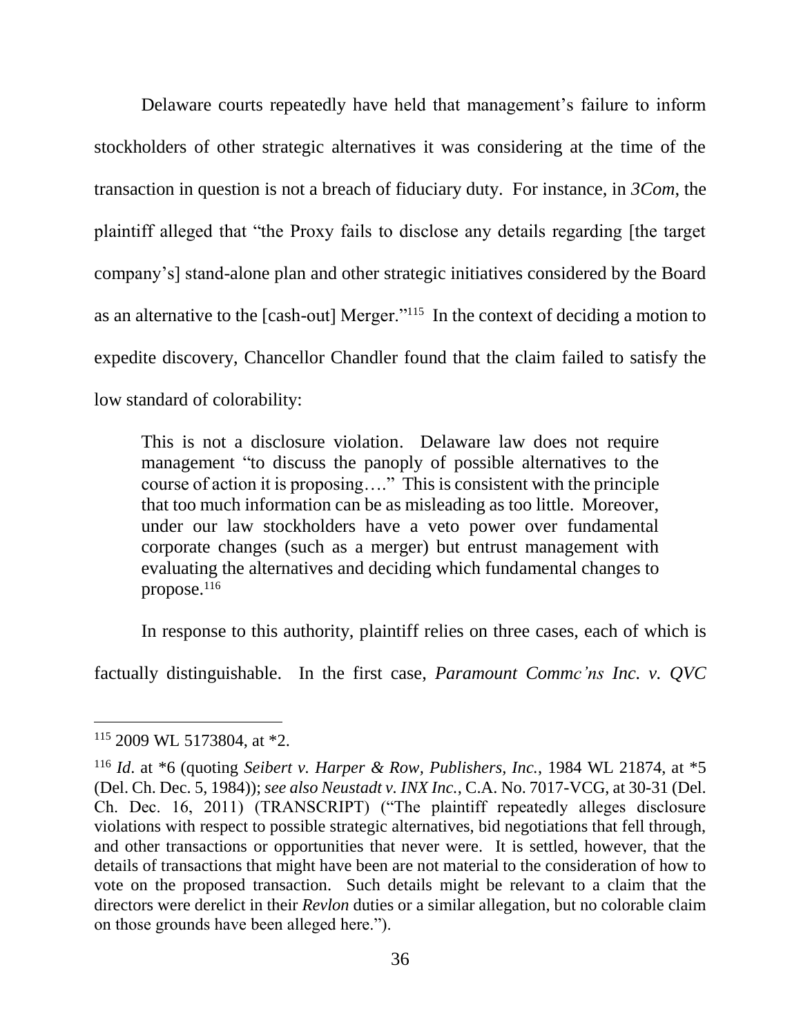Delaware courts repeatedly have held that management's failure to inform stockholders of other strategic alternatives it was considering at the time of the transaction in question is not a breach of fiduciary duty. For instance, in *3Com*, the plaintiff alleged that "the Proxy fails to disclose any details regarding [the target company's] stand-alone plan and other strategic initiatives considered by the Board as an alternative to the [cash-out] Merger."[115] In the context of deciding a motion to expedite discovery, Chancellor Chandler found that the claim failed to satisfy the low standard of colorability:

> This is not a disclosure violation. Delaware law does not require management "to discuss the panoply of possible alternatives to the course of action it is proposing…." This is consistent with the principle that too much information can be as misleading as too little. Moreover, under our law stockholders have a veto power over fundamental corporate changes (such as a merger) but entrust management with evaluating the alternatives and deciding which fundamental changes to propose.[116]

In response to this authority, plaintiff relies on three cases, each of which is factually distinguishable. In the first case, *Paramount Commc'ns Inc. v. QVC*

---

[115] 2009 WL 5173804, at *2.

[116] *Id*. at *6 (quoting *Seibert v. Harper & Row, Publishers, Inc.*, 1984 WL 21874, at *5 (Del. Ch. Dec. 5, 1984)); *see also Neustadt v. INX Inc.*, C.A. No. 7017-VCG, at 30-31 (Del. Ch. Dec. 16, 2011) (TRANSCRIPT) ("The plaintiff repeatedly alleges disclosure violations with respect to possible strategic alternatives, bid negotiations that fell through, and other transactions or opportunities that never were. It is settled, however, that the details of transactions that might have been are not material to the consideration of how to vote on the proposed transaction. Such details might be relevant to a claim that the directors were derelict in their *Revlon* duties or a similar allegation, but no colorable claim on those grounds have been alleged here.").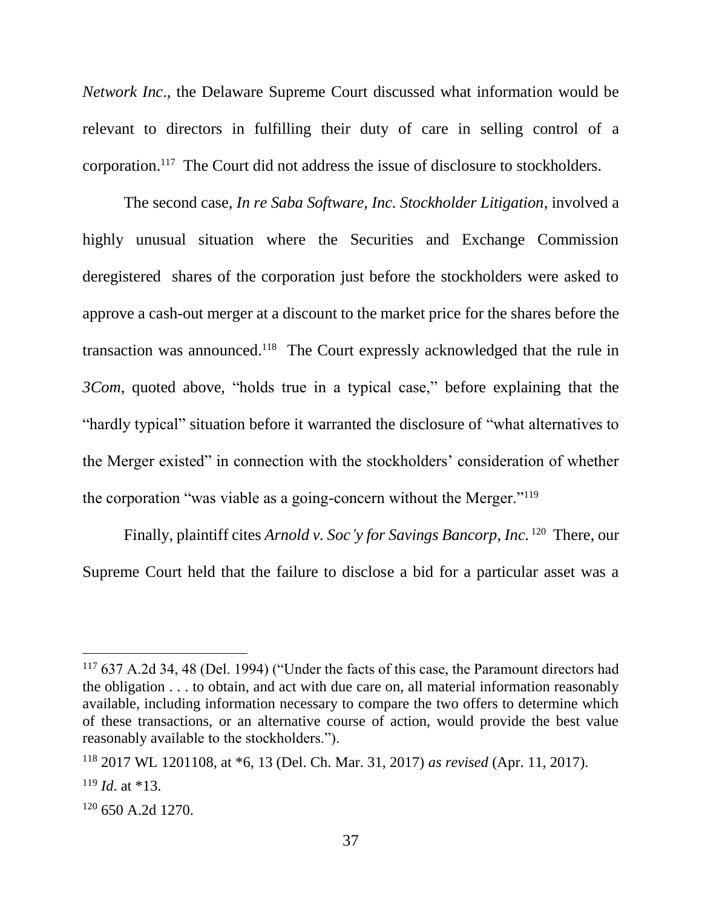*Network Inc*., the Delaware Supreme Court discussed what information would be relevant to directors in fulfilling their duty of care in selling control of a corporation.[117] The Court did not address the issue of disclosure to stockholders.

The second case, *In re Saba Software, Inc. Stockholder Litigation*, involved a highly unusual situation where the Securities and Exchange Commission deregistered shares of the corporation just before the stockholders were asked to approve a cash-out merger at a discount to the market price for the shares before the transaction was announced.[118] The Court expressly acknowledged that the rule in *3Com*, quoted above, "holds true in a typical case," before explaining that the "hardly typical" situation before it warranted the disclosure of "what alternatives to the Merger existed" in connection with the stockholders' consideration of whether the corporation "was viable as a going-concern without the Merger."[119]

Finally, plaintiff cites *Arnold v. Soc'y for Savings Bancorp, Inc.*[120] There, our Supreme Court held that the failure to disclose a bid for a particular asset was a

---

[117] 637 A.2d 34, 48 (Del. 1994) ("Under the facts of this case, the Paramount directors had the obligation . . . to obtain, and act with due care on, all material information reasonably available, including information necessary to compare the two offers to determine which of these transactions, or an alternative course of action, would provide the best value reasonably available to the stockholders.").

[118] 2017 WL 1201108, at \*6, 13 (Del. Ch. Mar. 31, 2017) *as revised* (Apr. 11, 2017).

[119] *Id*. at \*13.

[120] 650 A.2d 1270.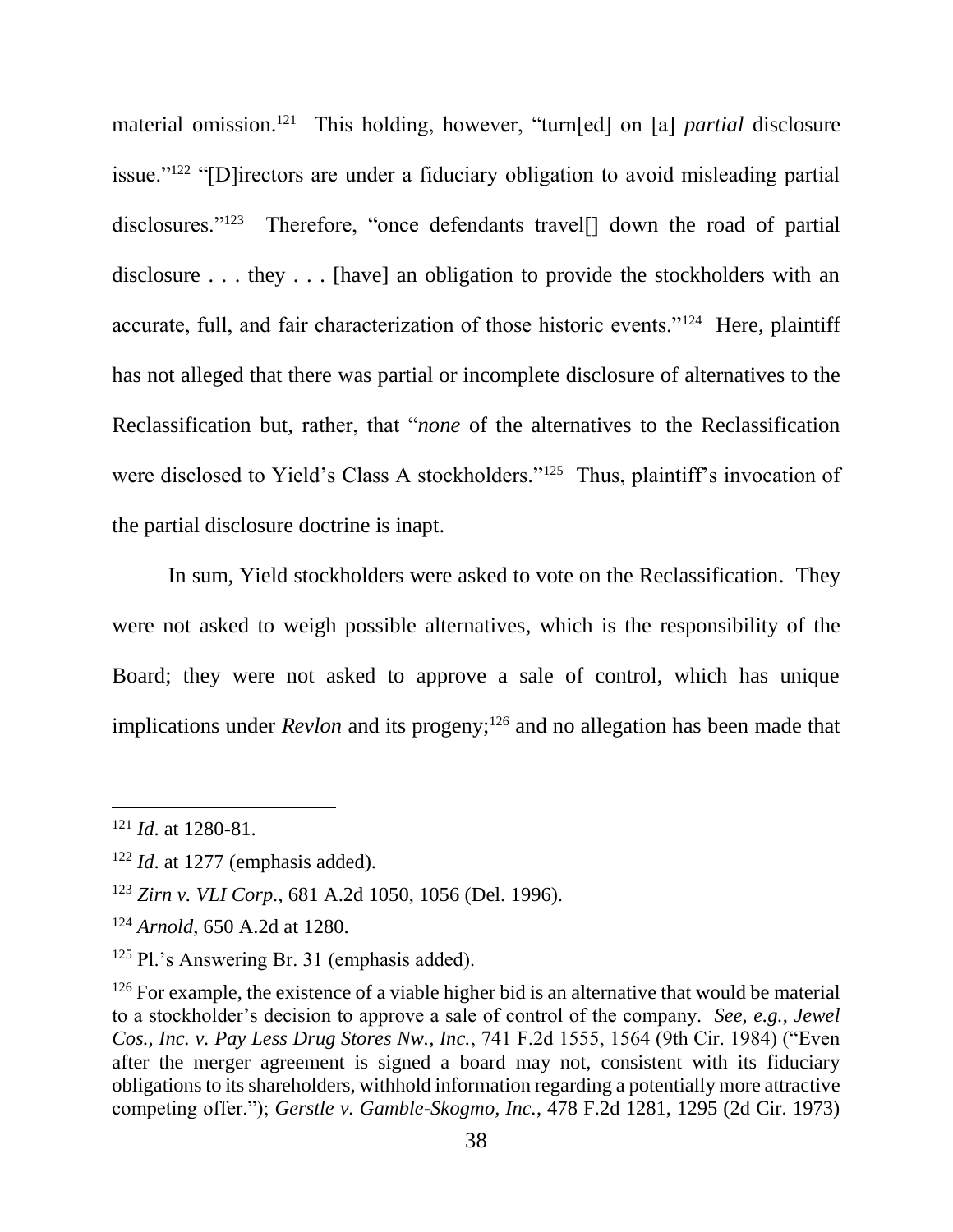material omission.[121] This holding, however, "turn[ed] on [a] *partial* disclosure issue."[122] "[D]irectors are under a fiduciary obligation to avoid misleading partial disclosures."[123] Therefore, "once defendants travel[] down the road of partial disclosure . . . they . . . [have] an obligation to provide the stockholders with an accurate, full, and fair characterization of those historic events."[124] Here, plaintiff has not alleged that there was partial or incomplete disclosure of alternatives to the Reclassification but, rather, that "*none* of the alternatives to the Reclassification were disclosed to Yield's Class A stockholders."[125] Thus, plaintiff's invocation of the partial disclosure doctrine is inapt.

In sum, Yield stockholders were asked to vote on the Reclassification. They were not asked to weigh possible alternatives, which is the responsibility of the Board; they were not asked to approve a sale of control, which has unique implications under *Revlon* and its progeny;[126] and no allegation has been made that

---

[121] *Id*. at 1280-81.

[122] *Id*. at 1277 (emphasis added).

[123] *Zirn v. VLI Corp.*, 681 A.2d 1050, 1056 (Del. 1996).

[124] *Arnold*, 650 A.2d at 1280.

[125] Pl.'s Answering Br. 31 (emphasis added).

[126] For example, the existence of a viable higher bid is an alternative that would be material to a stockholder's decision to approve a sale of control of the company. *See, e.g.*, *Jewel Cos., Inc. v. Pay Less Drug Stores Nw., Inc.*, 741 F.2d 1555, 1564 (9th Cir. 1984) ("Even after the merger agreement is signed a board may not, consistent with its fiduciary obligations to its shareholders, withhold information regarding a potentially more attractive competing offer."); *Gerstle v. Gamble-Skogmo, Inc.*, 478 F.2d 1281, 1295 (2d Cir. 1973)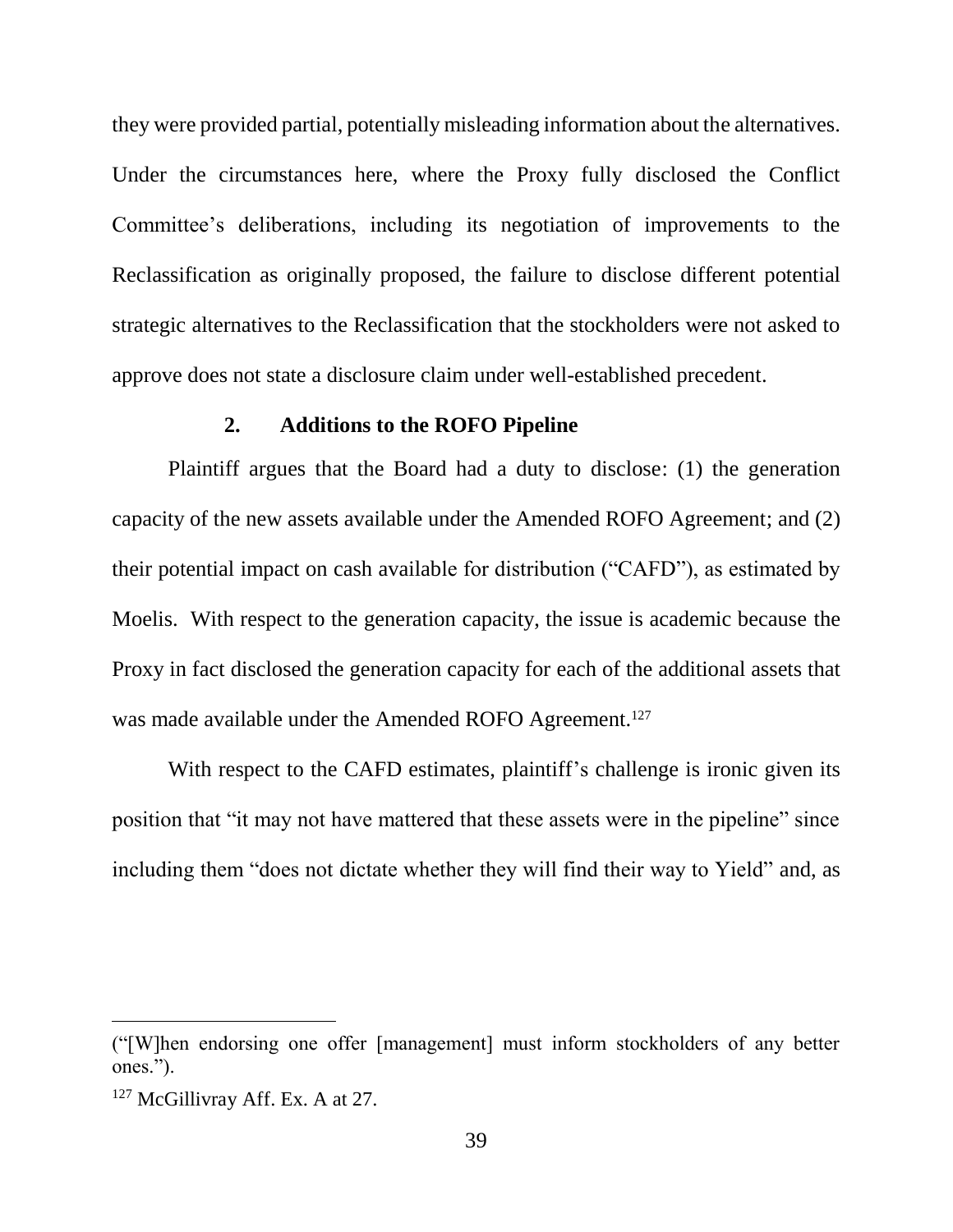they were provided partial, potentially misleading information about the alternatives. Under the circumstances here, where the Proxy fully disclosed the Conflict Committee's deliberations, including its negotiation of improvements to the Reclassification as originally proposed, the failure to disclose different potential strategic alternatives to the Reclassification that the stockholders were not asked to approve does not state a disclosure claim under well-established precedent.

### 2. Additions to the ROFO Pipeline

Plaintiff argues that the Board had a duty to disclose: (1) the generation capacity of the new assets available under the Amended ROFO Agreement; and (2) their potential impact on cash available for distribution ("CAFD"), as estimated by Moelis. With respect to the generation capacity, the issue is academic because the Proxy in fact disclosed the generation capacity for each of the additional assets that was made available under the Amended ROFO Agreement.[127]

With respect to the CAFD estimates, plaintiff's challenge is ironic given its position that "it may not have mattered that these assets were in the pipeline" since including them "does not dictate whether they will find their way to Yield" and, as

---

("[W]hen endorsing one offer [management] must inform stockholders of any better ones.").

[127] McGillivray Aff. Ex. A at 27.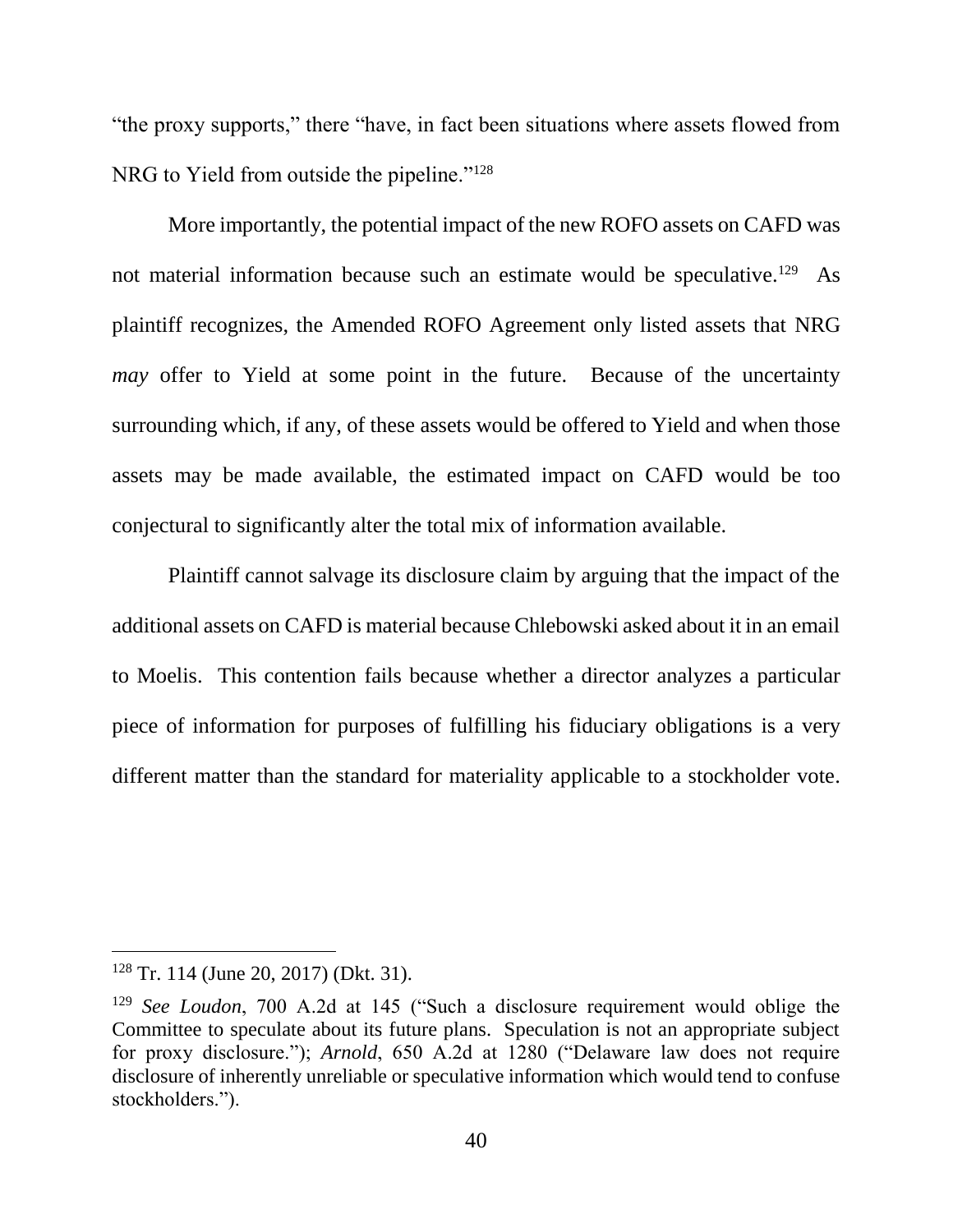"the proxy supports," there "have, in fact been situations where assets flowed from NRG to Yield from outside the pipeline."[128]

More importantly, the potential impact of the new ROFO assets on CAFD was not material information because such an estimate would be speculative.[129] As plaintiff recognizes, the Amended ROFO Agreement only listed assets that NRG *may* offer to Yield at some point in the future. Because of the uncertainty surrounding which, if any, of these assets would be offered to Yield and when those assets may be made available, the estimated impact on CAFD would be too conjectural to significantly alter the total mix of information available.

Plaintiff cannot salvage its disclosure claim by arguing that the impact of the additional assets on CAFD is material because Chlebowski asked about it in an email to Moelis. This contention fails because whether a director analyzes a particular piece of information for purposes of fulfilling his fiduciary obligations is a very different matter than the standard for materiality applicable to a stockholder vote.

---

[128] Tr. 114 (June 20, 2017) (Dkt. 31).

[129] *See Loudon*, 700 A.2d at 145 ("Such a disclosure requirement would oblige the Committee to speculate about its future plans. Speculation is not an appropriate subject for proxy disclosure."); *Arnold*, 650 A.2d at 1280 ("Delaware law does not require disclosure of inherently unreliable or speculative information which would tend to confuse stockholders.").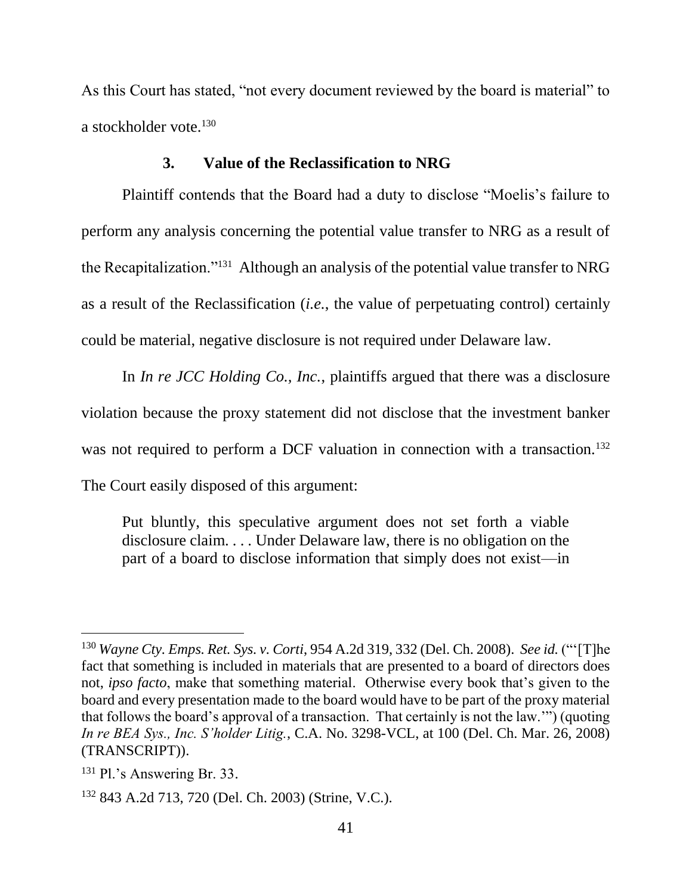As this Court has stated, "not every document reviewed by the board is material" to a stockholder vote.[130]

### 3. Value of the Reclassification to NRG

Plaintiff contends that the Board had a duty to disclose "Moelis's failure to perform any analysis concerning the potential value transfer to NRG as a result of the Recapitalization."[131] Although an analysis of the potential value transfer to NRG as a result of the Reclassification (*i.e.*, the value of perpetuating control) certainly could be material, negative disclosure is not required under Delaware law.

In *In re JCC Holding Co., Inc.*, plaintiffs argued that there was a disclosure violation because the proxy statement did not disclose that the investment banker was not required to perform a DCF valuation in connection with a transaction.[132] The Court easily disposed of this argument:

> Put bluntly, this speculative argument does not set forth a viable disclosure claim. . . . Under Delaware law, there is no obligation on the part of a board to disclose information that simply does not exist—in

---

[130] *Wayne Cty. Emps. Ret. Sys. v. Corti*, 954 A.2d 319, 332 (Del. Ch. 2008). *See id.* ("'[T]he fact that something is included in materials that are presented to a board of directors does not, *ipso facto*, make that something material. Otherwise every book that's given to the board and every presentation made to the board would have to be part of the proxy material that follows the board's approval of a transaction. That certainly is not the law.'") (quoting *In re BEA Sys., Inc. S'holder Litig.*, C.A. No. 3298-VCL, at 100 (Del. Ch. Mar. 26, 2008) (TRANSCRIPT)).

[131] Pl.'s Answering Br. 33.

[132] 843 A.2d 713, 720 (Del. Ch. 2003) (Strine, V.C.).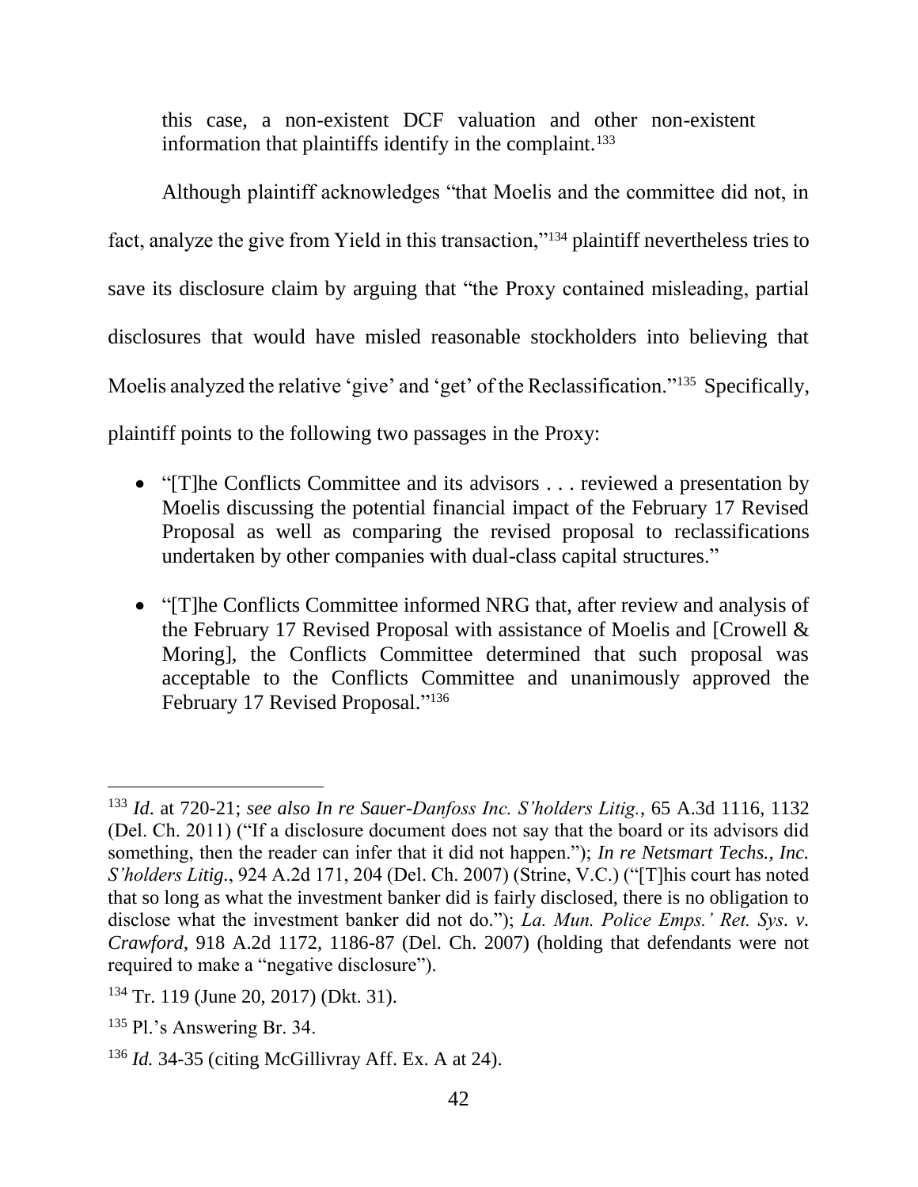this case, a non-existent DCF valuation and other non-existent information that plaintiffs identify in the complaint.[133]

Although plaintiff acknowledges "that Moelis and the committee did not, in fact, analyze the give from Yield in this transaction,"[134] plaintiff nevertheless tries to save its disclosure claim by arguing that "the Proxy contained misleading, partial disclosures that would have misled reasonable stockholders into believing that Moelis analyzed the relative 'give' and 'get' of the Reclassification."[135] Specifically, plaintiff points to the following two passages in the Proxy:

- "[T]he Conflicts Committee and its advisors . . . reviewed a presentation by Moelis discussing the potential financial impact of the February 17 Revised Proposal as well as comparing the revised proposal to reclassifications undertaken by other companies with dual-class capital structures."
- "[T]he Conflicts Committee informed NRG that, after review and analysis of the February 17 Revised Proposal with assistance of Moelis and [Crowell & Moring], the Conflicts Committee determined that such proposal was acceptable to the Conflicts Committee and unanimously approved the February 17 Revised Proposal."[136]

---

[133] *Id*. at 720-21; *see also In re Sauer-Danfoss Inc. S'holders Litig.*, 65 A.3d 1116, 1132 (Del. Ch. 2011) ("If a disclosure document does not say that the board or its advisors did something, then the reader can infer that it did not happen."); *In re Netsmart Techs., Inc. S'holders Litig.*, 924 A.2d 171, 204 (Del. Ch. 2007) (Strine, V.C.) ("[T]his court has noted that so long as what the investment banker did is fairly disclosed, there is no obligation to disclose what the investment banker did not do."); *La. Mun. Police Emps.' Ret. Sys. v. Crawford*, 918 A.2d 1172, 1186-87 (Del. Ch. 2007) (holding that defendants were not required to make a "negative disclosure").

[134] Tr. 119 (June 20, 2017) (Dkt. 31).

[135] Pl.'s Answering Br. 34.

[136] *Id.* 34-35 (citing McGillivray Aff. Ex. A at 24).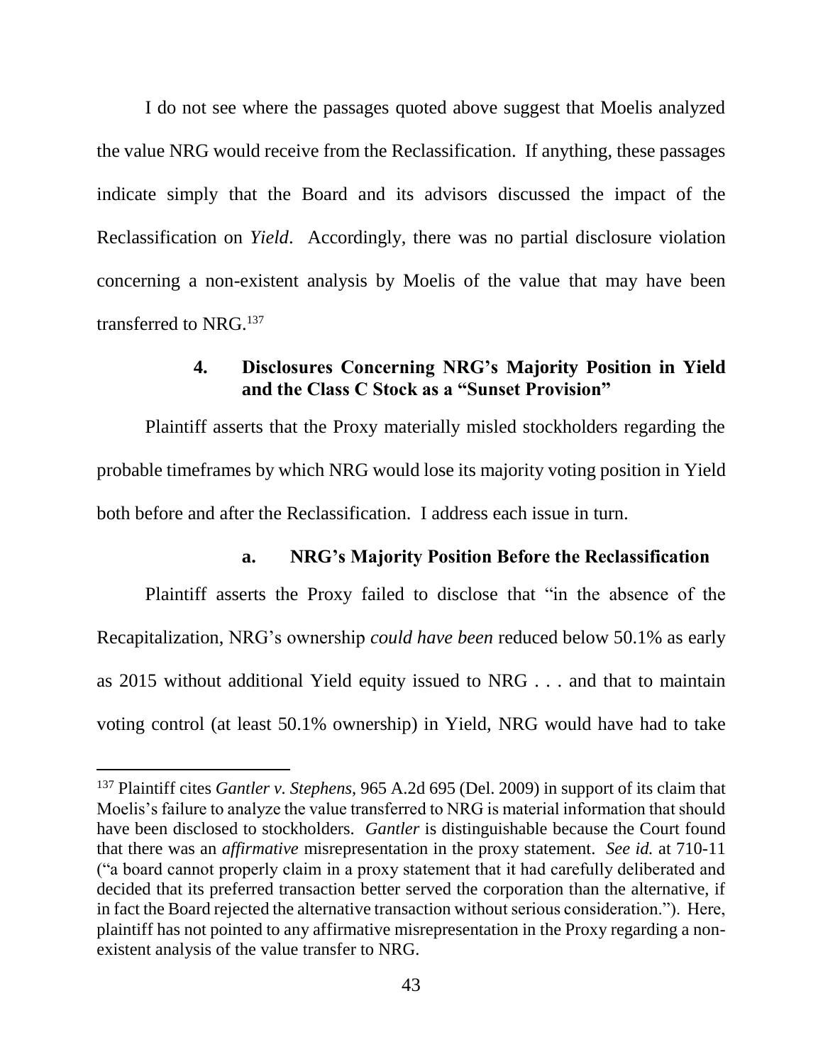I do not see where the passages quoted above suggest that Moelis analyzed the value NRG would receive from the Reclassification. If anything, these passages indicate simply that the Board and its advisors discussed the impact of the Reclassification on *Yield*. Accordingly, there was no partial disclosure violation concerning a non-existent analysis by Moelis of the value that may have been transferred to NRG.[137]

#### 4. Disclosures Concerning NRG's Majority Position in Yield and the Class C Stock as a "Sunset Provision"

Plaintiff asserts that the Proxy materially misled stockholders regarding the probable timeframes by which NRG would lose its majority voting position in Yield both before and after the Reclassification. I address each issue in turn.

##### a. NRG's Majority Position Before the Reclassification

Plaintiff asserts the Proxy failed to disclose that "in the absence of the Recapitalization, NRG's ownership *could have been* reduced below 50.1% as early as 2015 without additional Yield equity issued to NRG . . . and that to maintain voting control (at least 50.1% ownership) in Yield, NRG would have had to take

---

[137] Plaintiff cites *Gantler v. Stephens*, 965 A.2d 695 (Del. 2009) in support of its claim that Moelis's failure to analyze the value transferred to NRG is material information that should have been disclosed to stockholders. *Gantler* is distinguishable because the Court found that there was an *affirmative* misrepresentation in the proxy statement. *See id.* at 710-11 ("a board cannot properly claim in a proxy statement that it had carefully deliberated and decided that its preferred transaction better served the corporation than the alternative, if in fact the Board rejected the alternative transaction without serious consideration."). Here, plaintiff has not pointed to any affirmative misrepresentation in the Proxy regarding a non-existent analysis of the value transfer to NRG.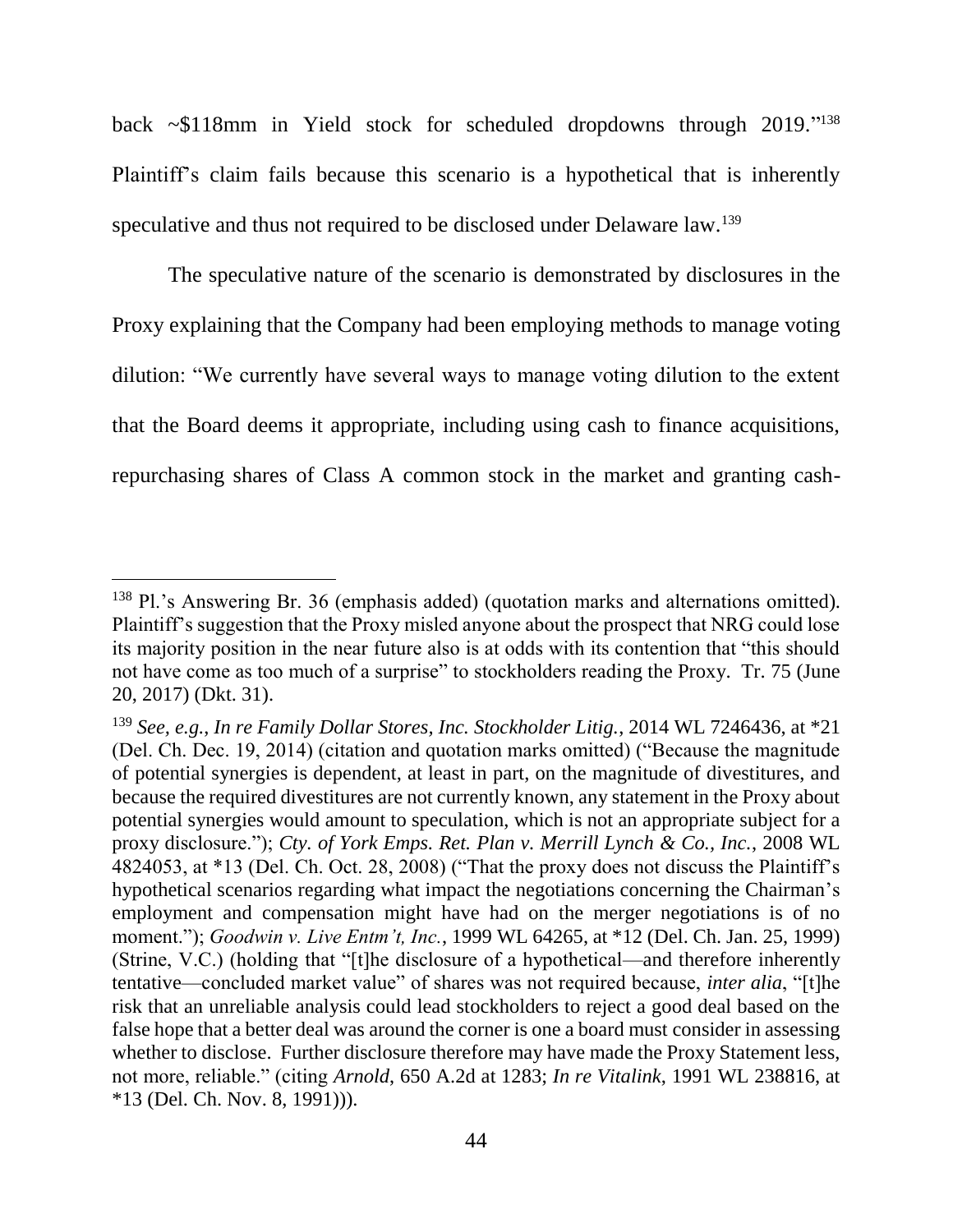back ~$118mm in Yield stock for scheduled dropdowns through 2019."[138] Plaintiff's claim fails because this scenario is a hypothetical that is inherently speculative and thus not required to be disclosed under Delaware law.[139]

The speculative nature of the scenario is demonstrated by disclosures in the Proxy explaining that the Company had been employing methods to manage voting dilution: "We currently have several ways to manage voting dilution to the extent that the Board deems it appropriate, including using cash to finance acquisitions, repurchasing shares of Class A common stock in the market and granting cash-

---

[138] Pl.'s Answering Br. 36 (emphasis added) (quotation marks and alternations omitted). Plaintiff's suggestion that the Proxy misled anyone about the prospect that NRG could lose its majority position in the near future also is at odds with its contention that "this should not have come as too much of a surprise" to stockholders reading the Proxy. Tr. 75 (June 20, 2017) (Dkt. 31).

[139] *See, e.g.*, *In re Family Dollar Stores, Inc. Stockholder Litig.*, 2014 WL 7246436, at *21 (Del. Ch. Dec. 19, 2014) (citation and quotation marks omitted) ("Because the magnitude of potential synergies is dependent, at least in part, on the magnitude of divestitures, and because the required divestitures are not currently known, any statement in the Proxy about potential synergies would amount to speculation, which is not an appropriate subject for a proxy disclosure."); *Cty. of York Emps. Ret. Plan v. Merrill Lynch & Co., Inc.*, 2008 WL 4824053, at *13 (Del. Ch. Oct. 28, 2008) ("That the proxy does not discuss the Plaintiff's hypothetical scenarios regarding what impact the negotiations concerning the Chairman's employment and compensation might have had on the merger negotiations is of no moment."); *Goodwin v. Live Entm't, Inc.*, 1999 WL 64265, at *12 (Del. Ch. Jan. 25, 1999) (Strine, V.C.) (holding that "[t]he disclosure of a hypothetical—and therefore inherently tentative—concluded market value" of shares was not required because, *inter alia*, "[t]he risk that an unreliable analysis could lead stockholders to reject a good deal based on the false hope that a better deal was around the corner is one a board must consider in assessing whether to disclose. Further disclosure therefore may have made the Proxy Statement less, not more, reliable." (citing *Arnold*, 650 A.2d at 1283; *In re Vitalink*, 1991 WL 238816, at *13 (Del. Ch. Nov. 8, 1991))).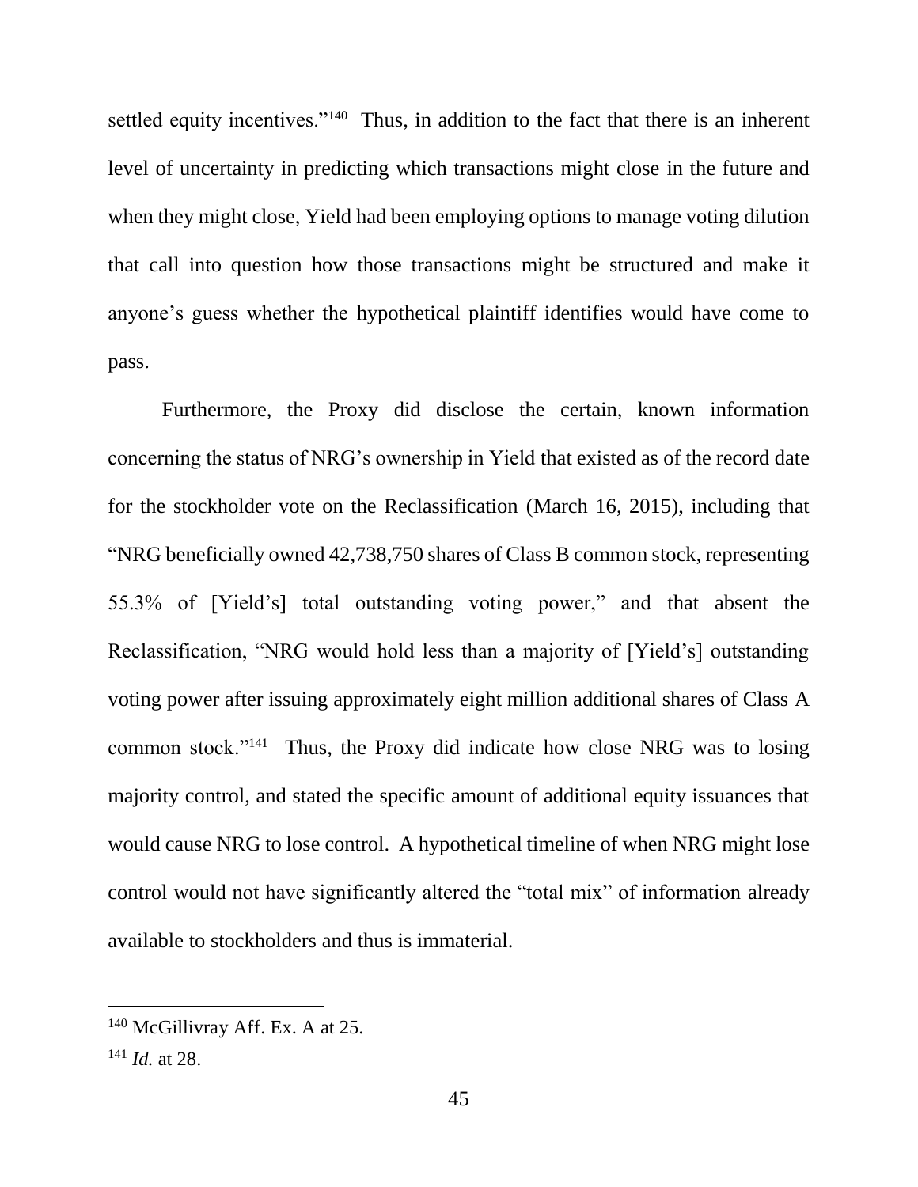settled equity incentives."[140] Thus, in addition to the fact that there is an inherent level of uncertainty in predicting which transactions might close in the future and when they might close, Yield had been employing options to manage voting dilution that call into question how those transactions might be structured and make it anyone's guess whether the hypothetical plaintiff identifies would have come to pass.

Furthermore, the Proxy did disclose the certain, known information concerning the status of NRG's ownership in Yield that existed as of the record date for the stockholder vote on the Reclassification (March 16, 2015), including that "NRG beneficially owned 42,738,750 shares of Class B common stock, representing 55.3% of [Yield's] total outstanding voting power," and that absent the Reclassification, "NRG would hold less than a majority of [Yield's] outstanding voting power after issuing approximately eight million additional shares of Class A common stock."[141] Thus, the Proxy did indicate how close NRG was to losing majority control, and stated the specific amount of additional equity issuances that would cause NRG to lose control. A hypothetical timeline of when NRG might lose control would not have significantly altered the "total mix" of information already available to stockholders and thus is immaterial.

---

[140] McGillivray Aff. Ex. A at 25.

[141] *Id.* at 28.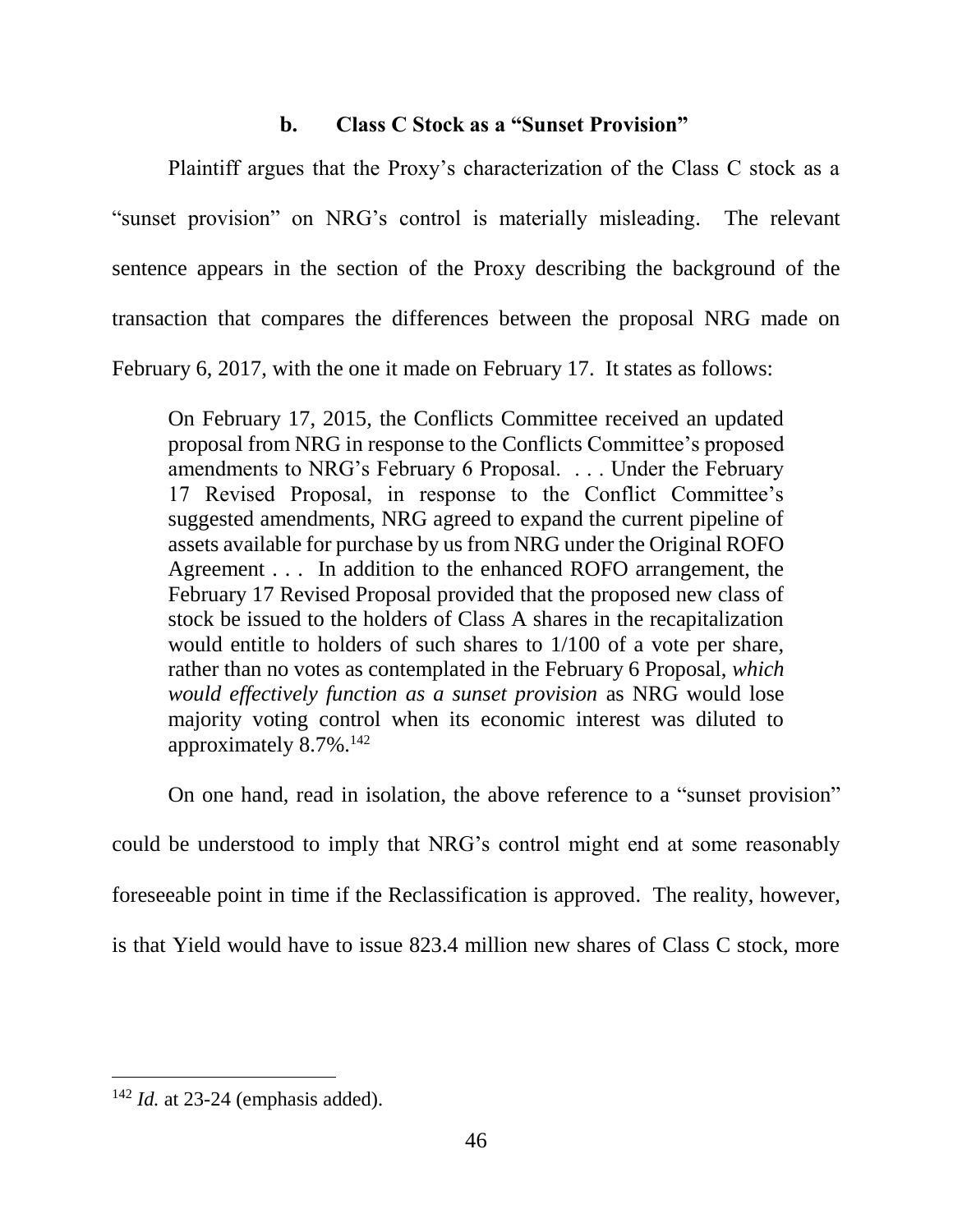### b. Class C Stock as a "Sunset Provision"

Plaintiff argues that the Proxy's characterization of the Class C stock as a "sunset provision" on NRG's control is materially misleading. The relevant sentence appears in the section of the Proxy describing the background of the transaction that compares the differences between the proposal NRG made on February 6, 2017, with the one it made on February 17. It states as follows:

> On February 17, 2015, the Conflicts Committee received an updated proposal from NRG in response to the Conflicts Committee's proposed amendments to NRG's February 6 Proposal. . . . Under the February 17 Revised Proposal, in response to the Conflict Committee's suggested amendments, NRG agreed to expand the current pipeline of assets available for purchase by us from NRG under the Original ROFO Agreement . . . In addition to the enhanced ROFO arrangement, the February 17 Revised Proposal provided that the proposed new class of stock be issued to the holders of Class A shares in the recapitalization would entitle to holders of such shares to 1/100 of a vote per share, rather than no votes as contemplated in the February 6 Proposal, *which would effectively function as a sunset provision* as NRG would lose majority voting control when its economic interest was diluted to approximately 8.7%.[142]

On one hand, read in isolation, the above reference to a "sunset provision" could be understood to imply that NRG's control might end at some reasonably foreseeable point in time if the Reclassification is approved. The reality, however, is that Yield would have to issue 823.4 million new shares of Class C stock, more

---

[142] *Id.* at 23-24 (emphasis added).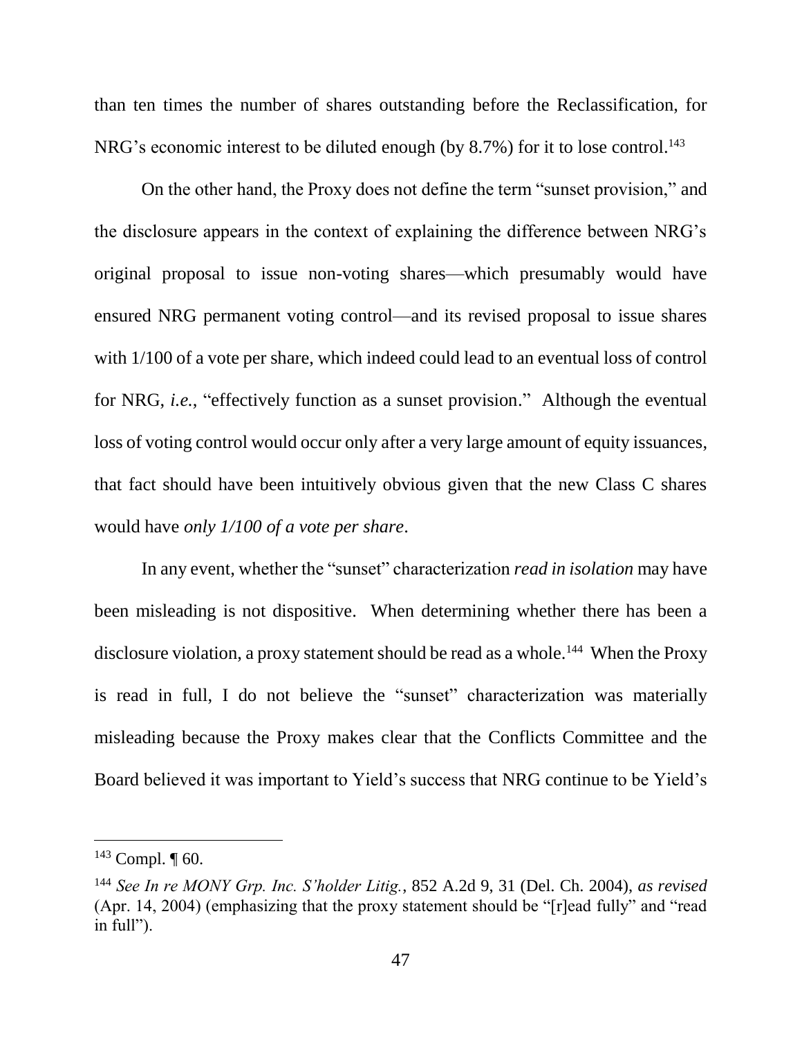than ten times the number of shares outstanding before the Reclassification, for NRG's economic interest to be diluted enough (by 8.7%) for it to lose control.[143]

On the other hand, the Proxy does not define the term "sunset provision," and the disclosure appears in the context of explaining the difference between NRG's original proposal to issue non-voting shares—which presumably would have ensured NRG permanent voting control—and its revised proposal to issue shares with 1/100 of a vote per share, which indeed could lead to an eventual loss of control for NRG, *i.e.*, "effectively function as a sunset provision." Although the eventual loss of voting control would occur only after a very large amount of equity issuances, that fact should have been intuitively obvious given that the new Class C shares would have *only 1/100 of a vote per share*.

In any event, whether the "sunset" characterization *read in isolation* may have been misleading is not dispositive. When determining whether there has been a disclosure violation, a proxy statement should be read as a whole.[144] When the Proxy is read in full, I do not believe the "sunset" characterization was materially misleading because the Proxy makes clear that the Conflicts Committee and the Board believed it was important to Yield's success that NRG continue to be Yield's

---

[143] Compl. ¶ 60.

[144] *See In re MONY Grp. Inc. S'holder Litig.*, 852 A.2d 9, 31 (Del. Ch. 2004), *as revised* (Apr. 14, 2004) (emphasizing that the proxy statement should be "[r]ead fully" and "read in full").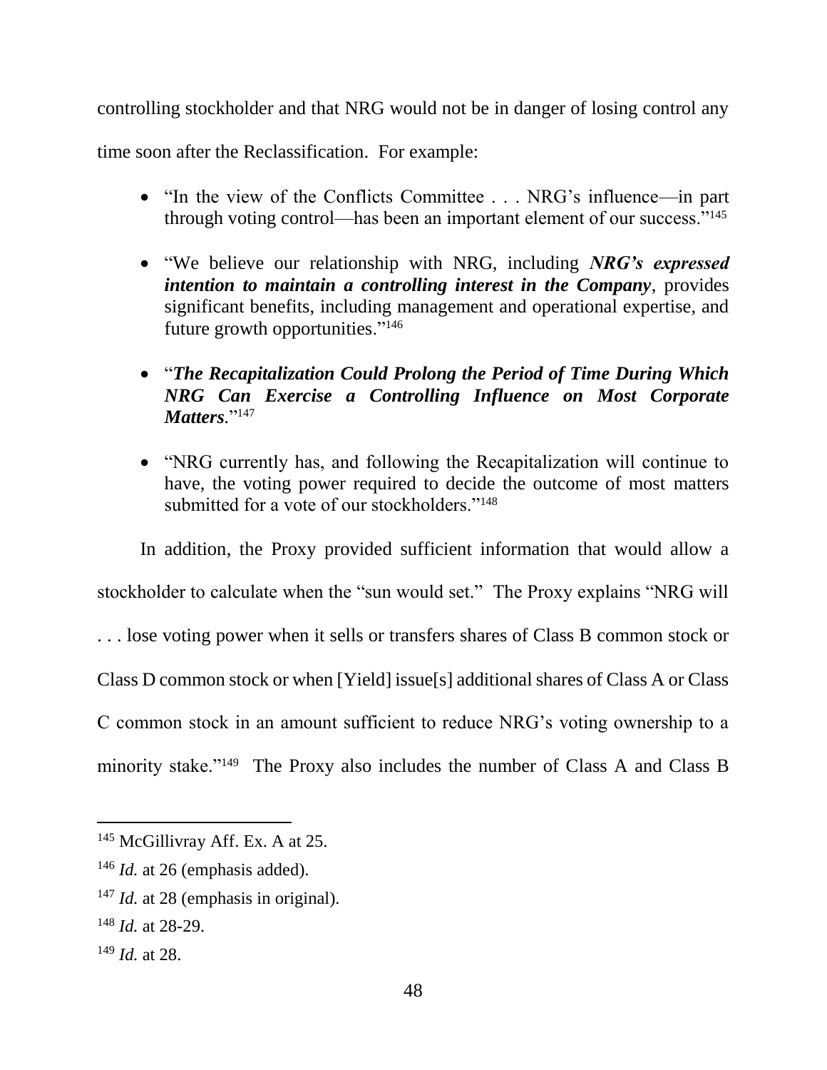controlling stockholder and that NRG would not be in danger of losing control any time soon after the Reclassification. For example:

- "In the view of the Conflicts Committee . . . NRG's influence—in part through voting control—has been an important element of our success."[145]

- "We believe our relationship with NRG, including ***NRG's expressed intention to maintain a controlling interest in the Company***, provides significant benefits, including management and operational expertise, and future growth opportunities."[146]

- "***The Recapitalization Could Prolong the Period of Time During Which NRG Can Exercise a Controlling Influence on Most Corporate Matters***."[147]

- "NRG currently has, and following the Recapitalization will continue to have, the voting power required to decide the outcome of most matters submitted for a vote of our stockholders."[148]

In addition, the Proxy provided sufficient information that would allow a stockholder to calculate when the "sun would set." The Proxy explains "NRG will . . . lose voting power when it sells or transfers shares of Class B common stock or Class D common stock or when [Yield] issue[s] additional shares of Class A or Class C common stock in an amount sufficient to reduce NRG's voting ownership to a minority stake."[149] The Proxy also includes the number of Class A and Class B

---

[145] McGillivray Aff. Ex. A at 25.

[146] *Id.* at 26 (emphasis added).

[147] *Id.* at 28 (emphasis in original).

[148] *Id.* at 28-29.

[149] *Id.* at 28.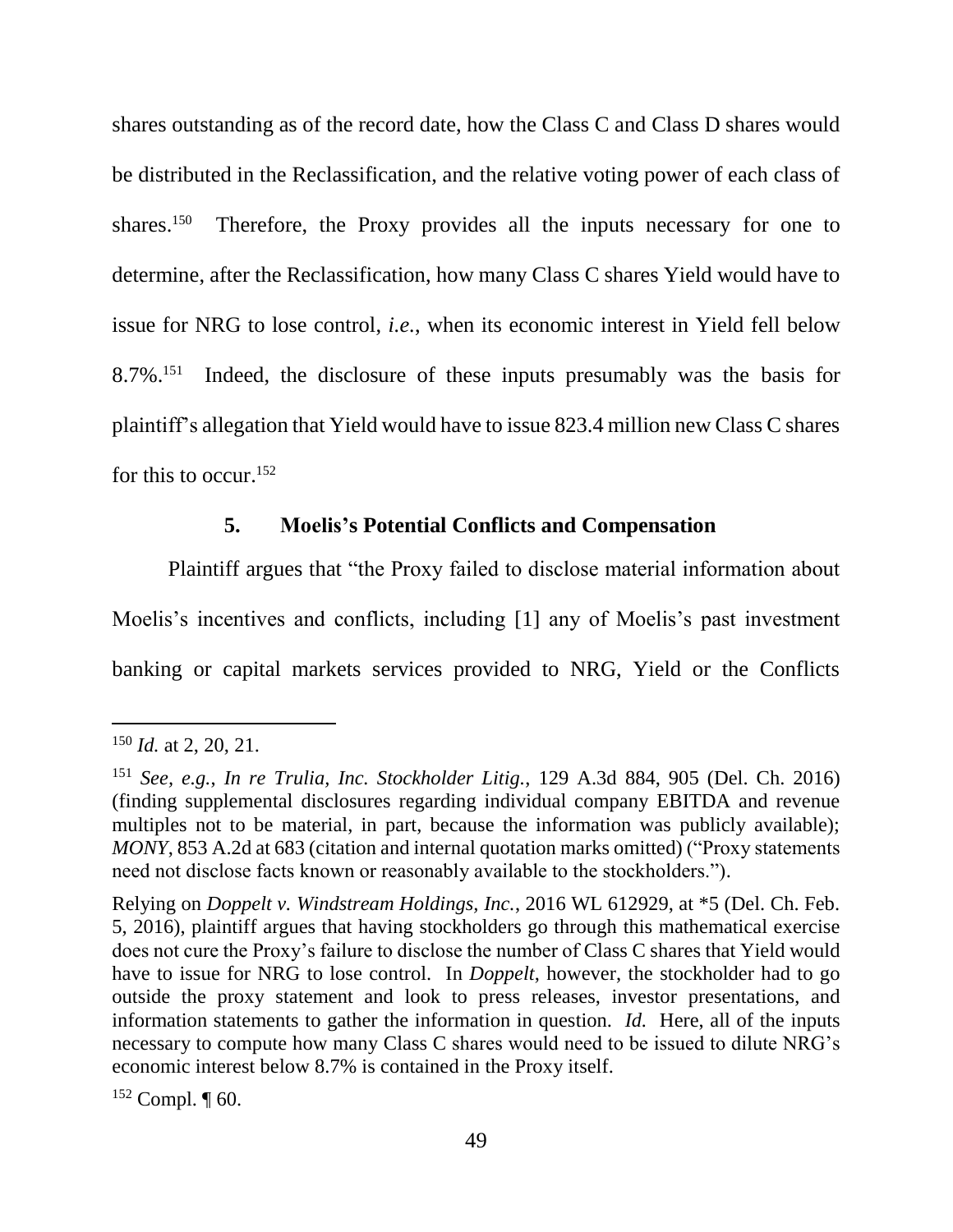shares outstanding as of the record date, how the Class C and Class D shares would be distributed in the Reclassification, and the relative voting power of each class of shares.[150] Therefore, the Proxy provides all the inputs necessary for one to determine, after the Reclassification, how many Class C shares Yield would have to issue for NRG to lose control, *i.e.*, when its economic interest in Yield fell below 8.7%.[151] Indeed, the disclosure of these inputs presumably was the basis for plaintiff's allegation that Yield would have to issue 823.4 million new Class C shares for this to occur.[152]

### 5. Moelis's Potential Conflicts and Compensation

Plaintiff argues that "the Proxy failed to disclose material information about Moelis's incentives and conflicts, including [1] any of Moelis's past investment banking or capital markets services provided to NRG, Yield or the Conflicts

---

[150] *Id.* at 2, 20, 21.

[151] *See, e.g.*, *In re Trulia, Inc. Stockholder Litig.*, 129 A.3d 884, 905 (Del. Ch. 2016) (finding supplemental disclosures regarding individual company EBITDA and revenue multiples not to be material, in part, because the information was publicly available); *MONY*, 853 A.2d at 683 (citation and internal quotation marks omitted) ("Proxy statements need not disclose facts known or reasonably available to the stockholders.").

Relying on *Doppelt v. Windstream Holdings, Inc.*, 2016 WL 612929, at *5 (Del. Ch. Feb. 5, 2016), plaintiff argues that having stockholders go through this mathematical exercise does not cure the Proxy's failure to disclose the number of Class C shares that Yield would have to issue for NRG to lose control. In *Doppelt*, however, the stockholder had to go outside the proxy statement and look to press releases, investor presentations, and information statements to gather the information in question. *Id.* Here, all of the inputs necessary to compute how many Class C shares would need to be issued to dilute NRG's economic interest below 8.7% is contained in the Proxy itself.

[152] Compl. ¶ 60.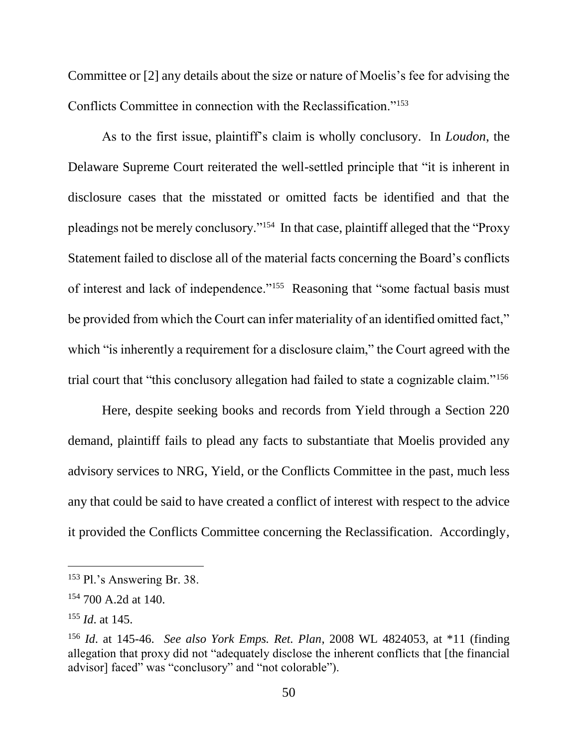Committee or [2] any details about the size or nature of Moelis's fee for advising the Conflicts Committee in connection with the Reclassification."[153]

As to the first issue, plaintiff's claim is wholly conclusory. In *Loudon*, the Delaware Supreme Court reiterated the well-settled principle that "it is inherent in disclosure cases that the misstated or omitted facts be identified and that the pleadings not be merely conclusory."[154] In that case, plaintiff alleged that the "Proxy Statement failed to disclose all of the material facts concerning the Board's conflicts of interest and lack of independence."[155] Reasoning that "some factual basis must be provided from which the Court can infer materiality of an identified omitted fact," which "is inherently a requirement for a disclosure claim," the Court agreed with the trial court that "this conclusory allegation had failed to state a cognizable claim."[156]

Here, despite seeking books and records from Yield through a Section 220 demand, plaintiff fails to plead any facts to substantiate that Moelis provided any advisory services to NRG, Yield, or the Conflicts Committee in the past, much less any that could be said to have created a conflict of interest with respect to the advice it provided the Conflicts Committee concerning the Reclassification. Accordingly,

---

[153] Pl.'s Answering Br. 38.

[154] 700 A.2d at 140.

[155] *Id*. at 145.

[156] *Id*. at 145-46. *See also York Emps. Ret. Plan*, 2008 WL 4824053, at *11 (finding allegation that proxy did not "adequately disclose the inherent conflicts that [the financial advisor] faced" was "conclusory" and "not colorable").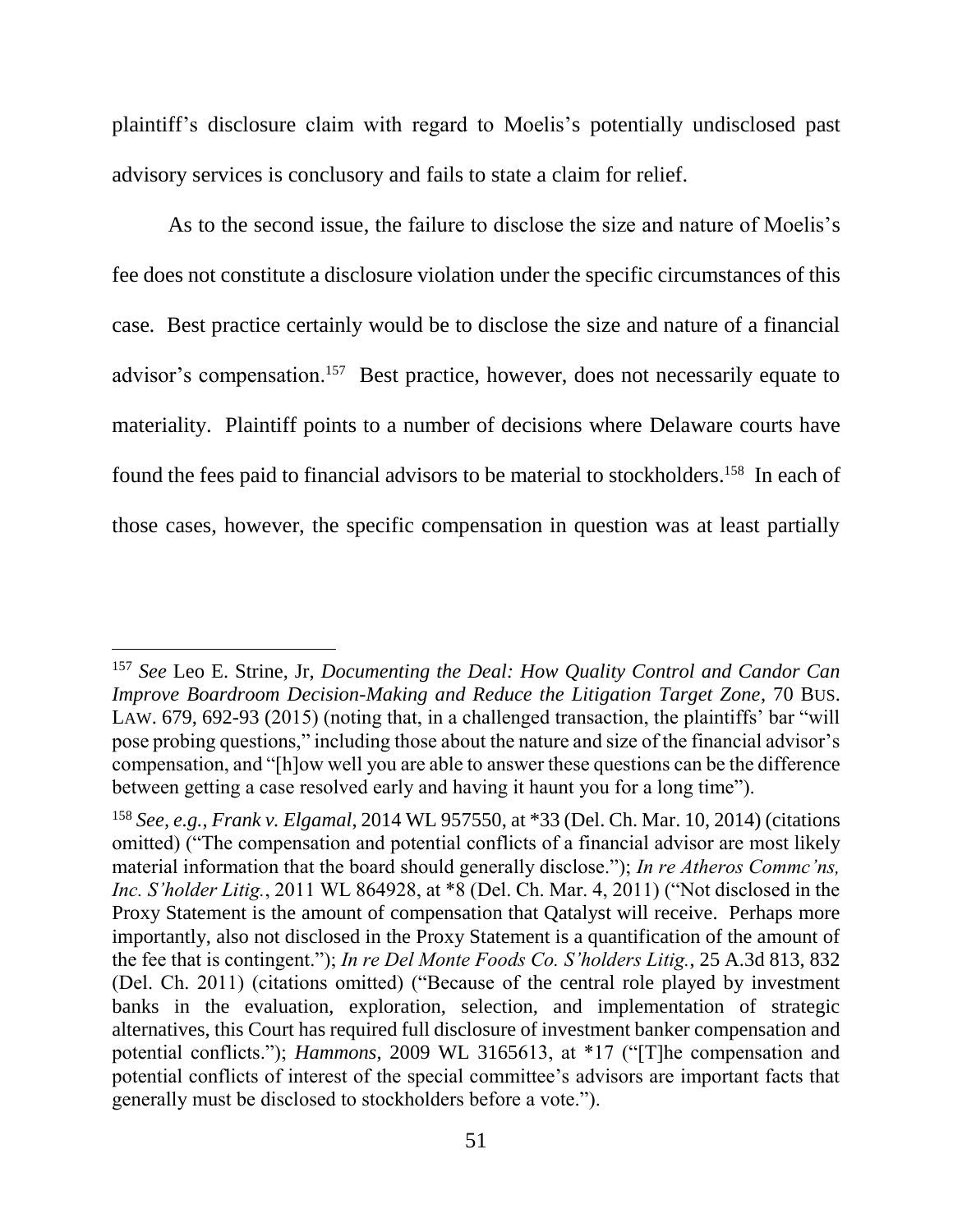plaintiff's disclosure claim with regard to Moelis's potentially undisclosed past advisory services is conclusory and fails to state a claim for relief.

As to the second issue, the failure to disclose the size and nature of Moelis's fee does not constitute a disclosure violation under the specific circumstances of this case. Best practice certainly would be to disclose the size and nature of a financial advisor's compensation.[157] Best practice, however, does not necessarily equate to materiality. Plaintiff points to a number of decisions where Delaware courts have found the fees paid to financial advisors to be material to stockholders.[158] In each of those cases, however, the specific compensation in question was at least partially

---

[157] *See* Leo E. Strine, Jr, *Documenting the Deal: How Quality Control and Candor Can Improve Boardroom Decision-Making and Reduce the Litigation Target Zone*, 70 BUS. LAW. 679, 692-93 (2015) (noting that, in a challenged transaction, the plaintiffs' bar "will pose probing questions," including those about the nature and size of the financial advisor's compensation, and "[h]ow well you are able to answer these questions can be the difference between getting a case resolved early and having it haunt you for a long time").

[158] *See, e.g.*, *Frank v. Elgamal*, 2014 WL 957550, at *33 (Del. Ch. Mar. 10, 2014) (citations omitted) ("The compensation and potential conflicts of a financial advisor are most likely material information that the board should generally disclose."); *In re Atheros Commc'ns, Inc. S'holder Litig.*, 2011 WL 864928, at *8 (Del. Ch. Mar. 4, 2011) ("Not disclosed in the Proxy Statement is the amount of compensation that Qatalyst will receive. Perhaps more importantly, also not disclosed in the Proxy Statement is a quantification of the amount of the fee that is contingent."); *In re Del Monte Foods Co. S'holders Litig.*, 25 A.3d 813, 832 (Del. Ch. 2011) (citations omitted) ("Because of the central role played by investment banks in the evaluation, exploration, selection, and implementation of strategic alternatives, this Court has required full disclosure of investment banker compensation and potential conflicts."); *Hammons*, 2009 WL 3165613, at *17 ("[T]he compensation and potential conflicts of interest of the special committee's advisors are important facts that generally must be disclosed to stockholders before a vote.").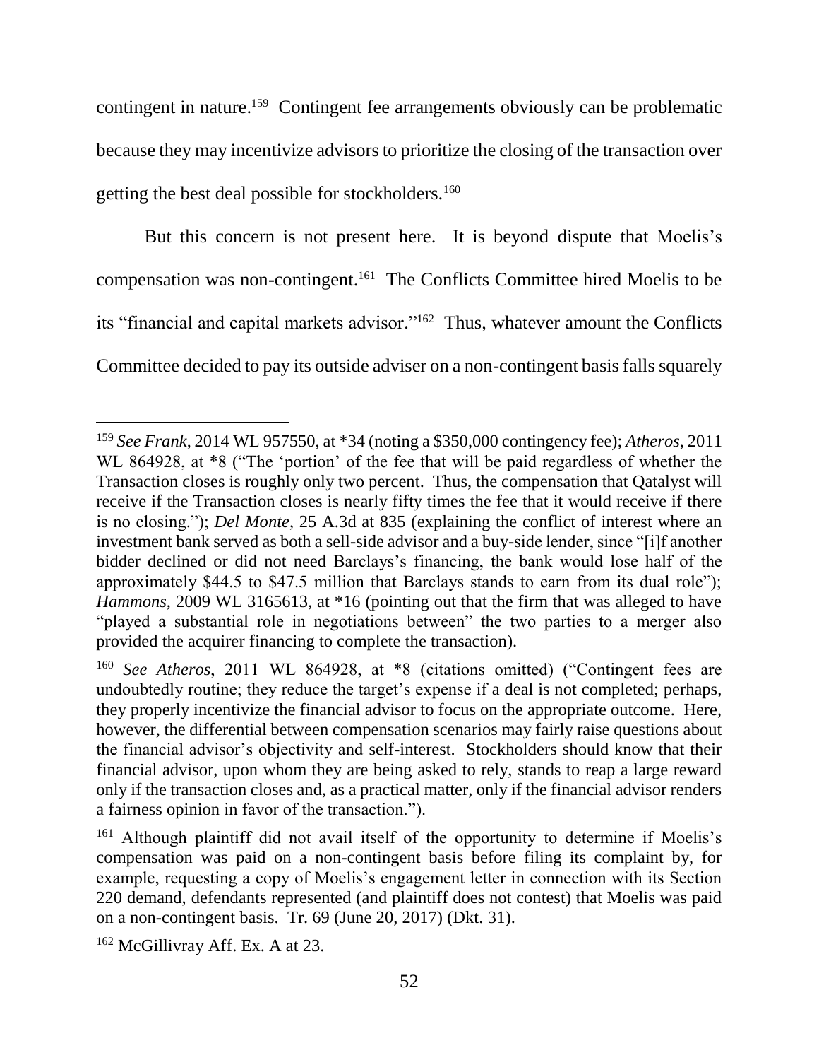contingent in nature.[159] Contingent fee arrangements obviously can be problematic because they may incentivize advisors to prioritize the closing of the transaction over getting the best deal possible for stockholders.[160]

But this concern is not present here. It is beyond dispute that Moelis's compensation was non-contingent.[161] The Conflicts Committee hired Moelis to be its "financial and capital markets advisor."[162] Thus, whatever amount the Conflicts Committee decided to pay its outside adviser on a non-contingent basis falls squarely

---

[159] *See Frank*, 2014 WL 957550, at *34 (noting a $350,000 contingency fee); *Atheros*, 2011 WL 864928, at *8 ("The 'portion' of the fee that will be paid regardless of whether the Transaction closes is roughly only two percent. Thus, the compensation that Qatalyst will receive if the Transaction closes is nearly fifty times the fee that it would receive if there is no closing."); *Del Monte*, 25 A.3d at 835 (explaining the conflict of interest where an investment bank served as both a sell-side advisor and a buy-side lender, since "[i]f another bidder declined or did not need Barclays's financing, the bank would lose half of the approximately $44.5 to $47.5 million that Barclays stands to earn from its dual role"); *Hammons*, 2009 WL 3165613, at *16 (pointing out that the firm that was alleged to have "played a substantial role in negotiations between" the two parties to a merger also provided the acquirer financing to complete the transaction).

[160] *See Atheros*, 2011 WL 864928, at *8 (citations omitted) ("Contingent fees are undoubtedly routine; they reduce the target's expense if a deal is not completed; perhaps, they properly incentivize the financial advisor to focus on the appropriate outcome. Here, however, the differential between compensation scenarios may fairly raise questions about the financial advisor's objectivity and self-interest. Stockholders should know that their financial advisor, upon whom they are being asked to rely, stands to reap a large reward only if the transaction closes and, as a practical matter, only if the financial advisor renders a fairness opinion in favor of the transaction.").

[161] Although plaintiff did not avail itself of the opportunity to determine if Moelis's compensation was paid on a non-contingent basis before filing its complaint by, for example, requesting a copy of Moelis's engagement letter in connection with its Section 220 demand, defendants represented (and plaintiff does not contest) that Moelis was paid on a non-contingent basis. Tr. 69 (June 20, 2017) (Dkt. 31).

[162] McGillivray Aff. Ex. A at 23.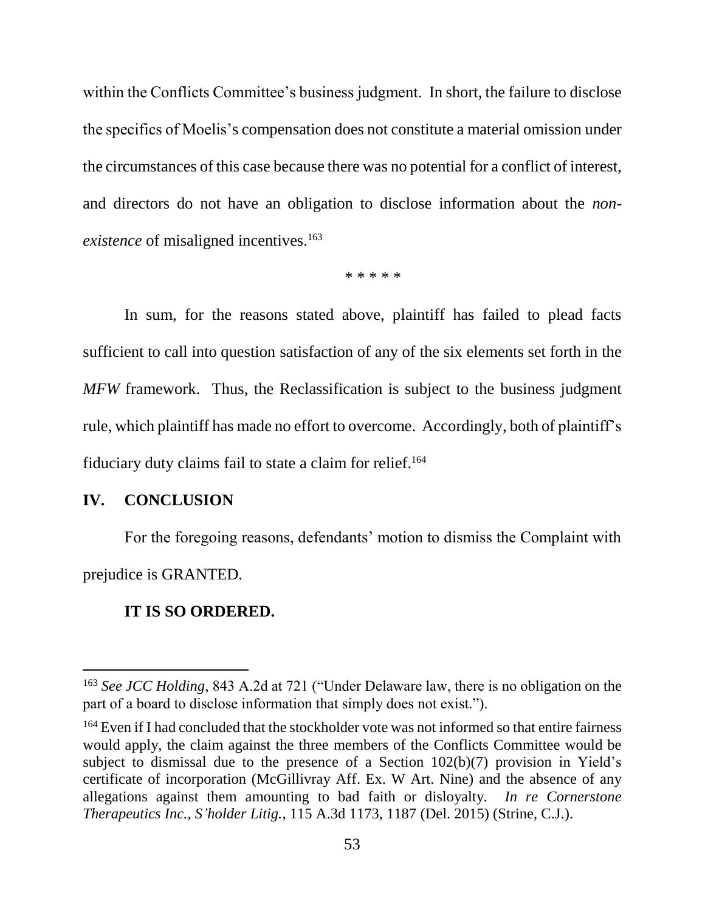within the Conflicts Committee's business judgment. In short, the failure to disclose the specifics of Moelis's compensation does not constitute a material omission under the circumstances of this case because there was no potential for a conflict of interest, and directors do not have an obligation to disclose information about the *non-existence* of misaligned incentives.[163]

\* \* \* \* \*

In sum, for the reasons stated above, plaintiff has failed to plead facts sufficient to call into question satisfaction of any of the six elements set forth in the *MFW* framework. Thus, the Reclassification is subject to the business judgment rule, which plaintiff has made no effort to overcome. Accordingly, both of plaintiff's fiduciary duty claims fail to state a claim for relief.[164]

## IV. CONCLUSION

For the foregoing reasons, defendants' motion to dismiss the Complaint with prejudice is GRANTED.

**IT IS SO ORDERED.**

---

[163] *See JCC Holding*, 843 A.2d at 721 ("Under Delaware law, there is no obligation on the part of a board to disclose information that simply does not exist.").

[164] Even if I had concluded that the stockholder vote was not informed so that entire fairness would apply, the claim against the three members of the Conflicts Committee would be subject to dismissal due to the presence of a Section 102(b)(7) provision in Yield's certificate of incorporation (McGillivray Aff. Ex. W Art. Nine) and the absence of any allegations against them amounting to bad faith or disloyalty. *In re Cornerstone Therapeutics Inc., S'holder Litig.*, 115 A.3d 1173, 1187 (Del. 2015) (Strine, C.J.).